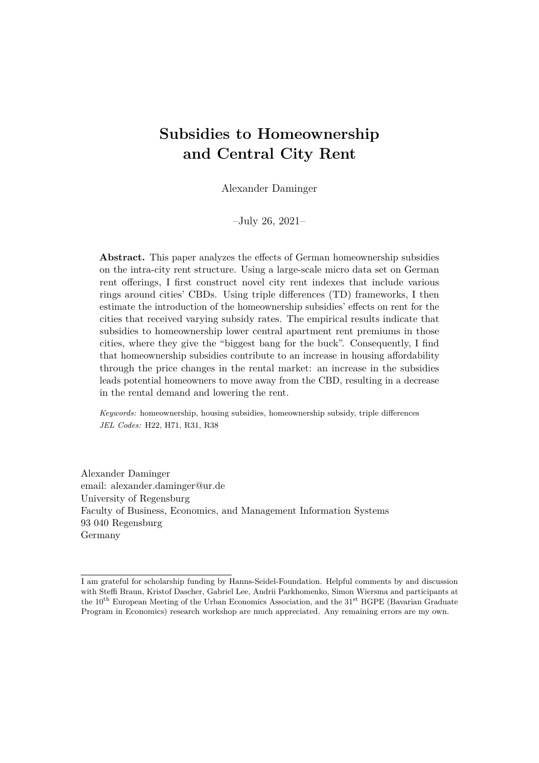# Subsidies to Homeownership and Central City Rent

Alexander Daminger

–July 26, 2021–

**Abstract.** This paper analyzes the effects of German homeownership subsidies on the intra-city rent structure. Using a large-scale micro data set on German rent offerings, I first construct novel city rent indexes that include various rings around cities' CBDs. Using triple differences (TD) frameworks, I then estimate the introduction of the homeownership subsidies' effects on rent for the cities that received varying subsidy rates. The empirical results indicate that subsidies to homeownership lower central apartment rent premiums in those cities, where they give the "biggest bang for the buck". Consequently, I find that homeownership subsidies contribute to an increase in housing affordability through the price changes in the rental market: an increase in the subsidies leads potential homeowners to move away from the CBD, resulting in a decrease in the rental demand and lowering the rent.

*Keywords:* homeownership, housing subsidies, homeownership subsidy, triple differences
*JEL Codes:* H22, H71, R31, R38

Alexander Daminger
email: alexander.daminger@ur.de
University of Regensburg
Faculty of Business, Economics, and Management Information Systems
93 040 Regensburg
Germany

---

I am grateful for scholarship funding by Hanns-Seidel-Foundation. Helpful comments by and discussion with Steffi Braun, Kristof Dascher, Gabriel Lee, Andrii Parkhomenko, Simon Wiersma and participants at the 10th European Meeting of the Urban Economics Association, and the 31st BGPE (Bavarian Graduate Program in Economics) research workshop are much appreciated. Any remaining errors are my own.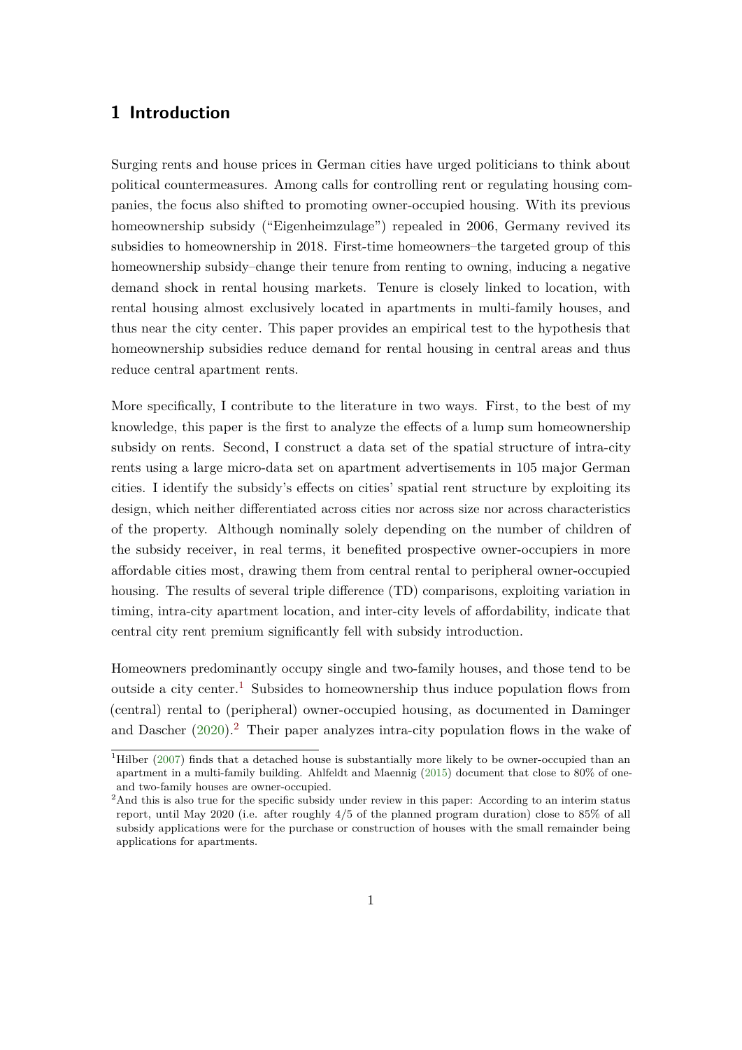# 1 Introduction

Surging rents and house prices in German cities have urged politicians to think about political countermeasures. Among calls for controlling rent or regulating housing companies, the focus also shifted to promoting owner-occupied housing. With its previous homeownership subsidy ("Eigenheimzulage") repealed in 2006, Germany revived its subsidies to homeownership in 2018. First-time homeowners–the targeted group of this homeownership subsidy–change their tenure from renting to owning, inducing a negative demand shock in rental housing markets. Tenure is closely linked to location, with rental housing almost exclusively located in apartments in multi-family houses, and thus near the city center. This paper provides an empirical test to the hypothesis that homeownership subsidies reduce demand for rental housing in central areas and thus reduce central apartment rents.

More specifically, I contribute to the literature in two ways. First, to the best of my knowledge, this paper is the first to analyze the effects of a lump sum homeownership subsidy on rents. Second, I construct a data set of the spatial structure of intra-city rents using a large micro-data set on apartment advertisements in 105 major German cities. I identify the subsidy's effects on cities' spatial rent structure by exploiting its design, which neither differentiated across cities nor across size nor across characteristics of the property. Although nominally solely depending on the number of children of the subsidy receiver, in real terms, it benefited prospective owner-occupiers in more affordable cities most, drawing them from central rental to peripheral owner-occupied housing. The results of several triple difference (TD) comparisons, exploiting variation in timing, intra-city apartment location, and inter-city levels of affordability, indicate that central city rent premium significantly fell with subsidy introduction.

Homeowners predominantly occupy single and two-family houses, and those tend to be outside a city center.[1] Subsides to homeownership thus induce population flows from (central) rental to (peripheral) owner-occupied housing, as documented in Daminger and Dascher (2020).[2] Their paper analyzes intra-city population flows in the wake of

[1] Hilber (2007) finds that a detached house is substantially more likely to be owner-occupied than an apartment in a multi-family building. Ahlfeldt and Maennig (2015) document that close to 80% of one- and two-family houses are owner-occupied.

[2] And this is also true for the specific subsidy under review in this paper: According to an interim status report, until May 2020 (i.e. after roughly 4/5 of the planned program duration) close to 85% of all subsidy applications were for the purchase or construction of houses with the small remainder being applications for apartments.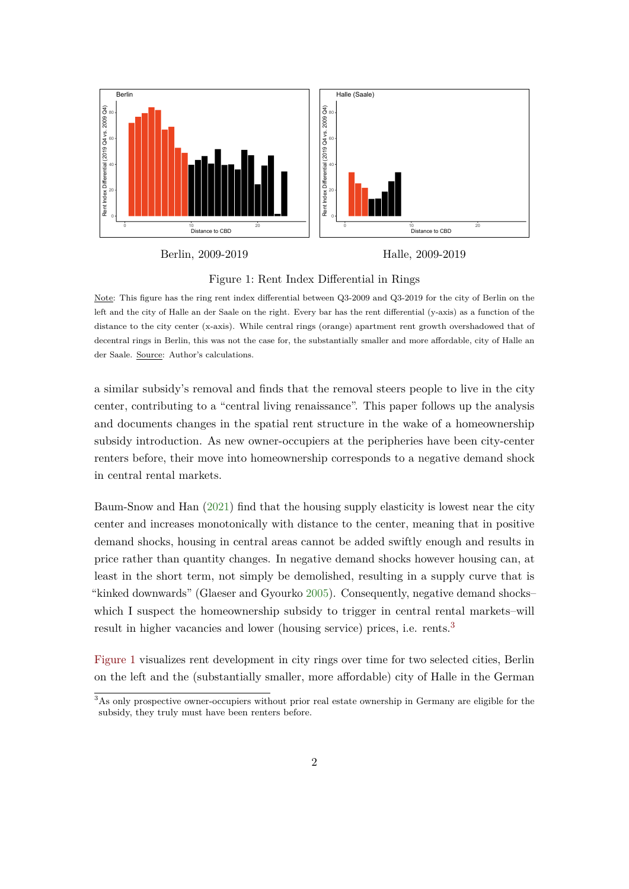Berlin, 2009-2019

Halle, 2009-2019

Figure 1: Rent Index Differential in Rings

Note: This figure has the ring rent index differential between Q3-2009 and Q3-2019 for the city of Berlin on the left and the city of Halle an der Saale on the right. Every bar has the rent differential (y-axis) as a function of the distance to the city center (x-axis). While central rings (orange) apartment rent growth overshadowed that of decentral rings in Berlin, this was not the case for, the substantially smaller and more affordable, city of Halle an der Saale. Source: Author's calculations.

a similar subsidy's removal and finds that the removal steers people to live in the city center, contributing to a "central living renaissance". This paper follows up the analysis and documents changes in the spatial rent structure in the wake of a homeownership subsidy introduction. As new owner-occupiers at the peripheries have been city-center renters before, their move into homeownership corresponds to a negative demand shock in central rental markets.

Baum-Snow and Han (2021) find that the housing supply elasticity is lowest near the city center and increases monotonically with distance to the center, meaning that in positive demand shocks, housing in central areas cannot be added swiftly enough and results in price rather than quantity changes. In negative demand shocks however housing can, at least in the short term, not simply be demolished, resulting in a supply curve that is "kinked downwards" (Glaeser and Gyourko 2005). Consequently, negative demand shocks–which I suspect the homeownership subsidy to trigger in central rental markets–will result in higher vacancies and lower (housing service) prices, i.e. rents.[3]

Figure 1 visualizes rent development in city rings over time for two selected cities, Berlin on the left and the (substantially smaller, more affordable) city of Halle in the German

[3]As only prospective owner-occupiers without prior real estate ownership in Germany are eligible for the subsidy, they truly must have been renters before.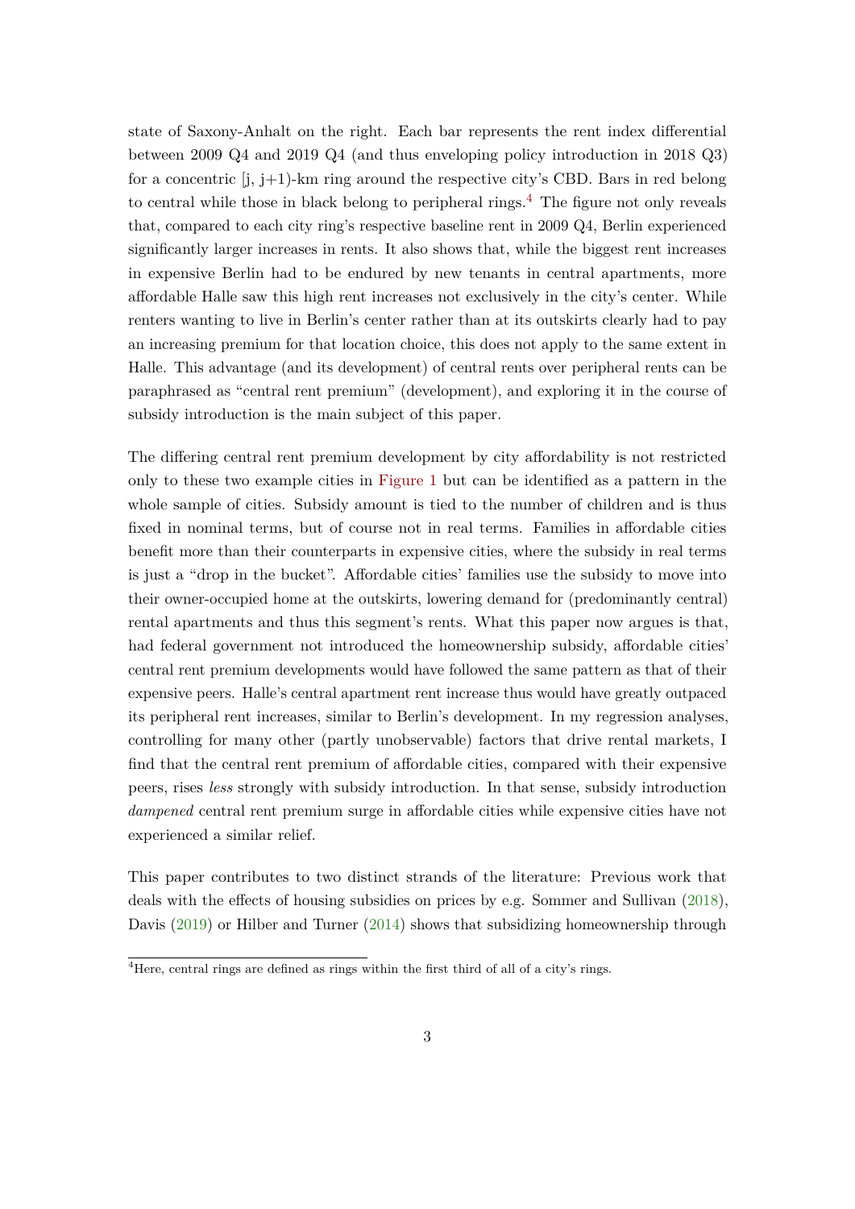state of Saxony-Anhalt on the right. Each bar represents the rent index differential between 2009 Q4 and 2019 Q4 (and thus enveloping policy introduction in 2018 Q3) for a concentric [j, j+1)-km ring around the respective city's CBD. Bars in red belong to central while those in black belong to peripheral rings.[4] The figure not only reveals that, compared to each city ring's respective baseline rent in 2009 Q4, Berlin experienced significantly larger increases in rents. It also shows that, while the biggest rent increases in expensive Berlin had to be endured by new tenants in central apartments, more affordable Halle saw this high rent increases not exclusively in the city's center. While renters wanting to live in Berlin's center rather than at its outskirts clearly had to pay an increasing premium for that location choice, this does not apply to the same extent in Halle. This advantage (and its development) of central rents over peripheral rents can be paraphrased as "central rent premium" (development), and exploring it in the course of subsidy introduction is the main subject of this paper.

The differing central rent premium development by city affordability is not restricted only to these two example cities in Figure 1 but can be identified as a pattern in the whole sample of cities. Subsidy amount is tied to the number of children and is thus fixed in nominal terms, but of course not in real terms. Families in affordable cities benefit more than their counterparts in expensive cities, where the subsidy in real terms is just a "drop in the bucket". Affordable cities' families use the subsidy to move into their owner-occupied home at the outskirts, lowering demand for (predominantly central) rental apartments and thus this segment's rents. What this paper now argues is that, had federal government not introduced the homeownership subsidy, affordable cities' central rent premium developments would have followed the same pattern as that of their expensive peers. Halle's central apartment rent increase thus would have greatly outpaced its peripheral rent increases, similar to Berlin's development. In my regression analyses, controlling for many other (partly unobservable) factors that drive rental markets, I find that the central rent premium of affordable cities, compared with their expensive peers, rises *less* strongly with subsidy introduction. In that sense, subsidy introduction *dampened* central rent premium surge in affordable cities while expensive cities have not experienced a similar relief.

This paper contributes to two distinct strands of the literature: Previous work that deals with the effects of housing subsidies on prices by e.g. Sommer and Sullivan (2018), Davis (2019) or Hilber and Turner (2014) shows that subsidizing homeownership through

[4] Here, central rings are defined as rings within the first third of all of a city's rings.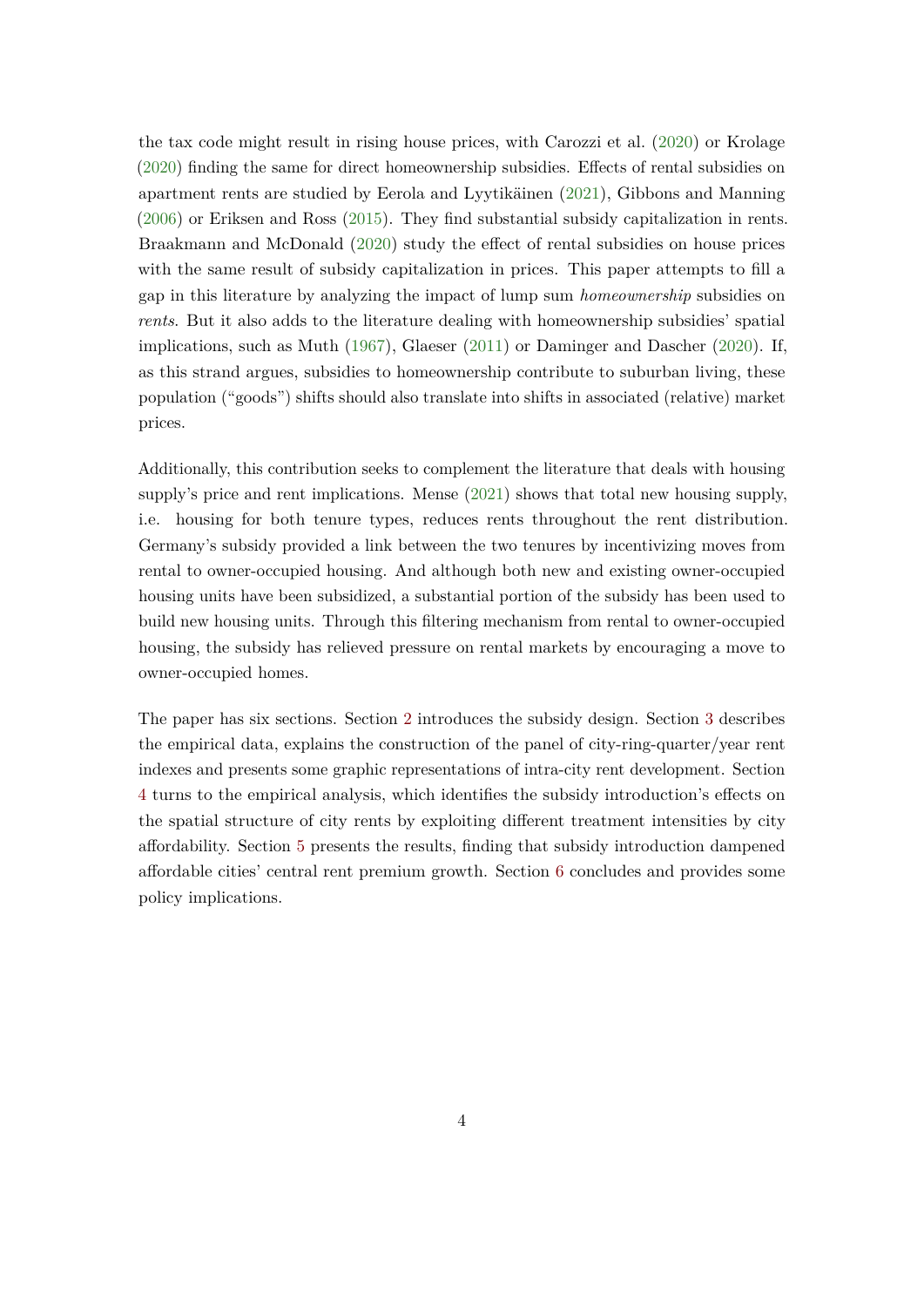the tax code might result in rising house prices, with Carozzi et al. (2020) or Krolage (2020) finding the same for direct homeownership subsidies. Effects of rental subsidies on apartment rents are studied by Eerola and Lyytikäinen (2021), Gibbons and Manning (2006) or Eriksen and Ross (2015). They find substantial subsidy capitalization in rents. Braakmann and McDonald (2020) study the effect of rental subsidies on house prices with the same result of subsidy capitalization in prices. This paper attempts to fill a gap in this literature by analyzing the impact of lump sum *homeownership* subsidies on *rents*. But it also adds to the literature dealing with homeownership subsidies' spatial implications, such as Muth (1967), Glaeser (2011) or Daminger and Dascher (2020). If, as this strand argues, subsidies to homeownership contribute to suburban living, these population ("goods") shifts should also translate into shifts in associated (relative) market prices.

Additionally, this contribution seeks to complement the literature that deals with housing supply's price and rent implications. Mense (2021) shows that total new housing supply, i.e. housing for both tenure types, reduces rents throughout the rent distribution. Germany's subsidy provided a link between the two tenures by incentivizing moves from rental to owner-occupied housing. And although both new and existing owner-occupied housing units have been subsidized, a substantial portion of the subsidy has been used to build new housing units. Through this filtering mechanism from rental to owner-occupied housing, the subsidy has relieved pressure on rental markets by encouraging a move to owner-occupied homes.

The paper has six sections. Section 2 introduces the subsidy design. Section 3 describes the empirical data, explains the construction of the panel of city-ring-quarter/year rent indexes and presents some graphic representations of intra-city rent development. Section 4 turns to the empirical analysis, which identifies the subsidy introduction's effects on the spatial structure of city rents by exploiting different treatment intensities by city affordability. Section 5 presents the results, finding that subsidy introduction dampened affordable cities' central rent premium growth. Section 6 concludes and provides some policy implications.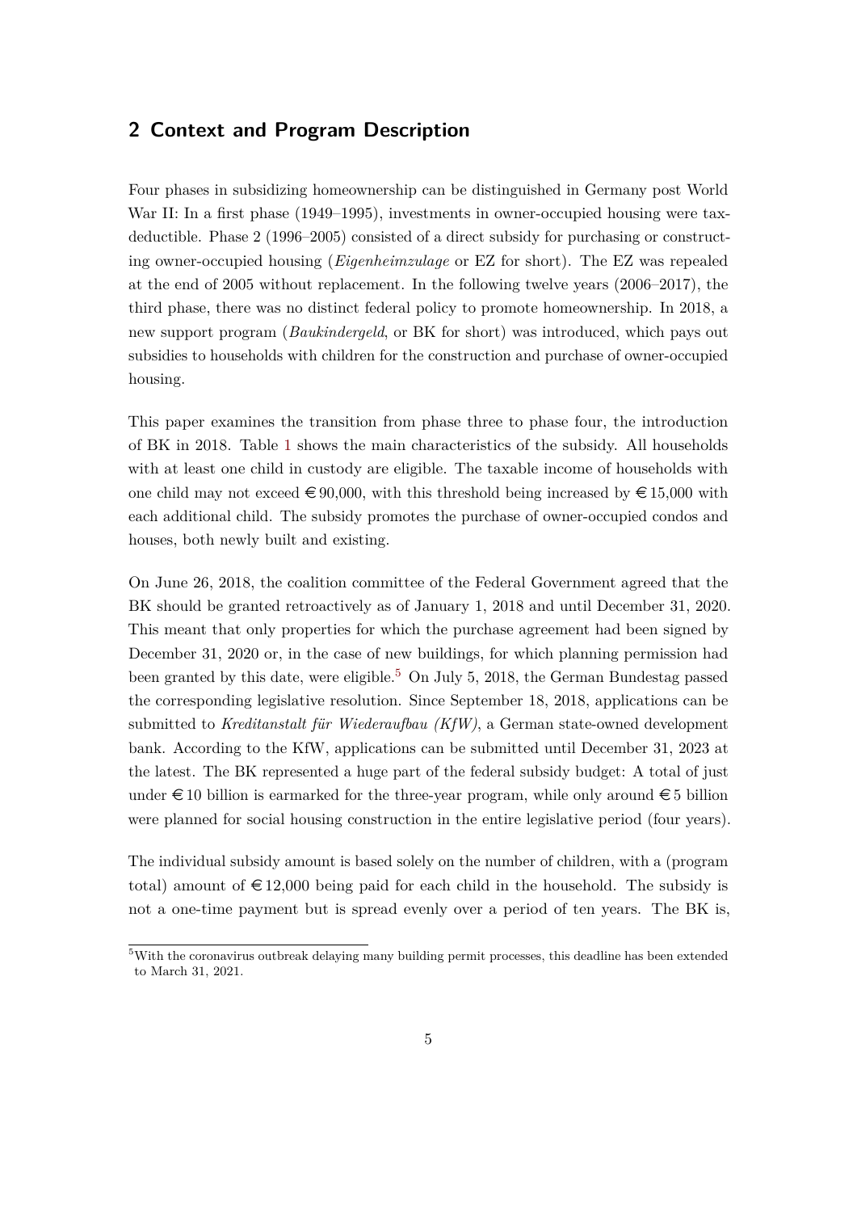## 2 Context and Program Description

Four phases in subsidizing homeownership can be distinguished in Germany post World War II: In a first phase (1949–1995), investments in owner-occupied housing were tax-deductible. Phase 2 (1996–2005) consisted of a direct subsidy for purchasing or constructing owner-occupied housing (*Eigenheimzulage* or EZ for short). The EZ was repealed at the end of 2005 without replacement. In the following twelve years (2006–2017), the third phase, there was no distinct federal policy to promote homeownership. In 2018, a new support program (*Baukindergeld*, or BK for short) was introduced, which pays out subsidies to households with children for the construction and purchase of owner-occupied housing.

This paper examines the transition from phase three to phase four, the introduction of BK in 2018. Table 1 shows the main characteristics of the subsidy. All households with at least one child in custody are eligible. The taxable income of households with one child may not exceed €90,000, with this threshold being increased by €15,000 with each additional child. The subsidy promotes the purchase of owner-occupied condos and houses, both newly built and existing.

On June 26, 2018, the coalition committee of the Federal Government agreed that the BK should be granted retroactively as of January 1, 2018 and until December 31, 2020. This meant that only properties for which the purchase agreement had been signed by December 31, 2020 or, in the case of new buildings, for which planning permission had been granted by this date, were eligible.[5] On July 5, 2018, the German Bundestag passed the corresponding legislative resolution. Since September 18, 2018, applications can be submitted to *Kreditanstalt für Wiederaufbau (KfW)*, a German state-owned development bank. According to the KfW, applications can be submitted until December 31, 2023 at the latest. The BK represented a huge part of the federal subsidy budget: A total of just under €10 billion is earmarked for the three-year program, while only around €5 billion were planned for social housing construction in the entire legislative period (four years).

The individual subsidy amount is based solely on the number of children, with a (program total) amount of €12,000 being paid for each child in the household. The subsidy is not a one-time payment but is spread evenly over a period of ten years. The BK is,

[5] With the coronavirus outbreak delaying many building permit processes, this deadline has been extended to March 31, 2021.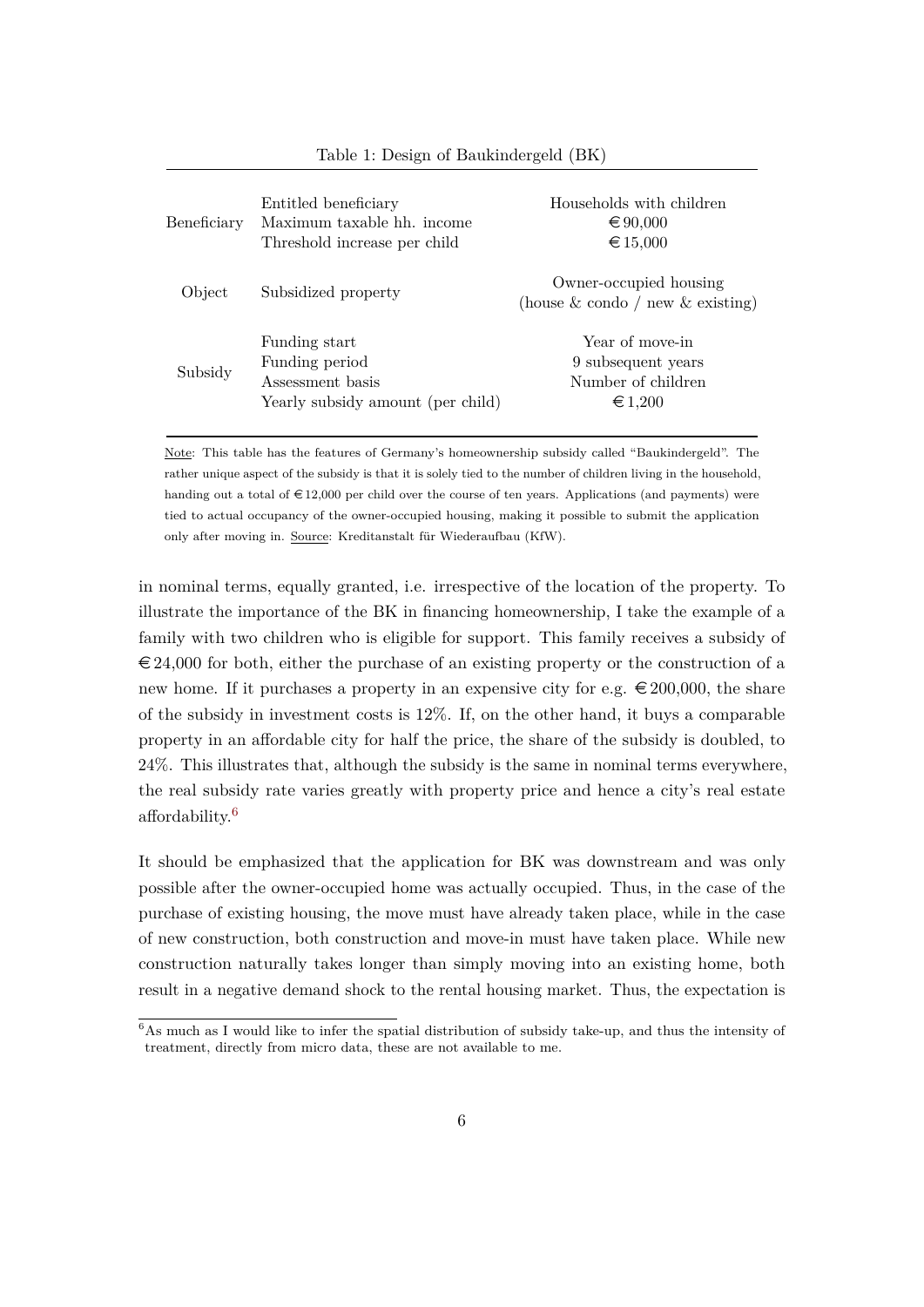Table 1: Design of Baukindergeld (BK)

| | | |
|---|---|---|
| Beneficiary | Entitled beneficiary | Households with children |
| | Maximum taxable hh. income | € 90,000 |
| | Threshold increase per child | € 15,000 |
| Object | Subsidized property | Owner-occupied housing (house & condo / new & existing) |
| Subsidy | Funding start | Year of move-in |
| | Funding period | 9 subsequent years |
| | Assessment basis | Number of children |
| | Yearly subsidy amount (per child) | € 1,200 |

Note: This table has the features of Germany's homeownership subsidy called "Baukindergeld". The rather unique aspect of the subsidy is that it is solely tied to the number of children living in the household, handing out a total of € 12,000 per child over the course of ten years. Applications (and payments) were tied to actual occupancy of the owner-occupied housing, making it possible to submit the application only after moving in. Source: Kreditanstalt für Wiederaufbau (KfW).

in nominal terms, equally granted, i.e. irrespective of the location of the property. To illustrate the importance of the BK in financing homeownership, I take the example of a family with two children who is eligible for support. This family receives a subsidy of € 24,000 for both, either the purchase of an existing property or the construction of a new home. If it purchases a property in an expensive city for e.g. € 200,000, the share of the subsidy in investment costs is 12%. If, on the other hand, it buys a comparable property in an affordable city for half the price, the share of the subsidy is doubled, to 24%. This illustrates that, although the subsidy is the same in nominal terms everywhere, the real subsidy rate varies greatly with property price and hence a city's real estate affordability.[6]

It should be emphasized that the application for BK was downstream and was only possible after the owner-occupied home was actually occupied. Thus, in the case of the purchase of existing housing, the move must have already taken place, while in the case of new construction, both construction and move-in must have taken place. While new construction naturally takes longer than simply moving into an existing home, both result in a negative demand shock to the rental housing market. Thus, the expectation is

[6] As much as I would like to infer the spatial distribution of subsidy take-up, and thus the intensity of treatment, directly from micro data, these are not available to me.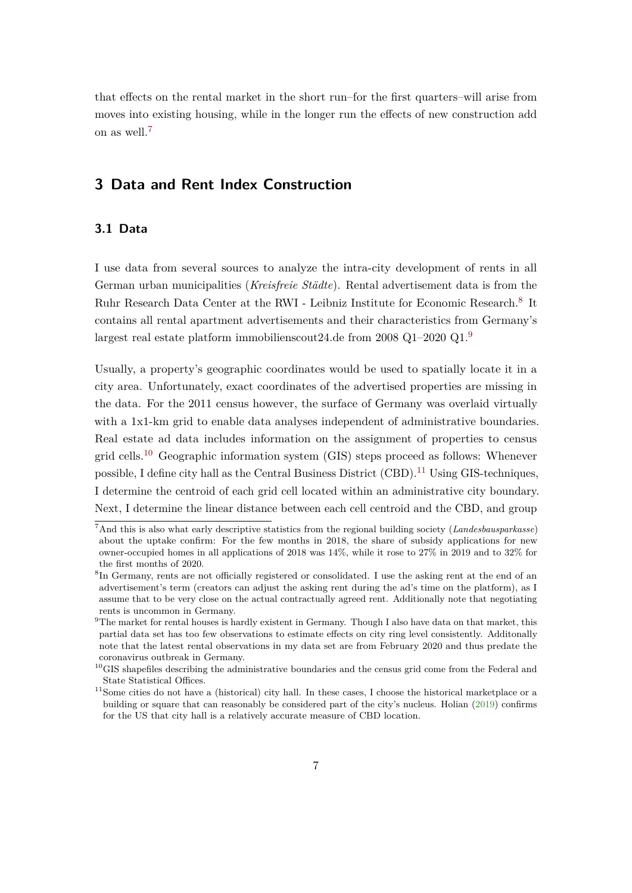that effects on the rental market in the short run–for the first quarters–will arise from moves into existing housing, while in the longer run the effects of new construction add on as well.[7]

## 3 Data and Rent Index Construction

### 3.1 Data

I use data from several sources to analyze the intra-city development of rents in all German urban municipalities (*Kreisfreie Städte*). Rental advertisement data is from the Ruhr Research Data Center at the RWI - Leibniz Institute for Economic Research.[8] It contains all rental apartment advertisements and their characteristics from Germany's largest real estate platform immobilienscout24.de from 2008 Q1–2020 Q1.[9]

Usually, a property's geographic coordinates would be used to spatially locate it in a city area. Unfortunately, exact coordinates of the advertised properties are missing in the data. For the 2011 census however, the surface of Germany was overlaid virtually with a 1x1-km grid to enable data analyses independent of administrative boundaries. Real estate ad data includes information on the assignment of properties to census grid cells.[10] Geographic information system (GIS) steps proceed as follows: Whenever possible, I define city hall as the Central Business District (CBD).[11] Using GIS-techniques, I determine the centroid of each grid cell located within an administrative city boundary. Next, I determine the linear distance between each cell centroid and the CBD, and group

[7] And this is also what early descriptive statistics from the regional building society (*Landesbausparkasse*) about the uptake confirm: For the few months in 2018, the share of subsidy applications for new owner-occupied homes in all applications of 2018 was 14%, while it rose to 27% in 2019 and to 32% for the first months of 2020.

[8] In Germany, rents are not officially registered or consolidated. I use the asking rent at the end of an advertisement's term (creators can adjust the asking rent during the ad's time on the platform), as I assume that to be very close on the actual contractually agreed rent. Additionally note that negotiating rents is uncommon in Germany.

[9] The market for rental houses is hardly existent in Germany. Though I also have data on that market, this partial data set has too few observations to estimate effects on city ring level consistently. Additonally note that the latest rental observations in my data set are from February 2020 and thus predate the coronavirus outbreak in Germany.

[10] GIS shapefiles describing the administrative boundaries and the census grid come from the Federal and State Statistical Offices.

[11] Some cities do not have a (historical) city hall. In these cases, I choose the historical marketplace or a building or square that can reasonably be considered part of the city's nucleus. Holian (2019) confirms for the US that city hall is a relatively accurate measure of CBD location.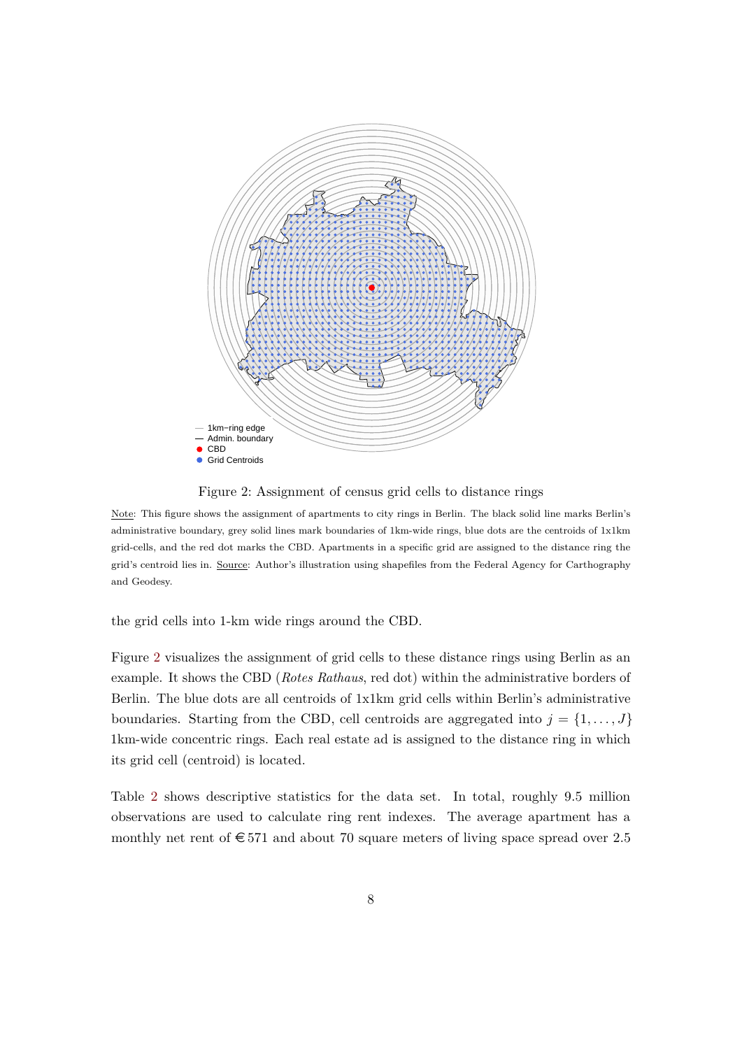Figure 2: Assignment of census grid cells to distance rings

Note: This figure shows the assignment of apartments to city rings in Berlin. The black solid line marks Berlin's administrative boundary, grey solid lines mark boundaries of 1km-wide rings, blue dots are the centroids of 1x1km grid-cells, and the red dot marks the CBD. Apartments in a specific grid are assigned to the distance ring the grid's centroid lies in. Source: Author's illustration using shapefiles from the Federal Agency for Carthography and Geodesy.

the grid cells into 1-km wide rings around the CBD.

Figure 2 visualizes the assignment of grid cells to these distance rings using Berlin as an example. It shows the CBD (*Rotes Rathaus*, red dot) within the administrative borders of Berlin. The blue dots are all centroids of 1x1km grid cells within Berlin's administrative boundaries. Starting from the CBD, cell centroids are aggregated into $j = \{1, \ldots, J\}$ 1km-wide concentric rings. Each real estate ad is assigned to the distance ring in which its grid cell (centroid) is located.

Table 2 shows descriptive statistics for the data set. In total, roughly 9.5 million observations are used to calculate ring rent indexes. The average apartment has a monthly net rent of €571 and about 70 square meters of living space spread over 2.5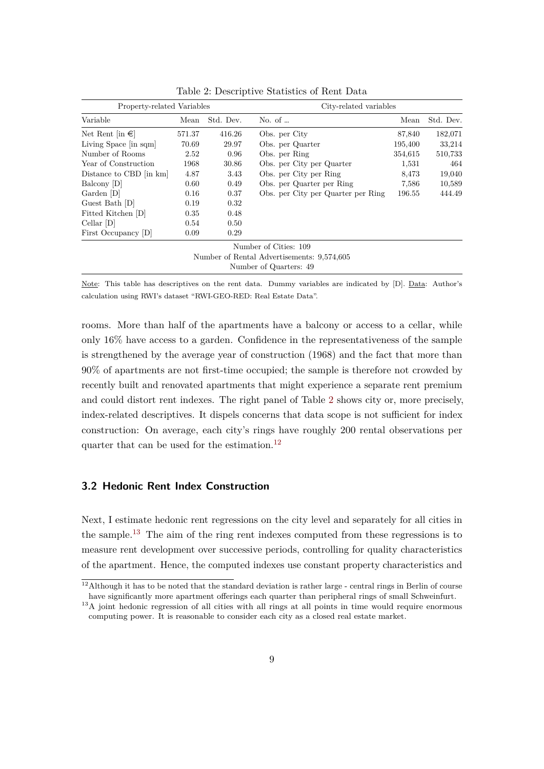Table 2: Descriptive Statistics of Rent Data

| Property-related Variables | | | City-related variables | | |
|---|---|---|---|---|---|
| Variable | Mean | Std. Dev. | No. of ... | Mean | Std. Dev. |
| Net Rent [in €] | 571.37 | 416.26 | Obs. per City | 87,840 | 182,071 |
| Living Space [in sqm] | 70.69 | 29.97 | Obs. per Quarter | 195,400 | 33,214 |
| Number of Rooms | 2.52 | 0.96 | Obs. per Ring | 354,615 | 510,733 |
| Year of Construction | 1968 | 30.86 | Obs. per City per Quarter | 1,531 | 464 |
| Distance to CBD [in km] | 4.87 | 3.43 | Obs. per City per Ring | 8,473 | 19,040 |
| Balcony [D] | 0.60 | 0.49 | Obs. per Quarter per Ring | 7,586 | 10,589 |
| Garden [D] | 0.16 | 0.37 | Obs. per City per Quarter per Ring | 196.55 | 444.49 |
| Guest Bath [D] | 0.19 | 0.32 | | | |
| Fitted Kitchen [D] | 0.35 | 0.48 | | | |
| Cellar [D] | 0.54 | 0.50 | | | |
| First Occupancy [D] | 0.09 | 0.29 | | | |
| Number of Cities: 109 | | | | | |
| Number of Rental Advertisements: 9,574,605 | | | | | |
| Number of Quarters: 49 | | | | | |

Note: This table has descriptives on the rent data. Dummy variables are indicated by [D]. Data: Author's calculation using RWI's dataset "RWI-GEO-RED: Real Estate Data".

rooms. More than half of the apartments have a balcony or access to a cellar, while only 16% have access to a garden. Confidence in the representativeness of the sample is strengthened by the average year of construction (1968) and the fact that more than 90% of apartments are not first-time occupied; the sample is therefore not crowded by recently built and renovated apartments that might experience a separate rent premium and could distort rent indexes. The right panel of Table 2 shows city or, more precisely, index-related descriptives. It dispels concerns that data scope is not sufficient for index construction: On average, each city's rings have roughly 200 rental observations per quarter that can be used for the estimation.[12]

### 3.2 Hedonic Rent Index Construction

Next, I estimate hedonic rent regressions on the city level and separately for all cities in the sample.[13] The aim of the ring rent indexes computed from these regressions is to measure rent development over successive periods, controlling for quality characteristics of the apartment. Hence, the computed indexes use constant property characteristics and

[12] Although it has to be noted that the standard deviation is rather large - central rings in Berlin of course have significantly more apartment offerings each quarter than peripheral rings of small Schweinfurt.

[13] A joint hedonic regression of all cities with all rings at all points in time would require enormous computing power. It is reasonable to consider each city as a closed real estate market.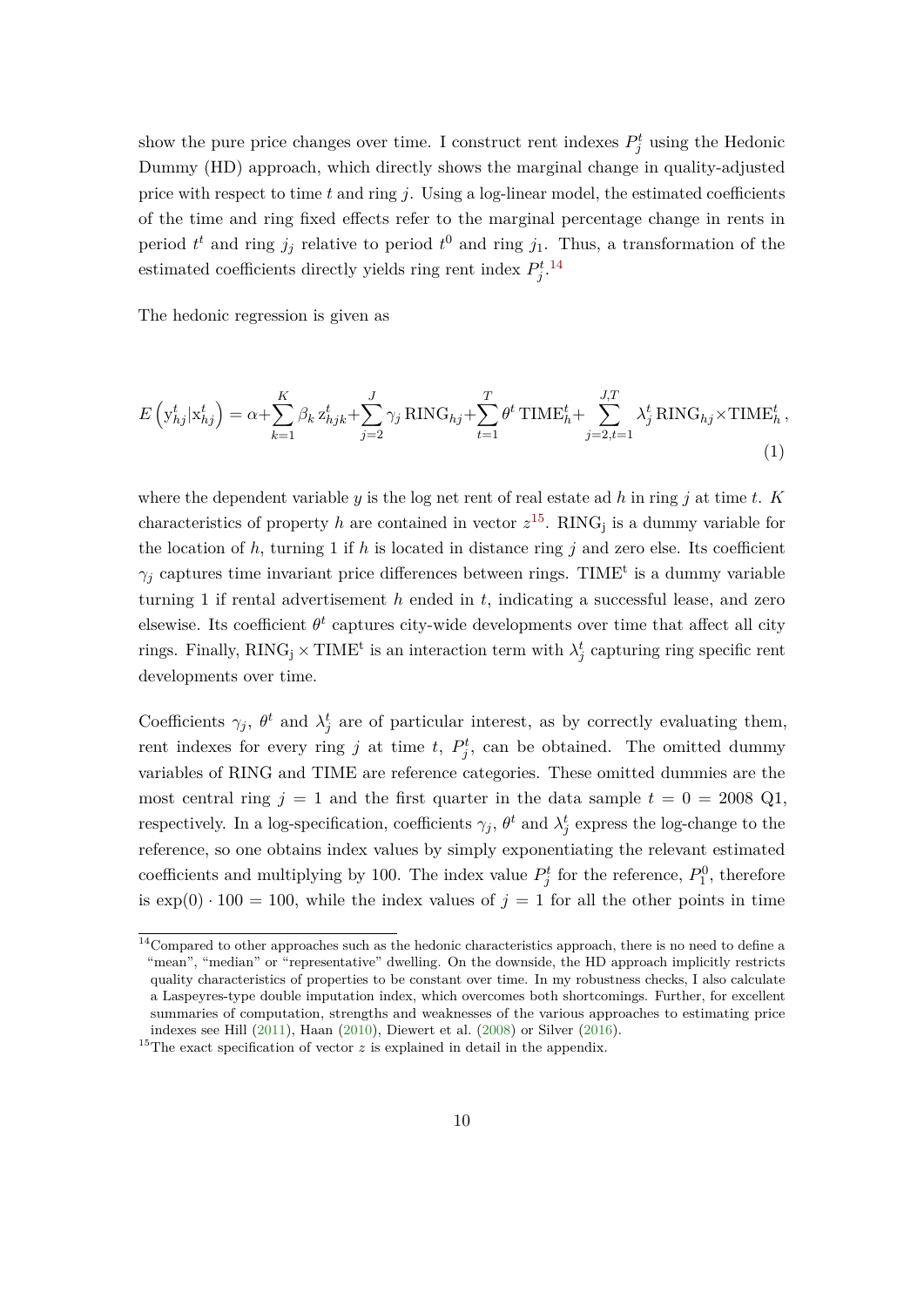show the pure price changes over time. I construct rent indexes $P_j^t$ using the Hedonic Dummy (HD) approach, which directly shows the marginal change in quality-adjusted price with respect to time $t$ and ring $j$. Using a log-linear model, the estimated coefficients of the time and ring fixed effects refer to the marginal percentage change in rents in period $t^t$ and ring $j_j$ relative to period $t^0$ and ring $j_1$. Thus, a transformation of the estimated coefficients directly yields ring rent index $P_j^t$.[14]

The hedonic regression is given as

$$E\left(\mathrm{y}_{hj}^t|\mathrm{x}_{hj}^t\right) = \alpha + \sum_{k=1}^{K} \beta_k\, \mathrm{z}_{hjk}^t + \sum_{j=2}^{J} \gamma_j\, \mathrm{RING}_{hj} + \sum_{t=1}^{T} \theta^t\, \mathrm{TIME}_h^t + \sum_{j=2,t=1}^{J,T} \lambda_j^t\, \mathrm{RING}_{hj} \times \mathrm{TIME}_h^t\,, \tag{1}$$

where the dependent variable $y$ is the log net rent of real estate ad $h$ in ring $j$ at time $t$. $K$ characteristics of property $h$ are contained in vector $z$[15]. $\mathrm{RING_j}$ is a dummy variable for the location of $h$, turning 1 if $h$ is located in distance ring $j$ and zero else. Its coefficient $\gamma_j$ captures time invariant price differences between rings. $\mathrm{TIME^t}$ is a dummy variable turning 1 if rental advertisement $h$ ended in $t$, indicating a successful lease, and zero elsewise. Its coefficient $\theta^t$ captures city-wide developments over time that affect all city rings. Finally, $\mathrm{RING_j} \times \mathrm{TIME^t}$ is an interaction term with $\lambda_j^t$ capturing ring specific rent developments over time.

Coefficients $\gamma_j$, $\theta^t$ and $\lambda_j^t$ are of particular interest, as by correctly evaluating them, rent indexes for every ring $j$ at time $t$, $P_j^t$, can be obtained. The omitted dummy variables of RING and TIME are reference categories. These omitted dummies are the most central ring $j = 1$ and the first quarter in the data sample $t = 0 = 2008$ Q1, respectively. In a log-specification, coefficients $\gamma_j$, $\theta^t$ and $\lambda_j^t$ express the log-change to the reference, so one obtains index values by simply exponentiating the relevant estimated coefficients and multiplying by 100. The index value $P_j^t$ for the reference, $P_1^0$, therefore is $\exp(0) \cdot 100 = 100$, while the index values of $j = 1$ for all the other points in time

[14] Compared to other approaches such as the hedonic characteristics approach, there is no need to define a "mean", "median" or "representative" dwelling. On the downside, the HD approach implicitly restricts quality characteristics of properties to be constant over time. In my robustness checks, I also calculate a Laspeyres-type double imputation index, which overcomes both shortcomings. Further, for excellent summaries of computation, strengths and weaknesses of the various approaches to estimating price indexes see Hill (2011), Haan (2010), Diewert et al. (2008) or Silver (2016).

[15] The exact specification of vector $z$ is explained in detail in the appendix.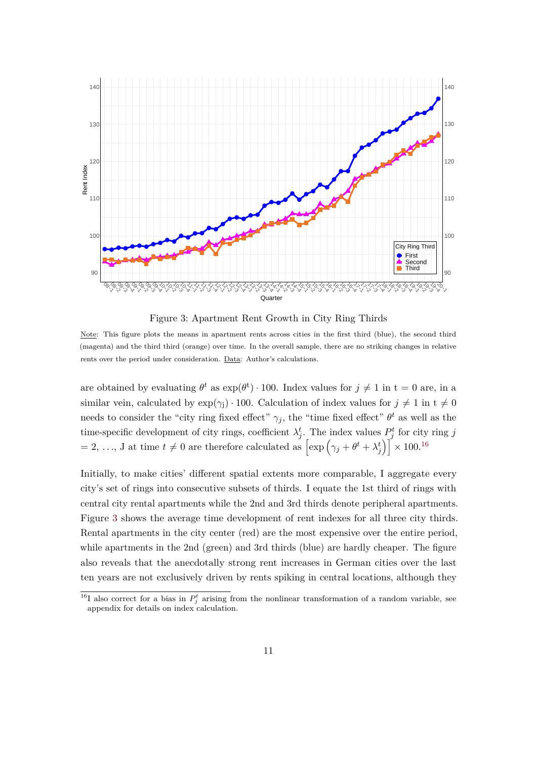Figure 3: Apartment Rent Growth in City Ring Thirds

Note: This figure plots the means in apartment rents across cities in the first third (blue), the second third (magenta) and the third third (orange) over time. In the overall sample, there are no striking changes in relative rents over the period under consideration. Data: Author's calculations.

are obtained by evaluating $\theta^t$ as $\exp(\theta^{\mathrm{t}}) \cdot 100$. Index values for $j \neq 1$ in t = 0 are, in a similar vein, calculated by $\exp(\gamma_{\mathrm{j}}) \cdot 100$. Calculation of index values for $j \neq 1$ in t $\neq 0$ needs to consider the "city ring fixed effect" $\gamma_j$, the "time fixed effect" $\theta^t$ as well as the time-specific development of city rings, coefficient $\lambda_j^t$. The index values $P_j^t$ for city ring $j$ = 2, ..., J at time $t \neq 0$ are therefore calculated as $\left[\exp\left(\gamma_j + \theta^t + \lambda_j^t\right)\right] \times 100$.[16]

Initially, to make cities' different spatial extents more comparable, I aggregate every city's set of rings into consecutive subsets of thirds. I equate the 1st third of rings with central city rental apartments while the 2nd and 3rd thirds denote peripheral apartments. Figure 3 shows the average time development of rent indexes for all three city thirds. Rental apartments in the city center (red) are the most expensive over the entire period, while apartments in the 2nd (green) and 3rd thirds (blue) are hardly cheaper. The figure also reveals that the anecdotally strong rent increases in German cities over the last ten years are not exclusively driven by rents spiking in central locations, although they

[16] I also correct for a bias in $P_j^t$ arising from the nonlinear transformation of a random variable, see appendix for details on index calculation.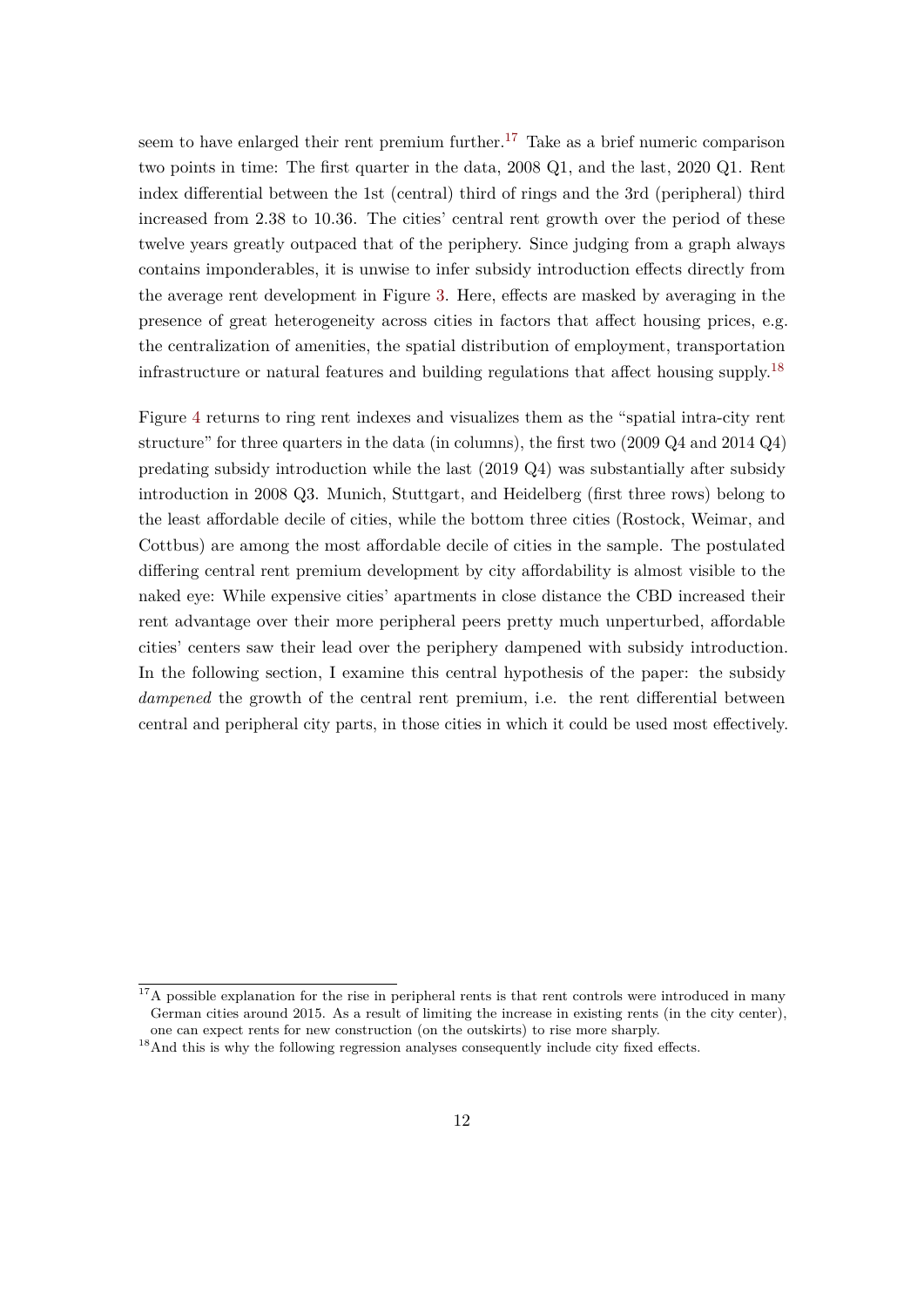seem to have enlarged their rent premium further.[17] Take as a brief numeric comparison two points in time: The first quarter in the data, 2008 Q1, and the last, 2020 Q1. Rent index differential between the 1st (central) third of rings and the 3rd (peripheral) third increased from 2.38 to 10.36. The cities' central rent growth over the period of these twelve years greatly outpaced that of the periphery. Since judging from a graph always contains imponderables, it is unwise to infer subsidy introduction effects directly from the average rent development in Figure 3. Here, effects are masked by averaging in the presence of great heterogeneity across cities in factors that affect housing prices, e.g. the centralization of amenities, the spatial distribution of employment, transportation infrastructure or natural features and building regulations that affect housing supply.[18]

Figure 4 returns to ring rent indexes and visualizes them as the "spatial intra-city rent structure" for three quarters in the data (in columns), the first two (2009 Q4 and 2014 Q4) predating subsidy introduction while the last (2019 Q4) was substantially after subsidy introduction in 2008 Q3. Munich, Stuttgart, and Heidelberg (first three rows) belong to the least affordable decile of cities, while the bottom three cities (Rostock, Weimar, and Cottbus) are among the most affordable decile of cities in the sample. The postulated differing central rent premium development by city affordability is almost visible to the naked eye: While expensive cities' apartments in close distance the CBD increased their rent advantage over their more peripheral peers pretty much unperturbed, affordable cities' centers saw their lead over the periphery dampened with subsidy introduction. In the following section, I examine this central hypothesis of the paper: the subsidy *dampened* the growth of the central rent premium, i.e. the rent differential between central and peripheral city parts, in those cities in which it could be used most effectively.

[17] A possible explanation for the rise in peripheral rents is that rent controls were introduced in many German cities around 2015. As a result of limiting the increase in existing rents (in the city center), one can expect rents for new construction (on the outskirts) to rise more sharply.

[18] And this is why the following regression analyses consequently include city fixed effects.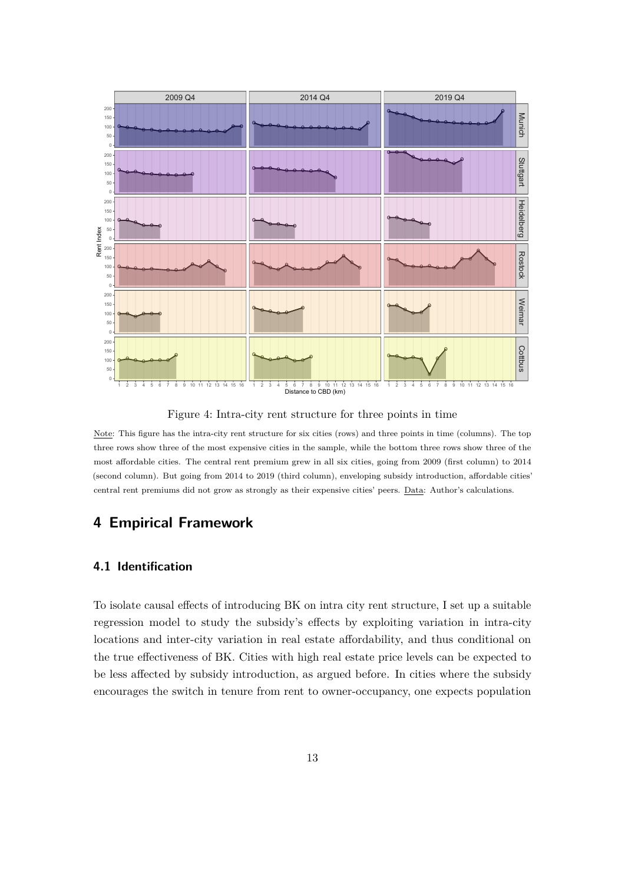Figure 4: Intra-city rent structure for three points in time

Note: This figure has the intra-city rent structure for six cities (rows) and three points in time (columns). The top three rows show three of the most expensive cities in the sample, while the bottom three rows show three of the most affordable cities. The central rent premium grew in all six cities, going from 2009 (first column) to 2014 (second column). But going from 2014 to 2019 (third column), enveloping subsidy introduction, affordable cities' central rent premiums did not grow as strongly as their expensive cities' peers. Data: Author's calculations.

# 4 Empirical Framework

## 4.1 Identification

To isolate causal effects of introducing BK on intra city rent structure, I set up a suitable regression model to study the subsidy's effects by exploiting variation in intra-city locations and inter-city variation in real estate affordability, and thus conditional on the true effectiveness of BK. Cities with high real estate price levels can be expected to be less affected by subsidy introduction, as argued before. In cities where the subsidy encourages the switch in tenure from rent to owner-occupancy, one expects population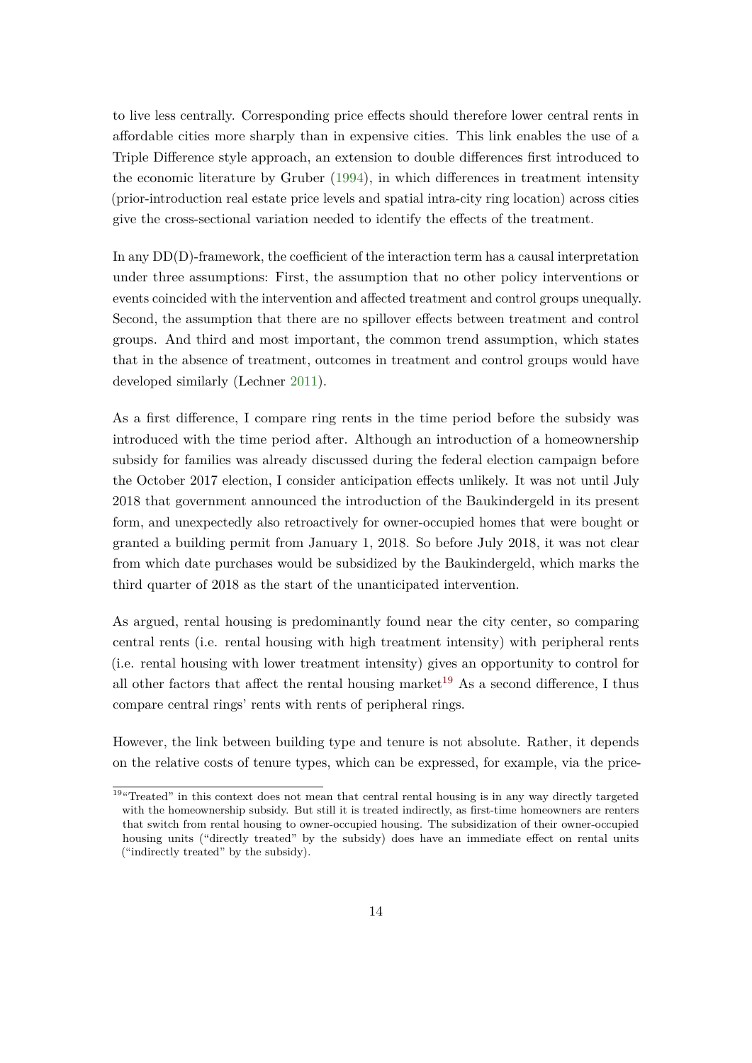to live less centrally. Corresponding price effects should therefore lower central rents in affordable cities more sharply than in expensive cities. This link enables the use of a Triple Difference style approach, an extension to double differences first introduced to the economic literature by Gruber (1994), in which differences in treatment intensity (prior-introduction real estate price levels and spatial intra-city ring location) across cities give the cross-sectional variation needed to identify the effects of the treatment.

In any DD(D)-framework, the coefficient of the interaction term has a causal interpretation under three assumptions: First, the assumption that no other policy interventions or events coincided with the intervention and affected treatment and control groups unequally. Second, the assumption that there are no spillover effects between treatment and control groups. And third and most important, the common trend assumption, which states that in the absence of treatment, outcomes in treatment and control groups would have developed similarly (Lechner 2011).

As a first difference, I compare ring rents in the time period before the subsidy was introduced with the time period after. Although an introduction of a homeownership subsidy for families was already discussed during the federal election campaign before the October 2017 election, I consider anticipation effects unlikely. It was not until July 2018 that government announced the introduction of the Baukindergeld in its present form, and unexpectedly also retroactively for owner-occupied homes that were bought or granted a building permit from January 1, 2018. So before July 2018, it was not clear from which date purchases would be subsidized by the Baukindergeld, which marks the third quarter of 2018 as the start of the unanticipated intervention.

As argued, rental housing is predominantly found near the city center, so comparing central rents (i.e. rental housing with high treatment intensity) with peripheral rents (i.e. rental housing with lower treatment intensity) gives an opportunity to control for all other factors that affect the rental housing market[19] As a second difference, I thus compare central rings' rents with rents of peripheral rings.

However, the link between building type and tenure is not absolute. Rather, it depends on the relative costs of tenure types, which can be expressed, for example, via the price-

[19] "Treated" in this context does not mean that central rental housing is in any way directly targeted with the homeownership subsidy. But still it is treated indirectly, as first-time homeowners are renters that switch from rental housing to owner-occupied housing. The subsidization of their owner-occupied housing units ("directly treated" by the subsidy) does have an immediate effect on rental units ("indirectly treated" by the subsidy).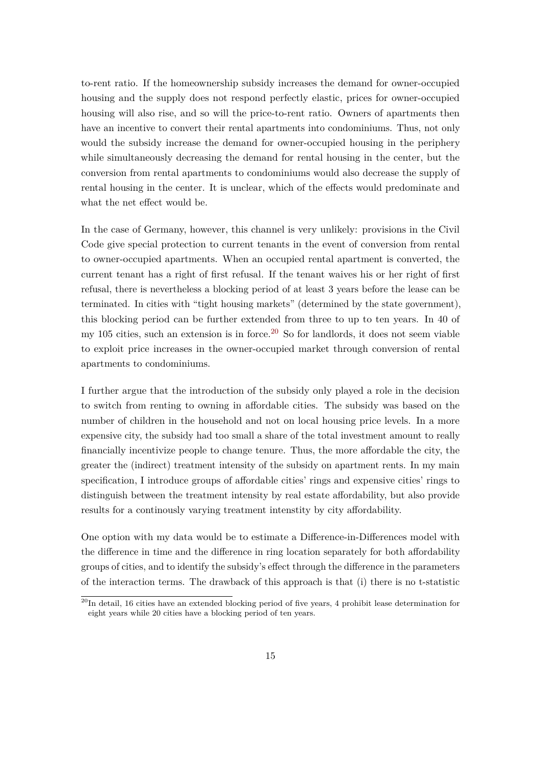to-rent ratio. If the homeownership subsidy increases the demand for owner-occupied housing and the supply does not respond perfectly elastic, prices for owner-occupied housing will also rise, and so will the price-to-rent ratio. Owners of apartments then have an incentive to convert their rental apartments into condominiums. Thus, not only would the subsidy increase the demand for owner-occupied housing in the periphery while simultaneously decreasing the demand for rental housing in the center, but the conversion from rental apartments to condominiums would also decrease the supply of rental housing in the center. It is unclear, which of the effects would predominate and what the net effect would be.

In the case of Germany, however, this channel is very unlikely: provisions in the Civil Code give special protection to current tenants in the event of conversion from rental to owner-occupied apartments. When an occupied rental apartment is converted, the current tenant has a right of first refusal. If the tenant waives his or her right of first refusal, there is nevertheless a blocking period of at least 3 years before the lease can be terminated. In cities with "tight housing markets" (determined by the state government), this blocking period can be further extended from three to up to ten years. In 40 of my 105 cities, such an extension is in force.[20] So for landlords, it does not seem viable to exploit price increases in the owner-occupied market through conversion of rental apartments to condominiums.

I further argue that the introduction of the subsidy only played a role in the decision to switch from renting to owning in affordable cities. The subsidy was based on the number of children in the household and not on local housing price levels. In a more expensive city, the subsidy had too small a share of the total investment amount to really financially incentivize people to change tenure. Thus, the more affordable the city, the greater the (indirect) treatment intensity of the subsidy on apartment rents. In my main specification, I introduce groups of affordable cities' rings and expensive cities' rings to distinguish between the treatment intensity by real estate affordability, but also provide results for a continously varying treatment intenstity by city affordability.

One option with my data would be to estimate a Difference-in-Differences model with the difference in time and the difference in ring location separately for both affordability groups of cities, and to identify the subsidy's effect through the difference in the parameters of the interaction terms. The drawback of this approach is that (i) there is no t-statistic

[20] In detail, 16 cities have an extended blocking period of five years, 4 prohibit lease determination for eight years while 20 cities have a blocking period of ten years.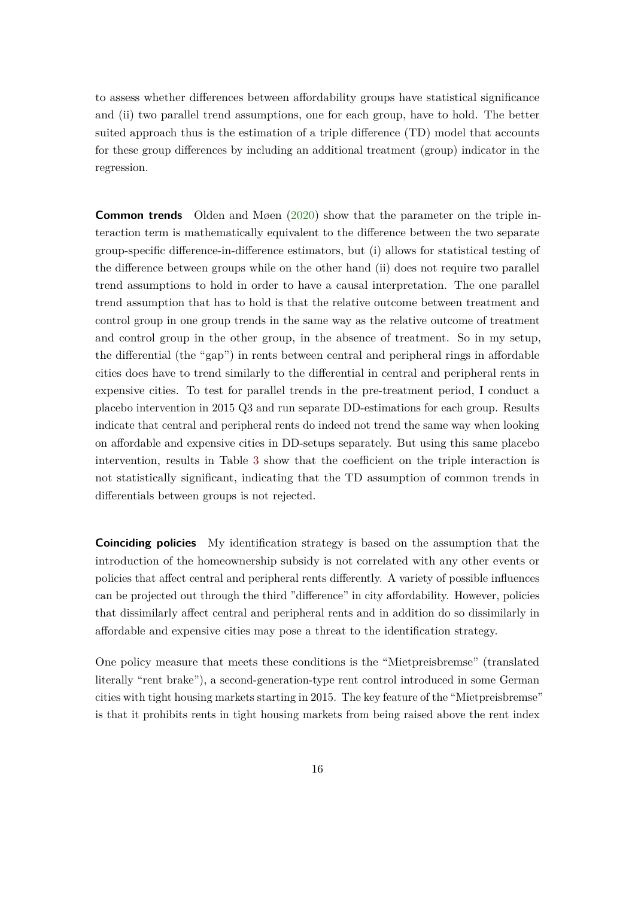to assess whether differences between affordability groups have statistical significance and (ii) two parallel trend assumptions, one for each group, have to hold. The better suited approach thus is the estimation of a triple difference (TD) model that accounts for these group differences by including an additional treatment (group) indicator in the regression.

**Common trends** Olden and Møen (2020) show that the parameter on the triple interaction term is mathematically equivalent to the difference between the two separate group-specific difference-in-difference estimators, but (i) allows for statistical testing of the difference between groups while on the other hand (ii) does not require two parallel trend assumptions to hold in order to have a causal interpretation. The one parallel trend assumption that has to hold is that the relative outcome between treatment and control group in one group trends in the same way as the relative outcome of treatment and control group in the other group, in the absence of treatment. So in my setup, the differential (the "gap") in rents between central and peripheral rings in affordable cities does have to trend similarly to the differential in central and peripheral rents in expensive cities. To test for parallel trends in the pre-treatment period, I conduct a placebo intervention in 2015 Q3 and run separate DD-estimations for each group. Results indicate that central and peripheral rents do indeed not trend the same way when looking on affordable and expensive cities in DD-setups separately. But using this same placebo intervention, results in Table 3 show that the coefficient on the triple interaction is not statistically significant, indicating that the TD assumption of common trends in differentials between groups is not rejected.

**Coinciding policies** My identification strategy is based on the assumption that the introduction of the homeownership subsidy is not correlated with any other events or policies that affect central and peripheral rents differently. A variety of possible influences can be projected out through the third "difference" in city affordability. However, policies that dissimilarly affect central and peripheral rents and in addition do so dissimilarly in affordable and expensive cities may pose a threat to the identification strategy.

One policy measure that meets these conditions is the "Mietpreisbremse" (translated literally "rent brake"), a second-generation-type rent control introduced in some German cities with tight housing markets starting in 2015. The key feature of the "Mietpreisbremse" is that it prohibits rents in tight housing markets from being raised above the rent index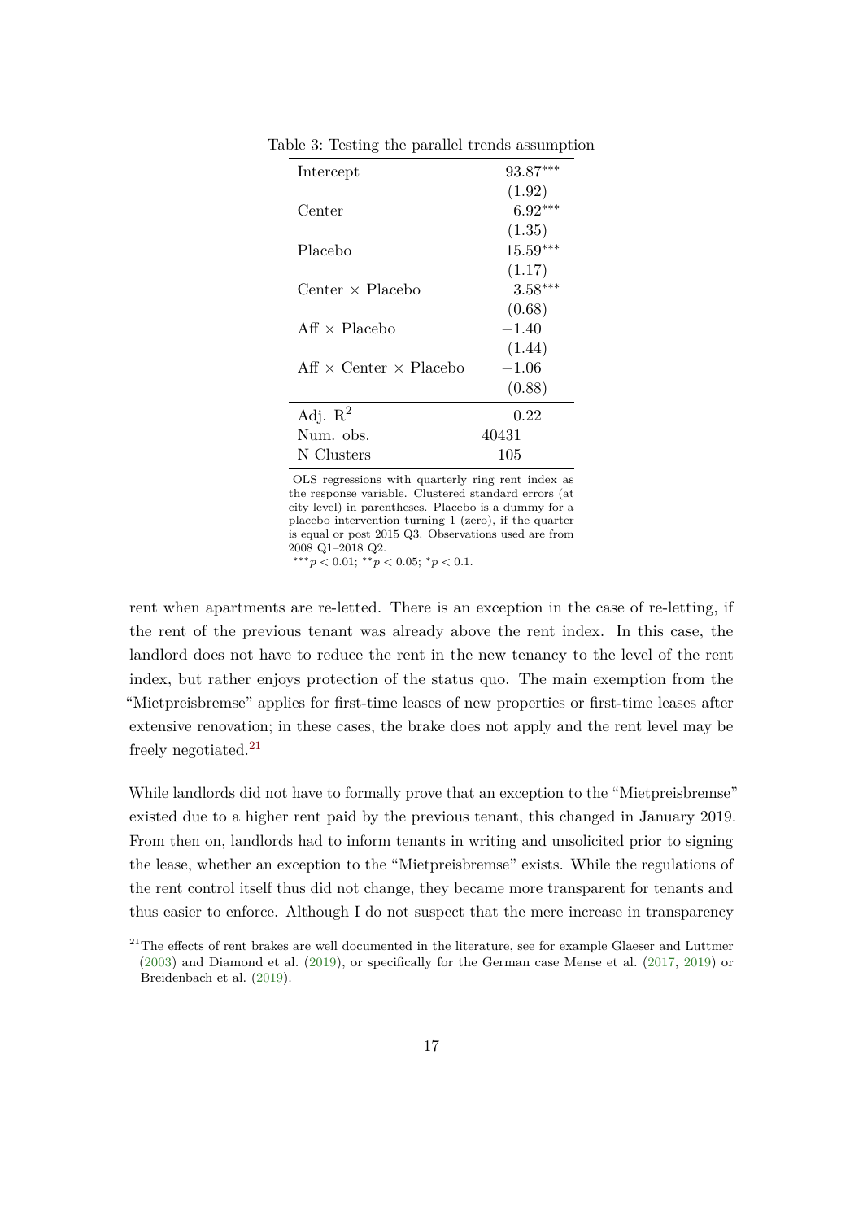Table 3: Testing the parallel trends assumption

| | |
|---|---|
| Intercept | 93.87*** |
| | (1.92) |
| Center | 6.92*** |
| | (1.35) |
| Placebo | 15.59*** |
| | (1.17) |
| Center × Placebo | 3.58*** |
| | (0.68) |
| Aff × Placebo | −1.40 |
| | (1.44) |
| Aff × Center × Placebo | −1.06 |
| | (0.88) |
| Adj. $R^2$ | 0.22 |
| Num. obs. | 40431 |
| N Clusters | 105 |

OLS regressions with quarterly ring rent index as the response variable. Clustered standard errors (at city level) in parentheses. Placebo is a dummy for a placebo intervention turning 1 (zero), if the quarter is equal or post 2015 Q3. Observations used are from 2008 Q1–2018 Q2.
$^{***}p < 0.01$; $^{**}p < 0.05$; $^{*}p < 0.1$.

rent when apartments are re-letted. There is an exception in the case of re-letting, if the rent of the previous tenant was already above the rent index. In this case, the landlord does not have to reduce the rent in the new tenancy to the level of the rent index, but rather enjoys protection of the status quo. The main exemption from the "Mietpreisbremse" applies for first-time leases of new properties or first-time leases after extensive renovation; in these cases, the brake does not apply and the rent level may be freely negotiated.[21]

While landlords did not have to formally prove that an exception to the "Mietpreisbremse" existed due to a higher rent paid by the previous tenant, this changed in January 2019. From then on, landlords had to inform tenants in writing and unsolicited prior to signing the lease, whether an exception to the "Mietpreisbremse" exists. While the regulations of the rent control itself thus did not change, they became more transparent for tenants and thus easier to enforce. Although I do not suspect that the mere increase in transparency

[21] The effects of rent brakes are well documented in the literature, see for example Glaeser and Luttmer (2003) and Diamond et al. (2019), or specifically for the German case Mense et al. (2017, 2019) or Breidenbach et al. (2019).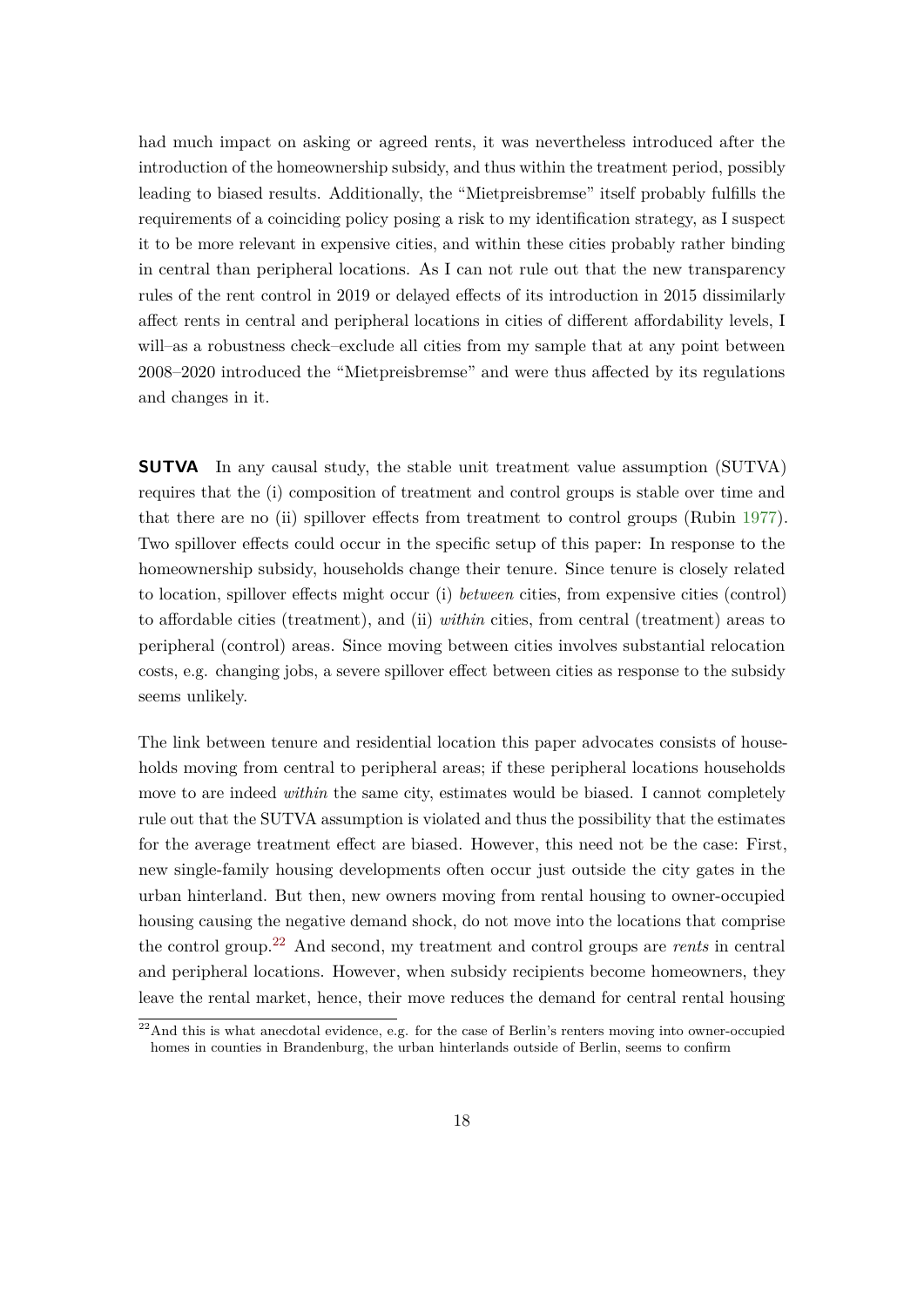had much impact on asking or agreed rents, it was nevertheless introduced after the introduction of the homeownership subsidy, and thus within the treatment period, possibly leading to biased results. Additionally, the "Mietpreisbremse" itself probably fulfills the requirements of a coinciding policy posing a risk to my identification strategy, as I suspect it to be more relevant in expensive cities, and within these cities probably rather binding in central than peripheral locations. As I can not rule out that the new transparency rules of the rent control in 2019 or delayed effects of its introduction in 2015 dissimilarly affect rents in central and peripheral locations in cities of different affordability levels, I will–as a robustness check–exclude all cities from my sample that at any point between 2008–2020 introduced the "Mietpreisbremse" and were thus affected by its regulations and changes in it.

**SUTVA** In any causal study, the stable unit treatment value assumption (SUTVA) requires that the (i) composition of treatment and control groups is stable over time and that there are no (ii) spillover effects from treatment to control groups (Rubin 1977). Two spillover effects could occur in the specific setup of this paper: In response to the homeownership subsidy, households change their tenure. Since tenure is closely related to location, spillover effects might occur (i) *between* cities, from expensive cities (control) to affordable cities (treatment), and (ii) *within* cities, from central (treatment) areas to peripheral (control) areas. Since moving between cities involves substantial relocation costs, e.g. changing jobs, a severe spillover effect between cities as response to the subsidy seems unlikely.

The link between tenure and residential location this paper advocates consists of households moving from central to peripheral areas; if these peripheral locations households move to are indeed *within* the same city, estimates would be biased. I cannot completely rule out that the SUTVA assumption is violated and thus the possibility that the estimates for the average treatment effect are biased. However, this need not be the case: First, new single-family housing developments often occur just outside the city gates in the urban hinterland. But then, new owners moving from rental housing to owner-occupied housing causing the negative demand shock, do not move into the locations that comprise the control group.[22] And second, my treatment and control groups are *rents* in central and peripheral locations. However, when subsidy recipients become homeowners, they leave the rental market, hence, their move reduces the demand for central rental housing

[22] And this is what anecdotal evidence, e.g. for the case of Berlin's renters moving into owner-occupied homes in counties in Brandenburg, the urban hinterlands outside of Berlin, seems to confirm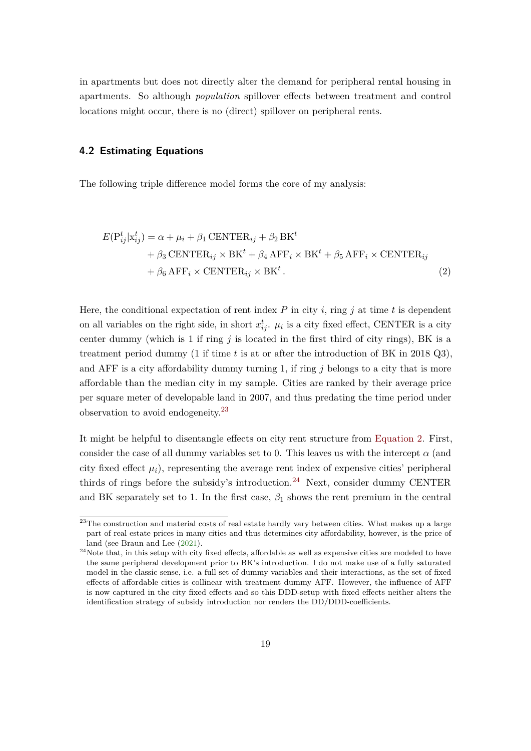in apartments but does not directly alter the demand for peripheral rental housing in apartments. So although *population* spillover effects between treatment and control locations might occur, there is no (direct) spillover on peripheral rents.

## 4.2 Estimating Equations

The following triple difference model forms the core of my analysis:

$$
\begin{aligned}
E(\mathrm{P}_{ij}^{t}|\mathrm{x}_{ij}^{t}) = {} & \alpha + \mu_i + \beta_1\,\mathrm{CENTER}_{ij} + \beta_2\,\mathrm{BK}^t \\
& + \beta_3\,\mathrm{CENTER}_{ij} \times \mathrm{BK}^t + \beta_4\,\mathrm{AFF}_i \times \mathrm{BK}^t + \beta_5\,\mathrm{AFF}_i \times \mathrm{CENTER}_{ij} \\
& + \beta_6\,\mathrm{AFF}_i \times \mathrm{CENTER}_{ij} \times \mathrm{BK}^t\,. \qquad (2)
\end{aligned}
$$

Here, the conditional expectation of rent index $P$ in city $i$, ring $j$ at time $t$ is dependent on all variables on the right side, in short $x_{ij}^t$. $\mu_i$ is a city fixed effect, CENTER is a city center dummy (which is 1 if ring $j$ is located in the first third of city rings), BK is a treatment period dummy (1 if time $t$ is at or after the introduction of BK in 2018 Q3), and AFF is a city affordability dummy turning 1, if ring $j$ belongs to a city that is more affordable than the median city in my sample. Cities are ranked by their average price per square meter of developable land in 2007, and thus predating the time period under observation to avoid endogeneity.[23]

It might be helpful to disentangle effects on city rent structure from Equation 2. First, consider the case of all dummy variables set to 0. This leaves us with the intercept $\alpha$ (and city fixed effect $\mu_i$), representing the average rent index of expensive cities' peripheral thirds of rings before the subsidy's introduction.[24] Next, consider dummy CENTER and BK separately set to 1. In the first case, $\beta_1$ shows the rent premium in the central

[23]The construction and material costs of real estate hardly vary between cities. What makes up a large part of real estate prices in many cities and thus determines city affordability, however, is the price of land (see Braun and Lee (2021).

[24]Note that, in this setup with city fixed effects, affordable as well as expensive cities are modeled to have the same peripheral development prior to BK's introduction. I do not make use of a fully saturated model in the classic sense, i.e. a full set of dummy variables and their interactions, as the set of fixed effects of affordable cities is collinear with treatment dummy AFF. However, the influence of AFF is now captured in the city fixed effects and so this DDD-setup with fixed effects neither alters the identification strategy of subsidy introduction nor renders the DD/DDD-coefficients.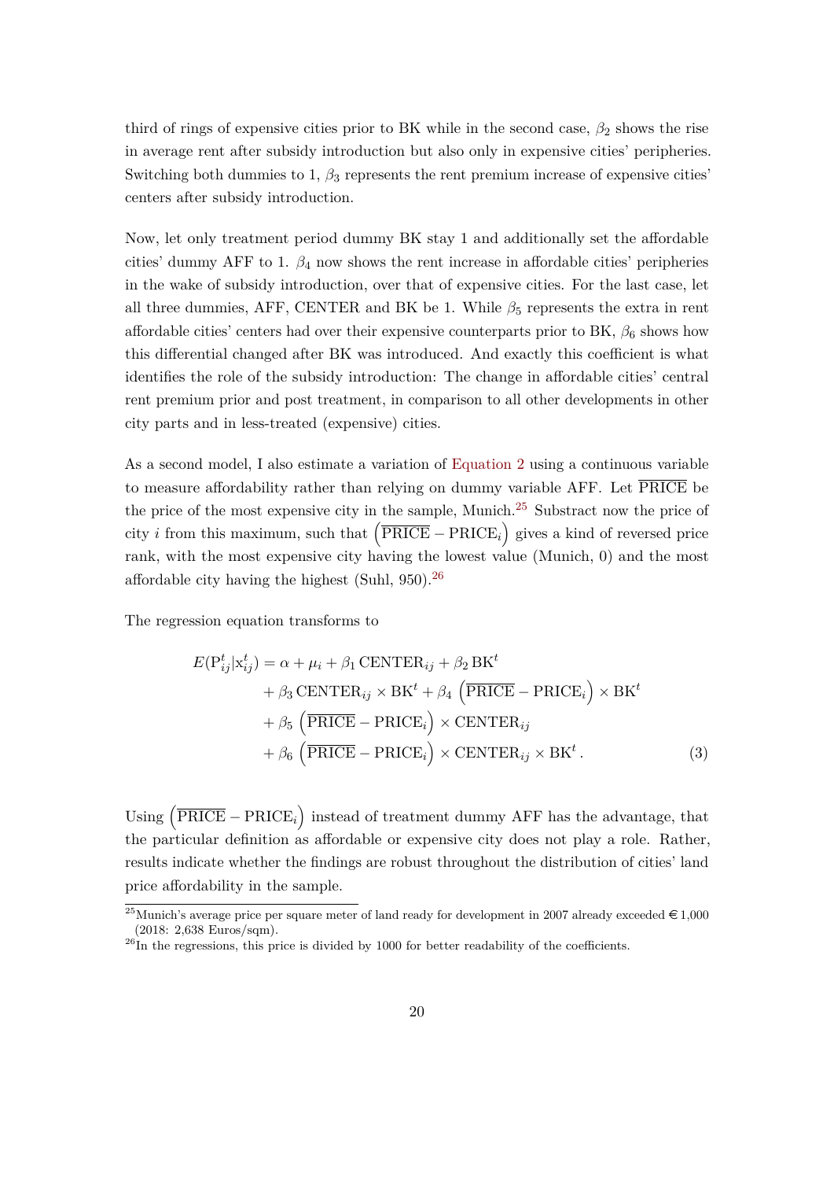third of rings of expensive cities prior to BK while in the second case, $\beta_2$ shows the rise in average rent after subsidy introduction but also only in expensive cities' peripheries. Switching both dummies to 1, $\beta_3$ represents the rent premium increase of expensive cities' centers after subsidy introduction.

Now, let only treatment period dummy BK stay 1 and additionally set the affordable cities' dummy AFF to 1. $\beta_4$ now shows the rent increase in affordable cities' peripheries in the wake of subsidy introduction, over that of expensive cities. For the last case, let all three dummies, AFF, CENTER and BK be 1. While $\beta_5$ represents the extra in rent affordable cities' centers had over their expensive counterparts prior to BK, $\beta_6$ shows how this differential changed after BK was introduced. And exactly this coefficient is what identifies the role of the subsidy introduction: The change in affordable cities' central rent premium prior and post treatment, in comparison to all other developments in other city parts and in less-treated (expensive) cities.

As a second model, I also estimate a variation of Equation 2 using a continuous variable to measure affordability rather than relying on dummy variable AFF. Let $\overline{\text{PRICE}}$ be the price of the most expensive city in the sample, Munich.[25] Substract now the price of city $i$ from this maximum, such that $\left(\overline{\text{PRICE}} - \text{PRICE}_i\right)$ gives a kind of reversed price rank, with the most expensive city having the lowest value (Munich, 0) and the most affordable city having the highest (Suhl, 950).[26]

The regression equation transforms to

$$
\begin{aligned}
E(\text{P}_{ij}^t | \text{x}_{ij}^t) = \alpha &+ \mu_i + \beta_1 \, \text{CENTER}_{ij} + \beta_2 \, \text{BK}^t \\
&+ \beta_3 \, \text{CENTER}_{ij} \times \text{BK}^t + \beta_4 \left(\overline{\text{PRICE}} - \text{PRICE}_i\right) \times \text{BK}^t \\
&+ \beta_5 \left(\overline{\text{PRICE}} - \text{PRICE}_i\right) \times \text{CENTER}_{ij} \\
&+ \beta_6 \left(\overline{\text{PRICE}} - \text{PRICE}_i\right) \times \text{CENTER}_{ij} \times \text{BK}^t \, . \qquad (3)
\end{aligned}
$$

Using $\left(\overline{\text{PRICE}} - \text{PRICE}_i\right)$ instead of treatment dummy AFF has the advantage, that the particular definition as affordable or expensive city does not play a role. Rather, results indicate whether the findings are robust throughout the distribution of cities' land price affordability in the sample.

[25] Munich's average price per square meter of land ready for development in 2007 already exceeded € 1,000 (2018: 2,638 Euros/sqm).

[26] In the regressions, this price is divided by 1000 for better readability of the coefficients.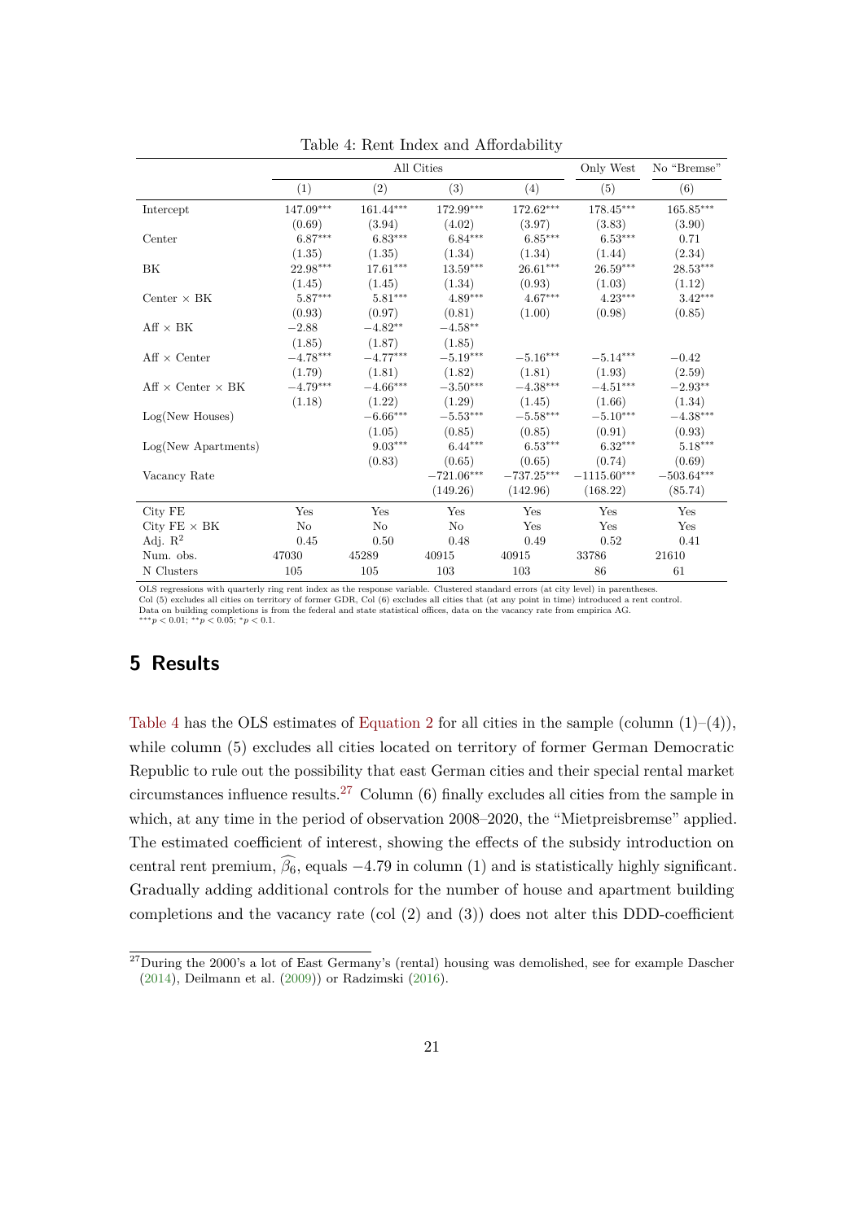Table 4: Rent Index and Affordability

| | All Cities | | | | Only West | No "Bremse" |
|---|---|---|---|---|---|---|
| | (1) | (2) | (3) | (4) | (5) | (6) |
| Intercept | 147.09*** | 161.44*** | 172.99*** | 172.62*** | 178.45*** | 165.85*** |
| | (0.69) | (3.94) | (4.02) | (3.97) | (3.83) | (3.90) |
| Center | 6.87*** | 6.83*** | 6.84*** | 6.85*** | 6.53*** | 0.71 |
| | (1.35) | (1.35) | (1.34) | (1.34) | (1.44) | (2.34) |
| BK | 22.98*** | 17.61*** | 13.59*** | 26.61*** | 26.59*** | 28.53*** |
| | (1.45) | (1.45) | (1.34) | (0.93) | (1.03) | (1.12) |
| Center × BK | 5.87*** | 5.81*** | 4.89*** | 4.67*** | 4.23*** | 3.42*** |
| | (0.93) | (0.97) | (0.81) | (1.00) | (0.98) | (0.85) |
| Aff × BK | −2.88 | −4.82** | −4.58** | | | |
| | (1.85) | (1.87) | (1.85) | | | |
| Aff × Center | −4.78*** | −4.77*** | −5.19*** | −5.16*** | −5.14*** | −0.42 |
| | (1.79) | (1.81) | (1.82) | (1.81) | (1.93) | (2.59) |
| Aff × Center × BK | −4.79*** | −4.66*** | −3.50*** | −4.38*** | −4.51*** | −2.93** |
| | (1.18) | (1.22) | (1.29) | (1.45) | (1.66) | (1.34) |
| Log(New Houses) | | −6.66*** | −5.53*** | −5.58*** | −5.10*** | −4.38*** |
| | | (1.05) | (0.85) | (0.85) | (0.91) | (0.93) |
| Log(New Apartments) | | 9.03*** | 6.44*** | 6.53*** | 6.32*** | 5.18*** |
| | | (0.83) | (0.65) | (0.65) | (0.74) | (0.69) |
| Vacancy Rate | | | −721.06*** | −737.25*** | −1115.60*** | −503.64*** |
| | | | (149.26) | (142.96) | (168.22) | (85.74) |
| City FE | Yes | Yes | Yes | Yes | Yes | Yes |
| City FE × BK | No | No | No | Yes | Yes | Yes |
| Adj. $R^2$ | 0.45 | 0.50 | 0.48 | 0.49 | 0.52 | 0.41 |
| Num. obs. | 47030 | 45289 | 40915 | 40915 | 33786 | 21610 |
| N Clusters | 105 | 105 | 103 | 103 | 86 | 61 |

OLS regressions with quarterly ring rent index as the response variable. Clustered standard errors (at city level) in parentheses.
Col (5) excludes all cities on territory of former GDR, Col (6) excludes all cities that (at any point in time) introduced a rent control.
Data on building completions is from the federal and state statistical offices, data on the vacancy rate from empirica AG.
$^{***}p < 0.01$; $^{**}p < 0.05$; $^{*}p < 0.1$.

## 5 Results

Table 4 has the OLS estimates of Equation 2 for all cities in the sample (column (1)–(4)), while column (5) excludes all cities located on territory of former German Democratic Republic to rule out the possibility that east German cities and their special rental market circumstances influence results.[27] Column (6) finally excludes all cities from the sample in which, at any time in the period of observation 2008–2020, the "Mietpreisbremse" applied. The estimated coefficient of interest, showing the effects of the subsidy introduction on central rent premium, $\widehat{\beta_6}$, equals −4.79 in column (1) and is statistically highly significant. Gradually adding additional controls for the number of house and apartment building completions and the vacancy rate (col (2) and (3)) does not alter this DDD-coefficient

[27] During the 2000's a lot of East Germany's (rental) housing was demolished, see for example Dascher (2014), Deilmann et al. (2009)) or Radzimski (2016).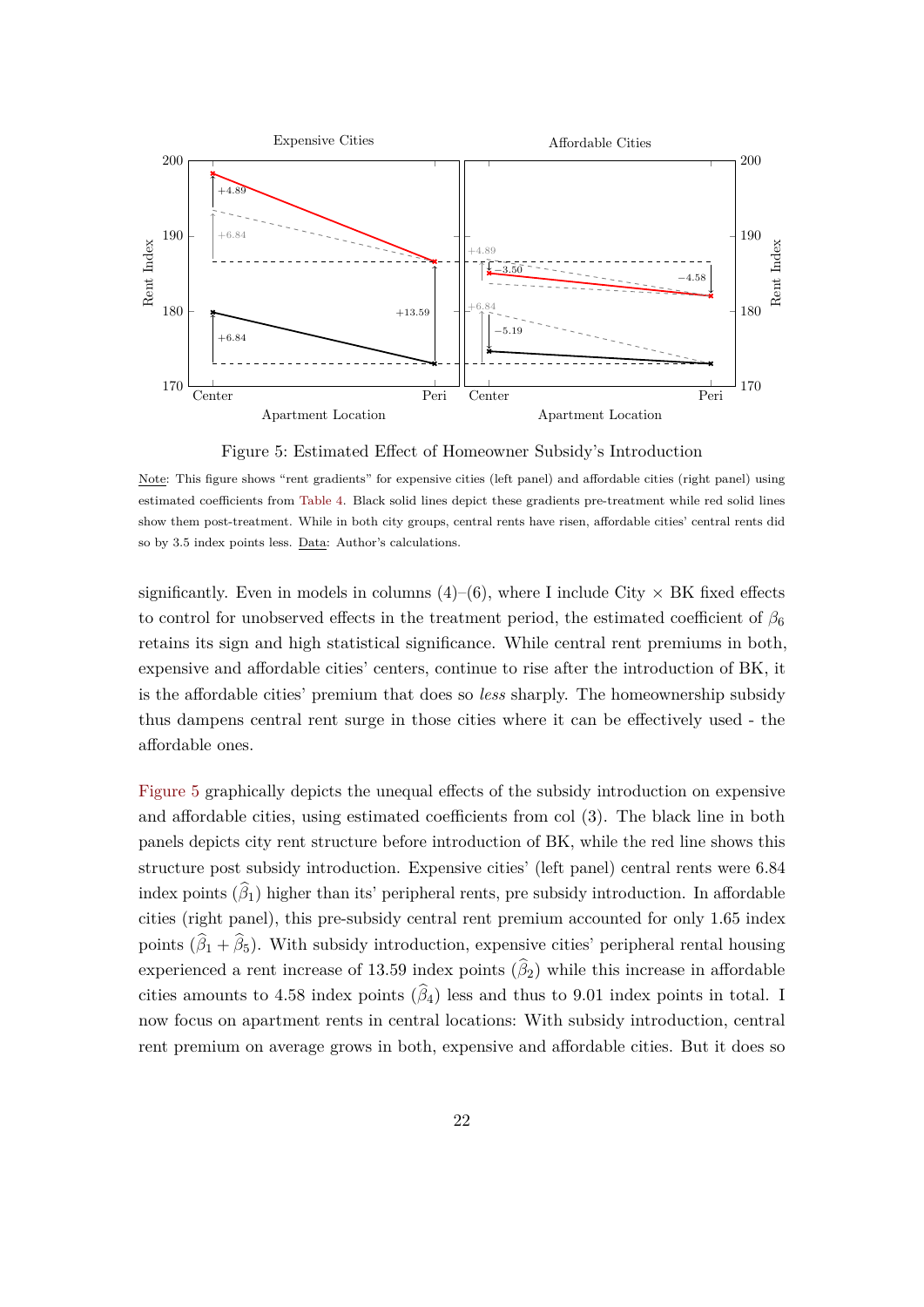Figure 5: Estimated Effect of Homeowner Subsidy's Introduction

Note: This figure shows "rent gradients" for expensive cities (left panel) and affordable cities (right panel) using estimated coefficients from Table 4. Black solid lines depict these gradients pre-treatment while red solid lines show them post-treatment. While in both city groups, central rents have risen, affordable cities' central rents did so by 3.5 index points less. Data: Author's calculations.

significantly. Even in models in columns (4)–(6), where I include City × BK fixed effects to control for unobserved effects in the treatment period, the estimated coefficient of $\beta_6$ retains its sign and high statistical significance. While central rent premiums in both, expensive and affordable cities' centers, continue to rise after the introduction of BK, it is the affordable cities' premium that does so *less* sharply. The homeownership subsidy thus dampens central rent surge in those cities where it can be effectively used - the affordable ones.

Figure 5 graphically depicts the unequal effects of the subsidy introduction on expensive and affordable cities, using estimated coefficients from col (3). The black line in both panels depicts city rent structure before introduction of BK, while the red line shows this structure post subsidy introduction. Expensive cities' (left panel) central rents were 6.84 index points ($\widehat{\beta}_1$) higher than its' peripheral rents, pre subsidy introduction. In affordable cities (right panel), this pre-subsidy central rent premium accounted for only 1.65 index points ($\widehat{\beta}_1 + \widehat{\beta}_5$). With subsidy introduction, expensive cities' peripheral rental housing experienced a rent increase of 13.59 index points ($\widehat{\beta}_2$) while this increase in affordable cities amounts to 4.58 index points ($\widehat{\beta}_4$) less and thus to 9.01 index points in total. I now focus on apartment rents in central locations: With subsidy introduction, central rent premium on average grows in both, expensive and affordable cities. But it does so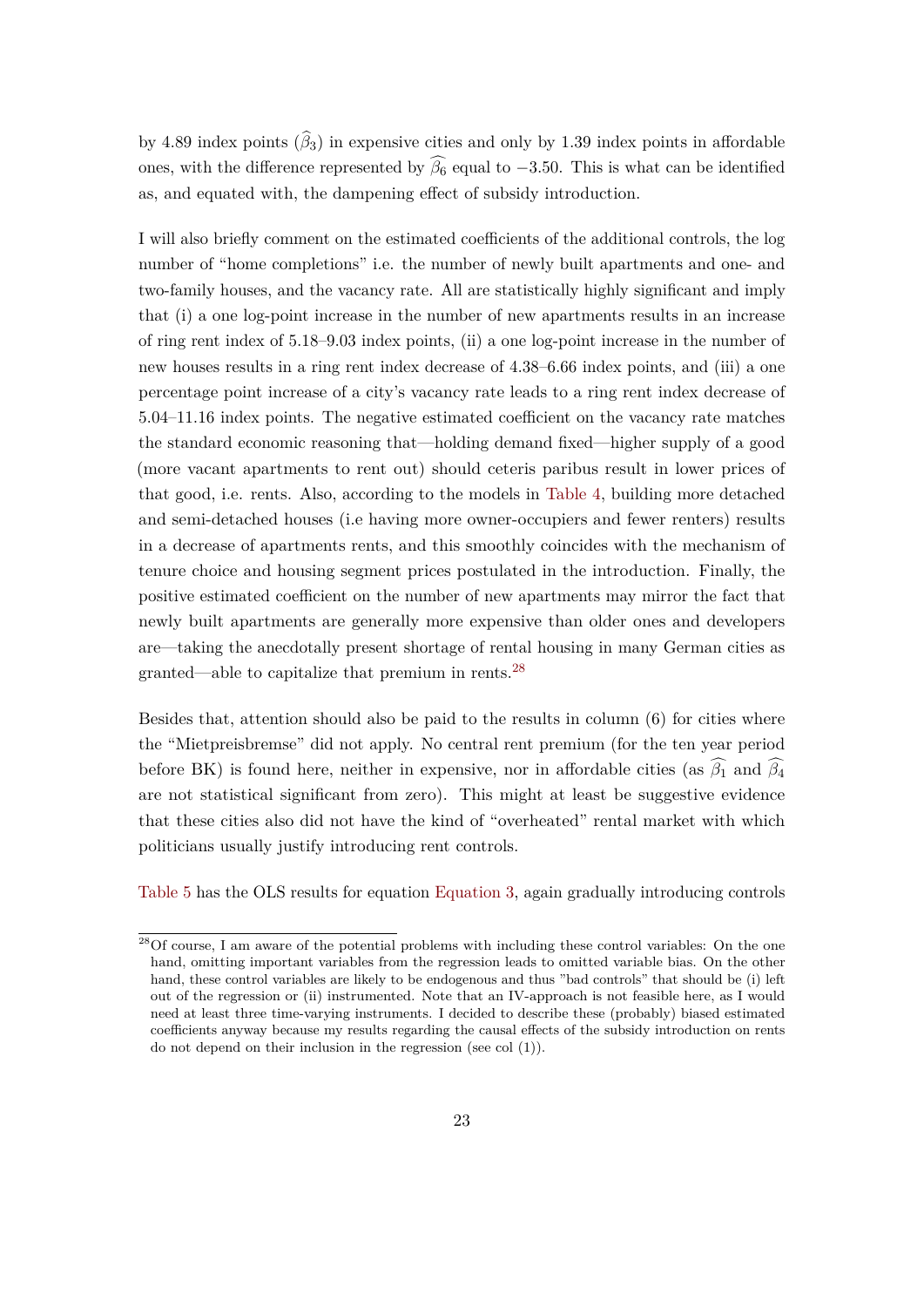by 4.89 index points ($\widehat{\beta}_3$) in expensive cities and only by 1.39 index points in affordable ones, with the difference represented by $\widehat{\beta_6}$ equal to $-3.50$. This is what can be identified as, and equated with, the dampening effect of subsidy introduction.

I will also briefly comment on the estimated coefficients of the additional controls, the log number of "home completions" i.e. the number of newly built apartments and one- and two-family houses, and the vacancy rate. All are statistically highly significant and imply that (i) a one log-point increase in the number of new apartments results in an increase of ring rent index of 5.18–9.03 index points, (ii) a one log-point increase in the number of new houses results in a ring rent index decrease of 4.38–6.66 index points, and (iii) a one percentage point increase of a city's vacancy rate leads to a ring rent index decrease of 5.04–11.16 index points. The negative estimated coefficient on the vacancy rate matches the standard economic reasoning that—holding demand fixed—higher supply of a good (more vacant apartments to rent out) should ceteris paribus result in lower prices of that good, i.e. rents. Also, according to the models in Table 4, building more detached and semi-detached houses (i.e having more owner-occupiers and fewer renters) results in a decrease of apartments rents, and this smoothly coincides with the mechanism of tenure choice and housing segment prices postulated in the introduction. Finally, the positive estimated coefficient on the number of new apartments may mirror the fact that newly built apartments are generally more expensive than older ones and developers are—taking the anecdotally present shortage of rental housing in many German cities as granted—able to capitalize that premium in rents.[28]

Besides that, attention should also be paid to the results in column (6) for cities where the "Mietpreisbremse" did not apply. No central rent premium (for the ten year period before BK) is found here, neither in expensive, nor in affordable cities (as $\widehat{\beta_1}$ and $\widehat{\beta_4}$ are not statistical significant from zero). This might at least be suggestive evidence that these cities also did not have the kind of "overheated" rental market with which politicians usually justify introducing rent controls.

Table 5 has the OLS results for equation Equation 3, again gradually introducing controls

[28] Of course, I am aware of the potential problems with including these control variables: On the one hand, omitting important variables from the regression leads to omitted variable bias. On the other hand, these control variables are likely to be endogenous and thus "bad controls" that should be (i) left out of the regression or (ii) instrumented. Note that an IV-approach is not feasible here, as I would need at least three time-varying instruments. I decided to describe these (probably) biased estimated coefficients anyway because my results regarding the causal effects of the subsidy introduction on rents do not depend on their inclusion in the regression (see col (1)).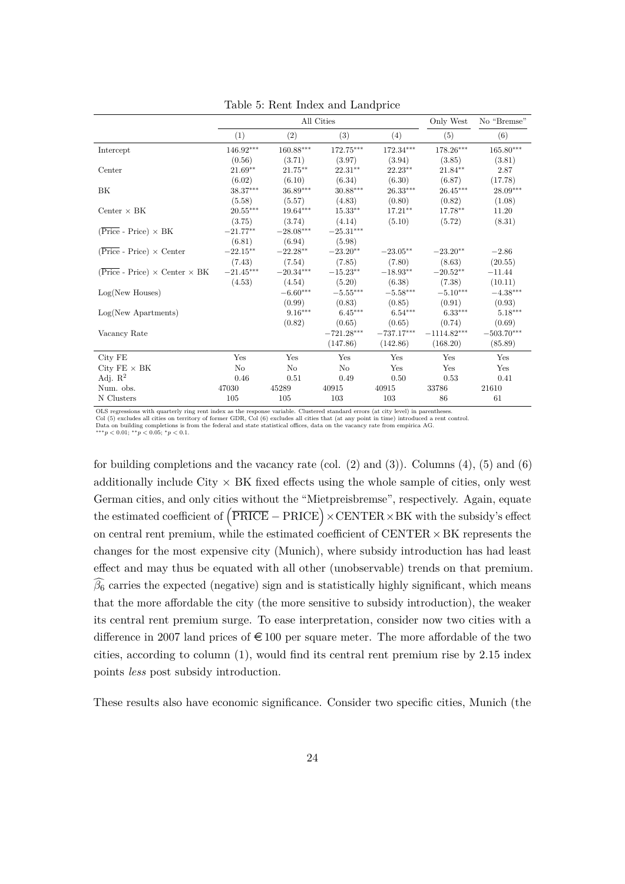Table 5: Rent Index and Landprice

| | All Cities | | | | Only West | No "Bremse" |
|---|---|---|---|---|---|---|
| | (1) | (2) | (3) | (4) | (5) | (6) |
| Intercept | $146.92^{***}$ | $160.88^{***}$ | $172.75^{***}$ | $172.34^{***}$ | $178.26^{***}$ | $165.80^{***}$ |
| | (0.56) | (3.71) | (3.97) | (3.94) | (3.85) | (3.81) |
| Center | $21.69^{**}$ | $21.75^{**}$ | $22.31^{**}$ | $22.23^{**}$ | $21.84^{**}$ | 2.87 |
| | (6.02) | (6.10) | (6.34) | (6.30) | (6.87) | (17.78) |
| BK | $38.37^{***}$ | $36.89^{***}$ | $30.88^{***}$ | $26.33^{***}$ | $26.45^{***}$ | $28.09^{***}$ |
| | (5.58) | (5.57) | (4.83) | (0.80) | (0.82) | (1.08) |
| Center × BK | $20.55^{***}$ | $19.64^{***}$ | $15.33^{**}$ | $17.21^{**}$ | $17.78^{**}$ | 11.20 |
| | (3.75) | (3.74) | (4.14) | (5.10) | (5.72) | (8.31) |
| ($\overline{\text{Price}}$ - Price) × BK | $-21.77^{**}$ | $-28.08^{***}$ | $-25.31^{***}$ | | | |
| | (6.81) | (6.94) | (5.98) | | | |
| ($\overline{\text{Price}}$ - Price) × Center | $-22.15^{**}$ | $-22.28^{**}$ | $-23.20^{**}$ | $-23.05^{**}$ | $-23.20^{**}$ | $-2.86$ |
| | (7.43) | (7.54) | (7.85) | (7.80) | (8.63) | (20.55) |
| ($\overline{\text{Price}}$ - Price) × Center × BK | $-21.45^{***}$ | $-20.34^{***}$ | $-15.23^{**}$ | $-18.93^{**}$ | $-20.52^{**}$ | $-11.44$ |
| | (4.53) | (4.54) | (5.20) | (6.38) | (7.38) | (10.11) |
| Log(New Houses) | | $-6.60^{***}$ | $-5.55^{***}$ | $-5.58^{***}$ | $-5.10^{***}$ | $-4.38^{***}$ |
| | | (0.99) | (0.83) | (0.85) | (0.91) | (0.93) |
| Log(New Apartments) | | $9.16^{***}$ | $6.45^{***}$ | $6.54^{***}$ | $6.33^{***}$ | $5.18^{***}$ |
| | | (0.82) | (0.65) | (0.65) | (0.74) | (0.69) |
| Vacancy Rate | | | $-721.28^{***}$ | $-737.17^{***}$ | $-1114.82^{***}$ | $-503.70^{***}$ |
| | | | (147.86) | (142.86) | (168.20) | (85.89) |
| City FE | Yes | Yes | Yes | Yes | Yes | Yes |
| City FE × BK | No | No | No | Yes | Yes | Yes |
| Adj. $R^2$ | 0.46 | 0.51 | 0.49 | 0.50 | 0.53 | 0.41 |
| Num. obs. | 47030 | 45289 | 40915 | 40915 | 33786 | 21610 |
| N Clusters | 105 | 105 | 103 | 103 | 86 | 61 |

OLS regressions with quarterly ring rent index as the response variable. Clustered standard errors (at city level) in parentheses.
Col (5) excludes all cities on territory of former GDR, Col (6) excludes all cities that (at any point in time) introduced a rent control.
Data on building completions is from the federal and state statistical offices, data on the vacancy rate from empirica AG.
$^{***}p < 0.01$; $^{**}p < 0.05$; $^{*}p < 0.1$.

for building completions and the vacancy rate (col. (2) and (3)). Columns (4), (5) and (6) additionally include City × BK fixed effects using the whole sample of cities, only west German cities, and only cities without the "Mietpreisbremse", respectively. Again, equate the estimated coefficient of $\left(\overline{\text{PRICE}} - \text{PRICE}\right) \times \text{CENTER} \times \text{BK}$ with the subsidy's effect on central rent premium, while the estimated coefficient of $\text{CENTER} \times \text{BK}$ represents the changes for the most expensive city (Munich), where subsidy introduction has had least effect and may thus be equated with all other (unobservable) trends on that premium. $\widehat{\beta_6}$ carries the expected (negative) sign and is statistically highly significant, which means that the more affordable the city (the more sensitive to subsidy introduction), the weaker its central rent premium surge. To ease interpretation, consider now two cities with a difference in 2007 land prices of €100 per square meter. The more affordable of the two cities, according to column (1), would find its central rent premium rise by 2.15 index points *less* post subsidy introduction.

These results also have economic significance. Consider two specific cities, Munich (the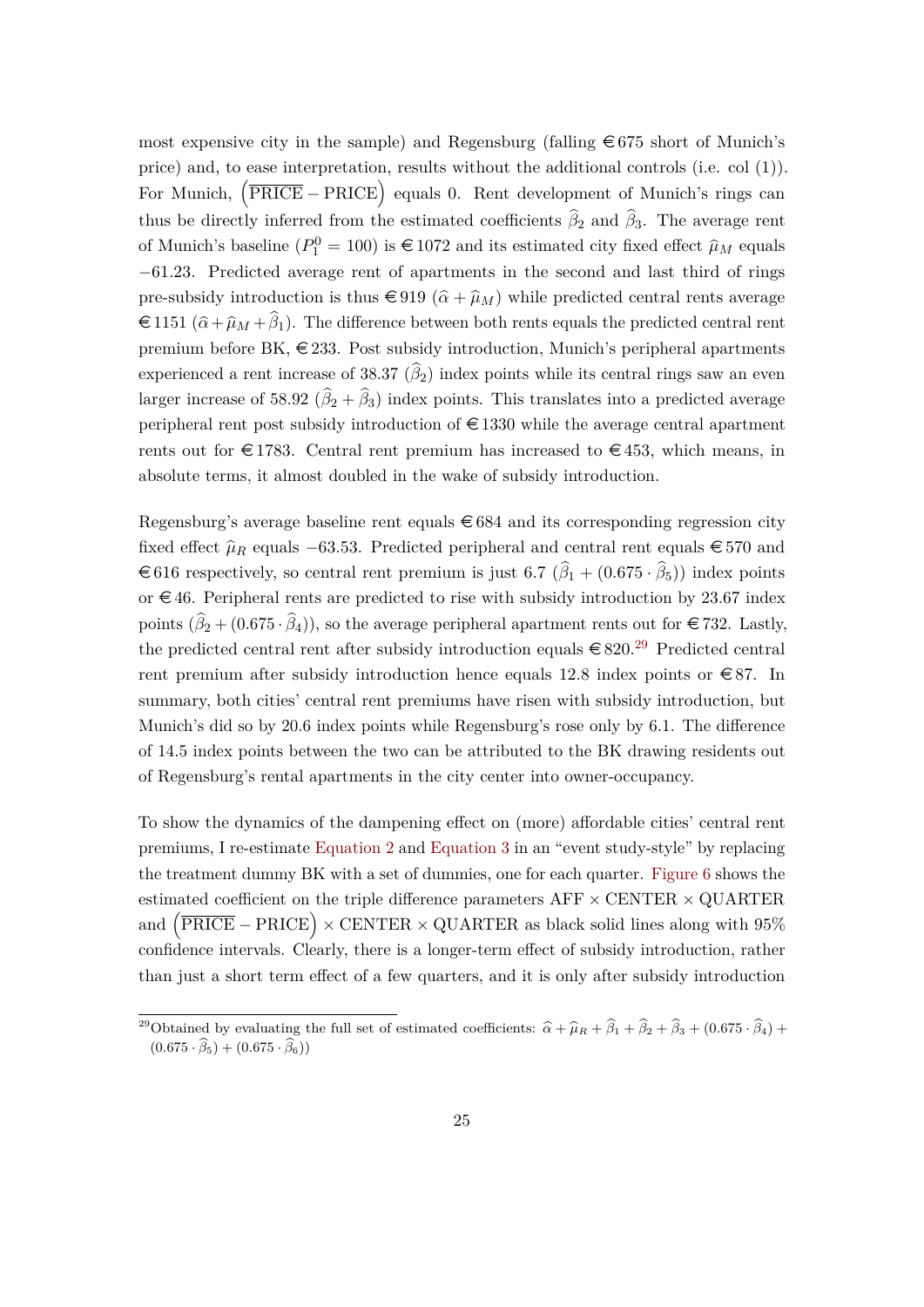most expensive city in the sample) and Regensburg (falling €675 short of Munich's price) and, to ease interpretation, results without the additional controls (i.e. col (1)). For Munich, $\left(\overline{\text{PRICE}} - \text{PRICE}\right)$ equals 0. Rent development of Munich's rings can thus be directly inferred from the estimated coefficients $\widehat{\beta}_2$ and $\widehat{\beta}_3$. The average rent of Munich's baseline ($P_1^0 = 100$) is €1072 and its estimated city fixed effect $\widehat{\mu}_M$ equals $-61.23$. Predicted average rent of apartments in the second and last third of rings pre-subsidy introduction is thus €919 ($\widehat{\alpha} + \widehat{\mu}_M$) while predicted central rents average €1151 ($\widehat{\alpha} + \widehat{\mu}_M + \widehat{\beta}_1$). The difference between both rents equals the predicted central rent premium before BK, €233. Post subsidy introduction, Munich's peripheral apartments experienced a rent increase of 38.37 ($\widehat{\beta}_2$) index points while its central rings saw an even larger increase of 58.92 ($\widehat{\beta}_2 + \widehat{\beta}_3$) index points. This translates into a predicted average peripheral rent post subsidy introduction of €1330 while the average central apartment rents out for €1783. Central rent premium has increased to €453, which means, in absolute terms, it almost doubled in the wake of subsidy introduction.

Regensburg's average baseline rent equals €684 and its corresponding regression city fixed effect $\widehat{\mu}_R$ equals $-63.53$. Predicted peripheral and central rent equals €570 and €616 respectively, so central rent premium is just 6.7 ($\widehat{\beta}_1 + (0.675 \cdot \widehat{\beta}_5)$) index points or €46. Peripheral rents are predicted to rise with subsidy introduction by 23.67 index points ($\widehat{\beta}_2 + (0.675 \cdot \widehat{\beta}_4)$), so the average peripheral apartment rents out for €732. Lastly, the predicted central rent after subsidy introduction equals €820.[29] Predicted central rent premium after subsidy introduction hence equals 12.8 index points or €87. In summary, both cities' central rent premiums have risen with subsidy introduction, but Munich's did so by 20.6 index points while Regensburg's rose only by 6.1. The difference of 14.5 index points between the two can be attributed to the BK drawing residents out of Regensburg's rental apartments in the city center into owner-occupancy.

To show the dynamics of the dampening effect on (more) affordable cities' central rent premiums, I re-estimate Equation 2 and Equation 3 in an "event study-style" by replacing the treatment dummy BK with a set of dummies, one for each quarter. Figure 6 shows the estimated coefficient on the triple difference parameters AFF × CENTER × QUARTER and $\left(\overline{\text{PRICE}} - \text{PRICE}\right)$ × CENTER × QUARTER as black solid lines along with 95% confidence intervals. Clearly, there is a longer-term effect of subsidy introduction, rather than just a short term effect of a few quarters, and it is only after subsidy introduction

[29] Obtained by evaluating the full set of estimated coefficients: $\widehat{\alpha} + \widehat{\mu}_R + \widehat{\beta}_1 + \widehat{\beta}_2 + \widehat{\beta}_3 + (0.675 \cdot \widehat{\beta}_4) + (0.675 \cdot \widehat{\beta}_5) + (0.675 \cdot \widehat{\beta}_6))$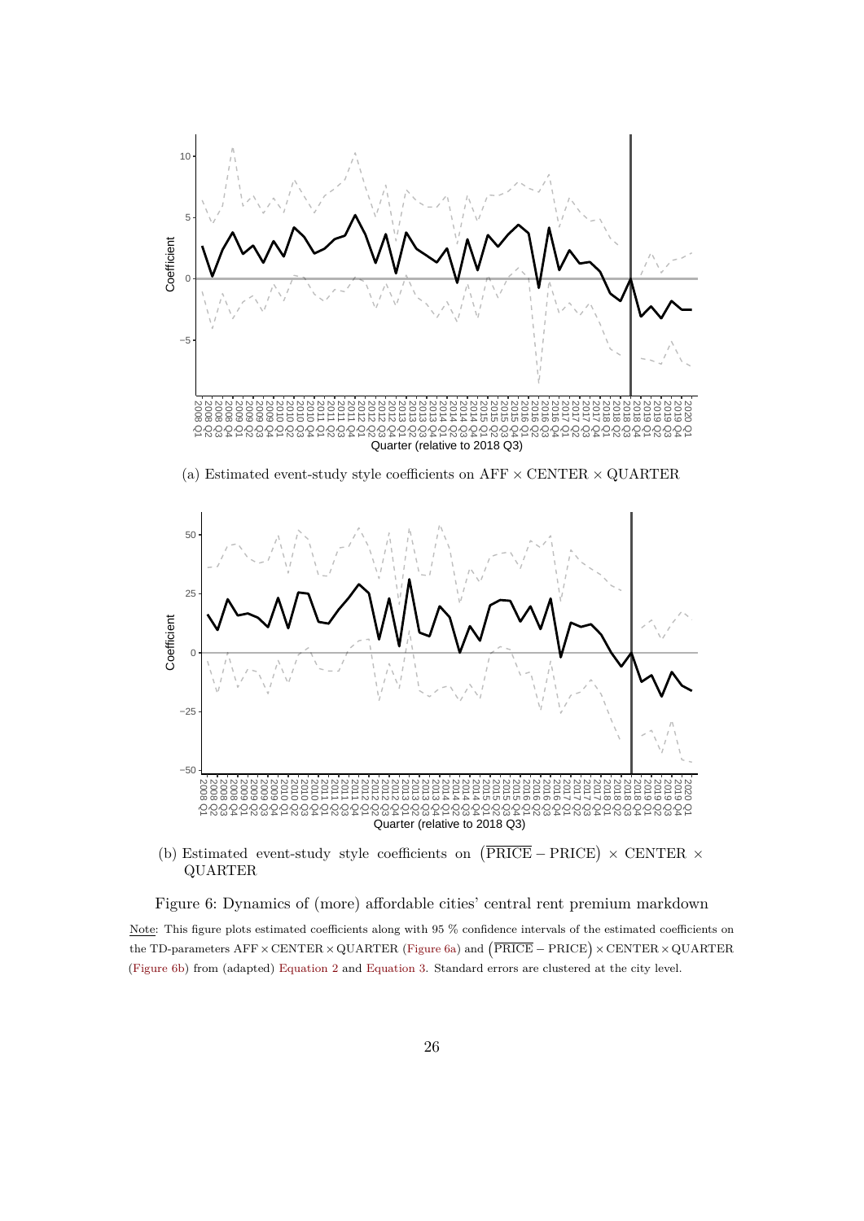(a) Estimated event-study style coefficients on AFF × CENTER × QUARTER

(b) Estimated event-study style coefficients on $\left(\overline{\text{PRICE}} - \text{PRICE}\right) \times \text{CENTER} \times \text{QUARTER}$

Figure 6: Dynamics of (more) affordable cities' central rent premium markdown

Note: This figure plots estimated coefficients along with 95 % confidence intervals of the estimated coefficients on the TD-parameters AFF × CENTER × QUARTER (Figure 6a) and $\left(\overline{\text{PRICE}} - \text{PRICE}\right) \times \text{CENTER} \times \text{QUARTER}$ (Figure 6b) from (adapted) Equation 2 and Equation 3. Standard errors are clustered at the city level.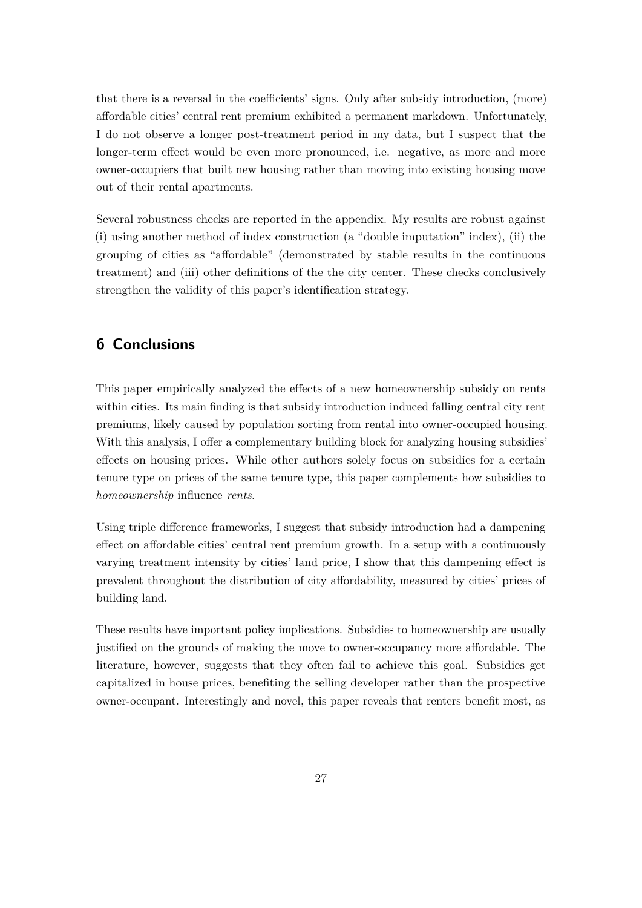that there is a reversal in the coefficients' signs. Only after subsidy introduction, (more) affordable cities' central rent premium exhibited a permanent markdown. Unfortunately, I do not observe a longer post-treatment period in my data, but I suspect that the longer-term effect would be even more pronounced, i.e. negative, as more and more owner-occupiers that built new housing rather than moving into existing housing move out of their rental apartments.

Several robustness checks are reported in the appendix. My results are robust against (i) using another method of index construction (a "double imputation" index), (ii) the grouping of cities as "affordable" (demonstrated by stable results in the continuous treatment) and (iii) other definitions of the the city center. These checks conclusively strengthen the validity of this paper's identification strategy.

## 6 Conclusions

This paper empirically analyzed the effects of a new homeownership subsidy on rents within cities. Its main finding is that subsidy introduction induced falling central city rent premiums, likely caused by population sorting from rental into owner-occupied housing. With this analysis, I offer a complementary building block for analyzing housing subsidies' effects on housing prices. While other authors solely focus on subsidies for a certain tenure type on prices of the same tenure type, this paper complements how subsidies to *homeownership* influence *rents*.

Using triple difference frameworks, I suggest that subsidy introduction had a dampening effect on affordable cities' central rent premium growth. In a setup with a continuously varying treatment intensity by cities' land price, I show that this dampening effect is prevalent throughout the distribution of city affordability, measured by cities' prices of building land.

These results have important policy implications. Subsidies to homeownership are usually justified on the grounds of making the move to owner-occupancy more affordable. The literature, however, suggests that they often fail to achieve this goal. Subsidies get capitalized in house prices, benefiting the selling developer rather than the prospective owner-occupant. Interestingly and novel, this paper reveals that renters benefit most, as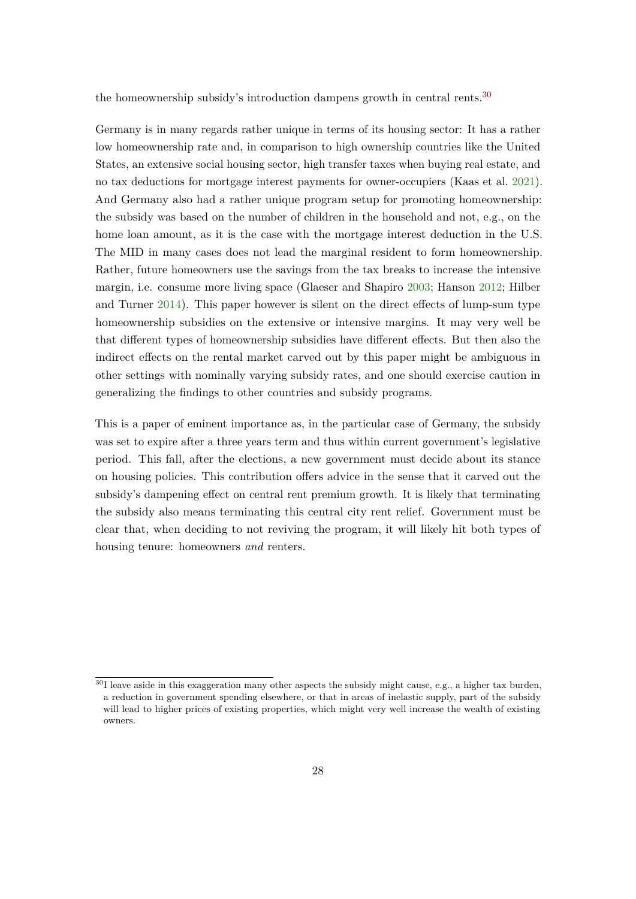the homeownership subsidy's introduction dampens growth in central rents.[30]

Germany is in many regards rather unique in terms of its housing sector: It has a rather low homeownership rate and, in comparison to high ownership countries like the United States, an extensive social housing sector, high transfer taxes when buying real estate, and no tax deductions for mortgage interest payments for owner-occupiers (Kaas et al. 2021). And Germany also had a rather unique program setup for promoting homeownership: the subsidy was based on the number of children in the household and not, e.g., on the home loan amount, as it is the case with the mortgage interest deduction in the U.S. The MID in many cases does not lead the marginal resident to form homeownership. Rather, future homeowners use the savings from the tax breaks to increase the intensive margin, i.e. consume more living space (Glaeser and Shapiro 2003; Hanson 2012; Hilber and Turner 2014). This paper however is silent on the direct effects of lump-sum type homeownership subsidies on the extensive or intensive margins. It may very well be that different types of homeownership subsidies have different effects. But then also the indirect effects on the rental market carved out by this paper might be ambiguous in other settings with nominally varying subsidy rates, and one should exercise caution in generalizing the findings to other countries and subsidy programs.

This is a paper of eminent importance as, in the particular case of Germany, the subsidy was set to expire after a three years term and thus within current government's legislative period. This fall, after the elections, a new government must decide about its stance on housing policies. This contribution offers advice in the sense that it carved out the subsidy's dampening effect on central rent premium growth. It is likely that terminating the subsidy also means terminating this central city rent relief. Government must be clear that, when deciding to not reviving the program, it will likely hit both types of housing tenure: homeowners *and* renters.

[30] I leave aside in this exaggeration many other aspects the subsidy might cause, e.g., a higher tax burden, a reduction in government spending elsewhere, or that in areas of inelastic supply, part of the subsidy will lead to higher prices of existing properties, which might very well increase the wealth of existing owners.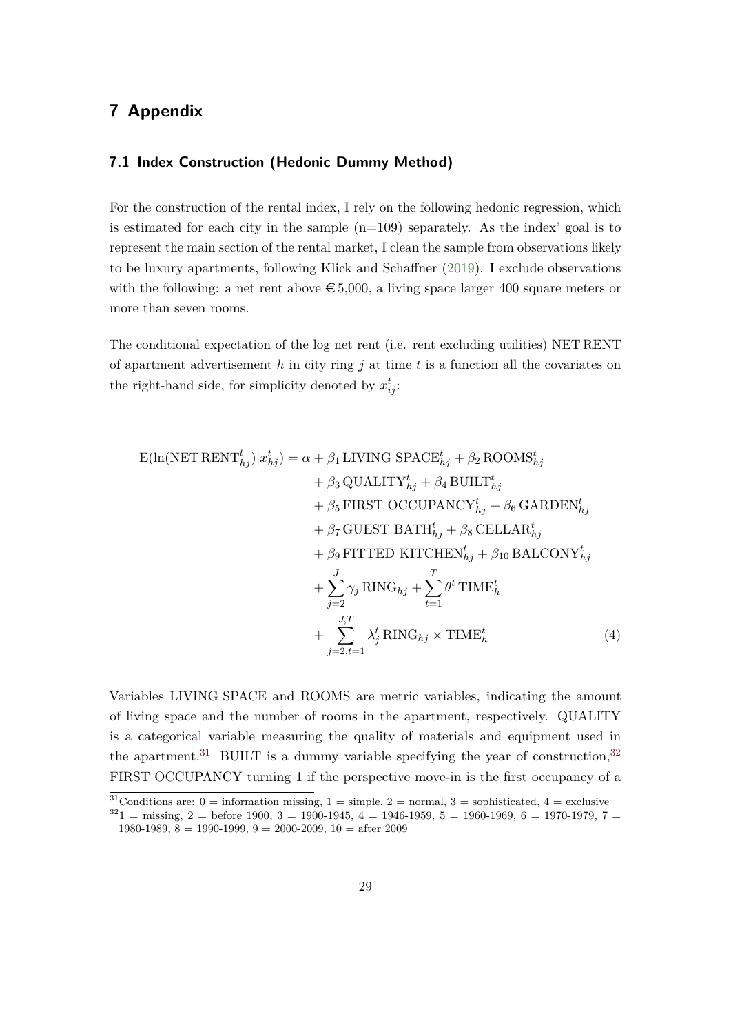# 7 Appendix

## 7.1 Index Construction (Hedonic Dummy Method)

For the construction of the rental index, I rely on the following hedonic regression, which is estimated for each city in the sample (n=109) separately. As the index' goal is to represent the main section of the rental market, I clean the sample from observations likely to be luxury apartments, following Klick and Schaffner (2019). I exclude observations with the following: a net rent above €5,000, a living space larger 400 square meters or more than seven rooms.

The conditional expectation of the log net rent (i.e. rent excluding utilities) NET RENT of apartment advertisement $h$ in city ring $j$ at time $t$ is a function all the covariates on the right-hand side, for simplicity denoted by $x_{ij}^t$:

$$
\begin{aligned}
\mathrm{E}(\ln(\mathrm{NET\,RENT}_{hj}^t)|x_{hj}^t) = \alpha &+ \beta_1\,\mathrm{LIVING\ SPACE}_{hj}^t + \beta_2\,\mathrm{ROOMS}_{hj}^t \\
&+ \beta_3\,\mathrm{QUALITY}_{hj}^t + \beta_4\,\mathrm{BUILT}_{hj}^t \\
&+ \beta_5\,\mathrm{FIRST\ OCCUPANCY}_{hj}^t + \beta_6\,\mathrm{GARDEN}_{hj}^t \\
&+ \beta_7\,\mathrm{GUEST\ BATH}_{hj}^t + \beta_8\,\mathrm{CELLAR}_{hj}^t \\
&+ \beta_9\,\mathrm{FITTED\ KITCHEN}_{hj}^t + \beta_{10}\,\mathrm{BALCONY}_{hj}^t \\
&+ \sum_{j=2}^{J} \gamma_j\,\mathrm{RING}_{hj} + \sum_{t=1}^{T} \theta^t\,\mathrm{TIME}_h^t \\
&+ \sum_{j=2,t=1}^{J,T} \lambda_j^t\,\mathrm{RING}_{hj} \times \mathrm{TIME}_h^t
\end{aligned}
\tag{4}
$$

Variables LIVING SPACE and ROOMS are metric variables, indicating the amount of living space and the number of rooms in the apartment, respectively. QUALITY is a categorical variable measuring the quality of materials and equipment used in the apartment.[31] BUILT is a dummy variable specifying the year of construction,[32] FIRST OCCUPANCY turning 1 if the perspective move-in is the first occupancy of a

[31] Conditions are: 0 = information missing, 1 = simple, 2 = normal, 3 = sophisticated, 4 = exclusive

[32] 1 = missing, 2 = before 1900, 3 = 1900-1945, 4 = 1946-1959, 5 = 1960-1969, 6 = 1970-1979, 7 = 1980-1989, 8 = 1990-1999, 9 = 2000-2009, 10 = after 2009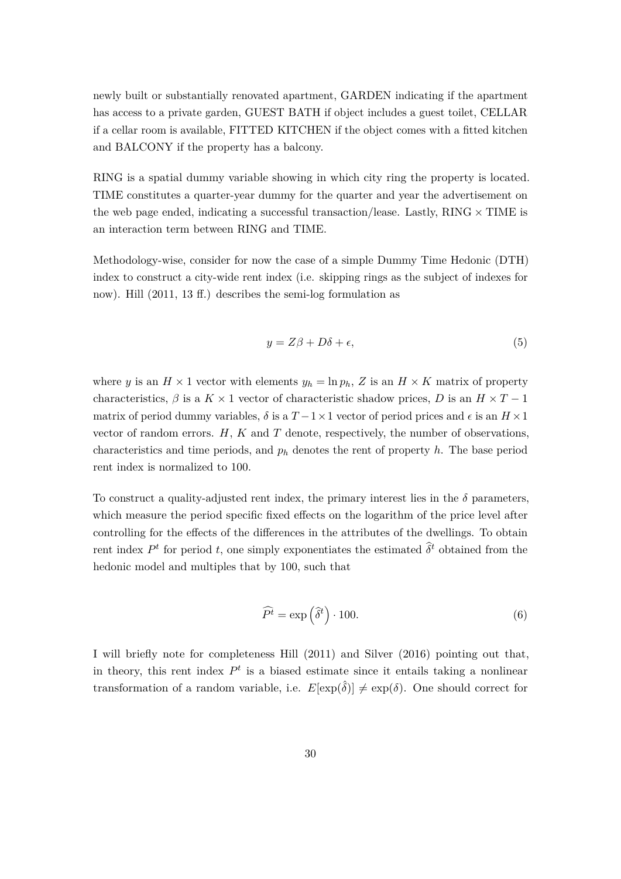newly built or substantially renovated apartment, GARDEN indicating if the apartment has access to a private garden, GUEST BATH if object includes a guest toilet, CELLAR if a cellar room is available, FITTED KITCHEN if the object comes with a fitted kitchen and BALCONY if the property has a balcony.

RING is a spatial dummy variable showing in which city ring the property is located. TIME constitutes a quarter-year dummy for the quarter and year the advertisement on the web page ended, indicating a successful transaction/lease. Lastly, RING $\times$ TIME is an interaction term between RING and TIME.

Methodology-wise, consider for now the case of a simple Dummy Time Hedonic (DTH) index to construct a city-wide rent index (i.e. skipping rings as the subject of indexes for now). Hill (2011, 13 ff.) describes the semi-log formulation as

$$y = Z\beta + D\delta + \epsilon, \tag{5}$$

where $y$ is an $H \times 1$ vector with elements $y_h = \ln p_h$, $Z$ is an $H \times K$ matrix of property characteristics, $\beta$ is a $K \times 1$ vector of characteristic shadow prices, $D$ is an $H \times T - 1$ matrix of period dummy variables, $\delta$ is a $T - 1 \times 1$ vector of period prices and $\epsilon$ is an $H \times 1$ vector of random errors. $H$, $K$ and $T$ denote, respectively, the number of observations, characteristics and time periods, and $p_h$ denotes the rent of property $h$. The base period rent index is normalized to 100.

To construct a quality-adjusted rent index, the primary interest lies in the $\delta$ parameters, which measure the period specific fixed effects on the logarithm of the price level after controlling for the effects of the differences in the attributes of the dwellings. To obtain rent index $P^t$ for period $t$, one simply exponentiates the estimated $\widehat{\delta}^t$ obtained from the hedonic model and multiples that by 100, such that

$$\widehat{P^t} = \exp\left(\widehat{\delta}^t\right) \cdot 100. \tag{6}$$

I will briefly note for completeness Hill (2011) and Silver (2016) pointing out that, in theory, this rent index $P^t$ is a biased estimate since it entails taking a nonlinear transformation of a random variable, i.e. $E[\exp(\hat{\delta})] \neq \exp(\delta)$. One should correct for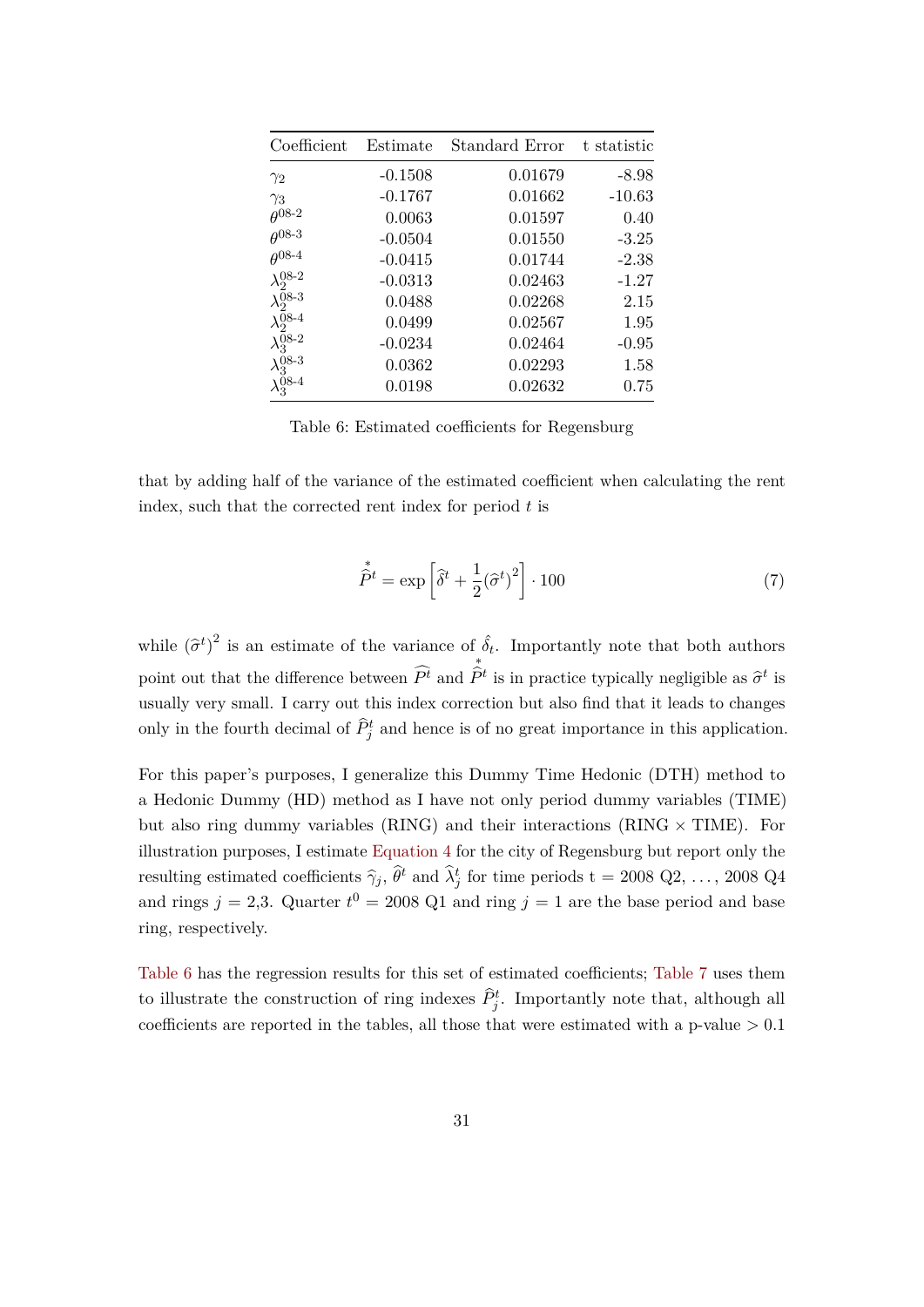| Coefficient | Estimate | Standard Error | t statistic |
|---|---|---|---|
| $\gamma_2$ | -0.1508 | 0.01679 | -8.98 |
| $\gamma_3$ | -0.1767 | 0.01662 | -10.63 |
| $\theta^{08\text{-}2}$ | 0.0063 | 0.01597 | 0.40 |
| $\theta^{08\text{-}3}$ | -0.0504 | 0.01550 | -3.25 |
| $\theta^{08\text{-}4}$ | -0.0415 | 0.01744 | -2.38 |
| $\lambda_2^{08\text{-}2}$ | -0.0313 | 0.02463 | -1.27 |
| $\lambda_2^{08\text{-}3}$ | 0.0488 | 0.02268 | 2.15 |
| $\lambda_2^{08\text{-}4}$ | 0.0499 | 0.02567 | 1.95 |
| $\lambda_3^{08\text{-}2}$ | -0.0234 | 0.02464 | -0.95 |
| $\lambda_3^{08\text{-}3}$ | 0.0362 | 0.02293 | 1.58 |
| $\lambda_3^{08\text{-}4}$ | 0.0198 | 0.02632 | 0.75 |

Table 6: Estimated coefficients for Regensburg

that by adding half of the variance of the estimated coefficient when calculating the rent index, such that the corrected rent index for period $t$ is

$$\overset{*}{\widehat{P}^t} = \exp\left[\widehat{\delta}^t + \frac{1}{2}\left(\widehat{\sigma}^t\right)^2\right] \cdot 100 \tag{7}$$

while $\left(\widehat{\sigma}^t\right)^2$ is an estimate of the variance of $\hat{\delta}_t$. Importantly note that both authors point out that the difference between $\widehat{P^t}$ and $\overset{*}{\widehat{P}^t}$ is in practice typically negligible as $\widehat{\sigma}^t$ is usually very small. I carry out this index correction but also find that it leads to changes only in the fourth decimal of $\widehat{P}_j^t$ and hence is of no great importance in this application.

For this paper's purposes, I generalize this Dummy Time Hedonic (DTH) method to a Hedonic Dummy (HD) method as I have not only period dummy variables (TIME) but also ring dummy variables (RING) and their interactions (RING × TIME). For illustration purposes, I estimate Equation 4 for the city of Regensburg but report only the resulting estimated coefficients $\widehat{\gamma}_j$, $\widehat{\theta}^t$ and $\widehat{\lambda}_j^t$ for time periods t = 2008 Q2, ..., 2008 Q4 and rings $j$ = 2,3. Quarter $t^0$ = 2008 Q1 and ring $j = 1$ are the base period and base ring, respectively.

Table 6 has the regression results for this set of estimated coefficients; Table 7 uses them to illustrate the construction of ring indexes $\widehat{P}_j^t$. Importantly note that, although all coefficients are reported in the tables, all those that were estimated with a p-value > 0.1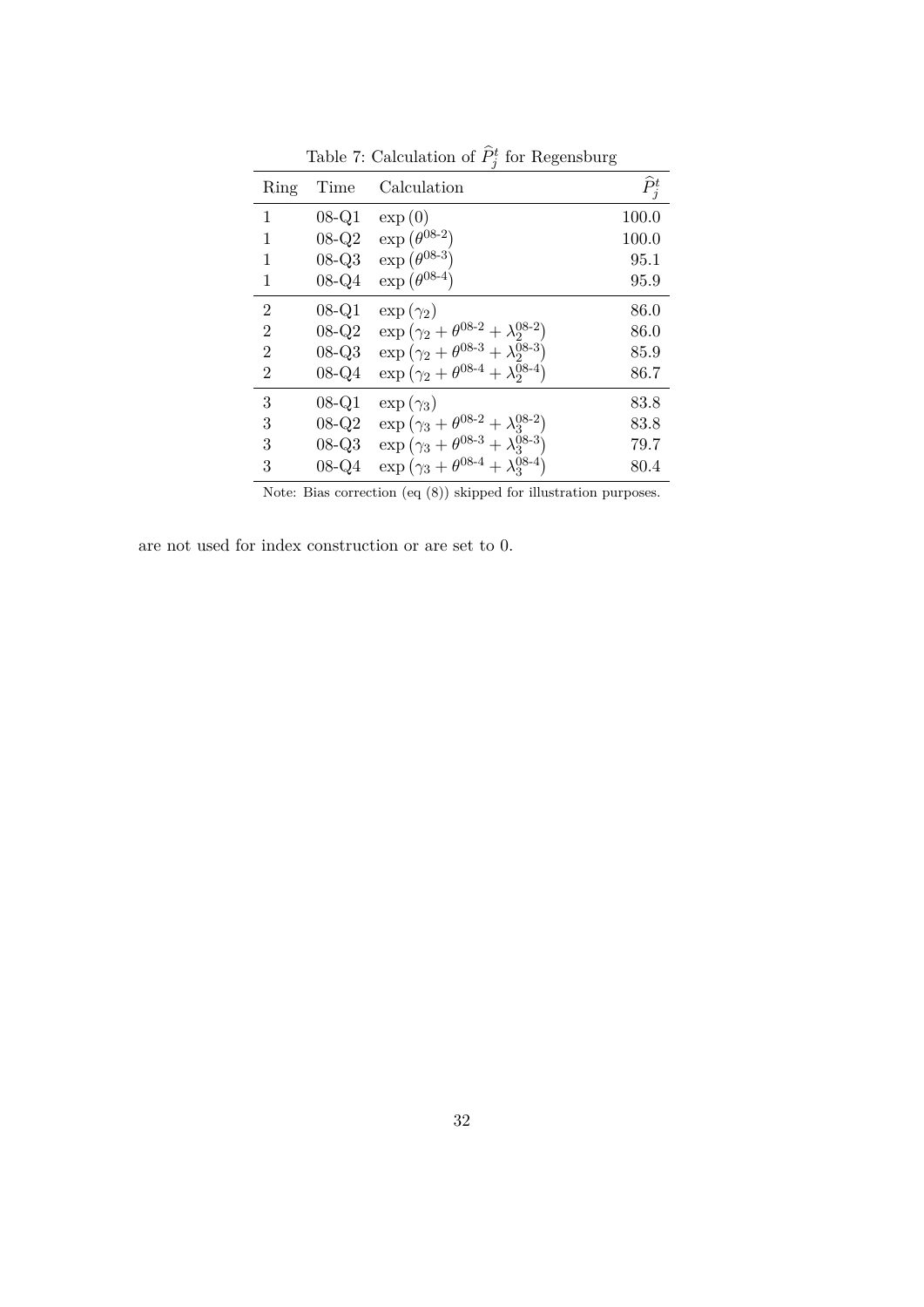Table 7: Calculation of $\widehat{P}_j^t$ for Regensburg

| Ring | Time | Calculation | $\widehat{P}_j^t$ |
|---|---|---|---|
| 1 | 08-Q1 | $\exp(0)$ | 100.0 |
| 1 | 08-Q2 | $\exp(\theta^{08\text{-}2})$ | 100.0 |
| 1 | 08-Q3 | $\exp(\theta^{08\text{-}3})$ | 95.1 |
| 1 | 08-Q4 | $\exp(\theta^{08\text{-}4})$ | 95.9 |
| 2 | 08-Q1 | $\exp(\gamma_2)$ | 86.0 |
| 2 | 08-Q2 | $\exp(\gamma_2 + \theta^{08\text{-}2} + \lambda_2^{08\text{-}2})$ | 86.0 |
| 2 | 08-Q3 | $\exp(\gamma_2 + \theta^{08\text{-}3} + \lambda_2^{08\text{-}3})$ | 85.9 |
| 2 | 08-Q4 | $\exp(\gamma_2 + \theta^{08\text{-}4} + \lambda_2^{08\text{-}4})$ | 86.7 |
| 3 | 08-Q1 | $\exp(\gamma_3)$ | 83.8 |
| 3 | 08-Q2 | $\exp(\gamma_3 + \theta^{08\text{-}2} + \lambda_3^{08\text{-}2})$ | 83.8 |
| 3 | 08-Q3 | $\exp(\gamma_3 + \theta^{08\text{-}3} + \lambda_3^{08\text{-}3})$ | 79.7 |
| 3 | 08-Q4 | $\exp(\gamma_3 + \theta^{08\text{-}4} + \lambda_3^{08\text{-}4})$ | 80.4 |

Note: Bias correction (eq (8)) skipped for illustration purposes.

are not used for index construction or are set to 0.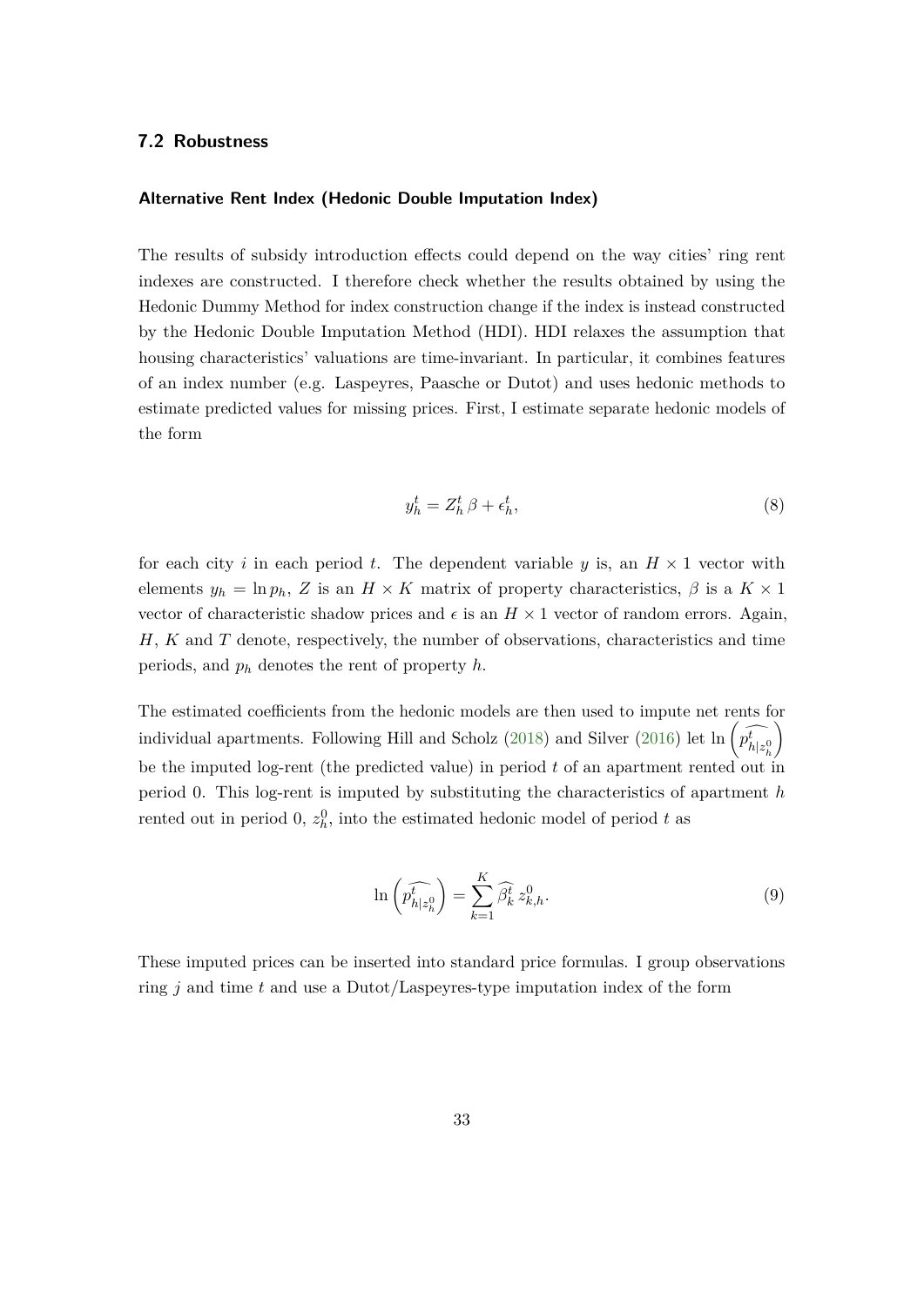### 7.2 Robustness

#### Alternative Rent Index (Hedonic Double Imputation Index)

The results of subsidy introduction effects could depend on the way cities' ring rent indexes are constructed. I therefore check whether the results obtained by using the Hedonic Dummy Method for index construction change if the index is instead constructed by the Hedonic Double Imputation Method (HDI). HDI relaxes the assumption that housing characteristics' valuations are time-invariant. In particular, it combines features of an index number (e.g. Laspeyres, Paasche or Dutot) and uses hedonic methods to estimate predicted values for missing prices. First, I estimate separate hedonic models of the form

$$y_h^t = Z_h^t \, \beta + \epsilon_h^t, \tag{8}$$

for each city $i$ in each period $t$. The dependent variable $y$ is, an $H \times 1$ vector with elements $y_h = \ln p_h$, $Z$ is an $H \times K$ matrix of property characteristics, $\beta$ is a $K \times 1$ vector of characteristic shadow prices and $\epsilon$ is an $H \times 1$ vector of random errors. Again, $H$, $K$ and $T$ denote, respectively, the number of observations, characteristics and time periods, and $p_h$ denotes the rent of property $h$.

The estimated coefficients from the hedonic models are then used to impute net rents for individual apartments. Following Hill and Scholz (2018) and Silver (2016) let $\ln\left(\widehat{p^t_{h|z^0_h}}\right)$ be the imputed log-rent (the predicted value) in period $t$ of an apartment rented out in period 0. This log-rent is imputed by substituting the characteristics of apartment $h$ rented out in period 0, $z_h^0$, into the estimated hedonic model of period $t$ as

$$\ln\left(\widehat{p^t_{h|z^0_h}}\right) = \sum_{k=1}^{K} \widehat{\beta^t_k} \, z^0_{k,h}. \tag{9}$$

These imputed prices can be inserted into standard price formulas. I group observations ring $j$ and time $t$ and use a Dutot/Laspeyres-type imputation index of the form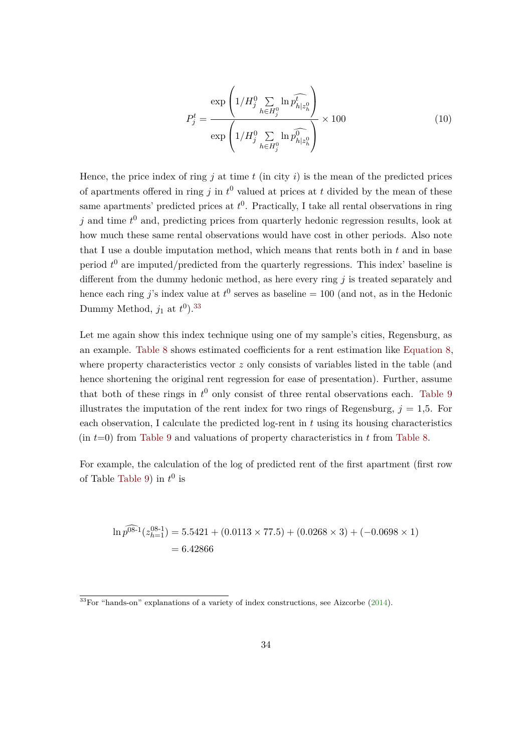$$P_j^t = \frac{\exp\left(1/H_j^0 \sum_{h \in H_j^0} \ln \widehat{p_{h|z_h^0}^t}\right)}{\exp\left(1/H_j^0 \sum_{h \in H_j^0} \ln \widehat{p_{h|z_h^0}^0}\right)} \times 100 \tag{10}$$

Hence, the price index of ring $j$ at time $t$ (in city $i$) is the mean of the predicted prices of apartments offered in ring $j$ in $t^0$ valued at prices at $t$ divided by the mean of these same apartments' predicted prices at $t^0$. Practically, I take all rental observations in ring $j$ and time $t^0$ and, predicting prices from quarterly hedonic regression results, look at how much these same rental observations would have cost in other periods. Also note that I use a double imputation method, which means that rents both in $t$ and in base period $t^0$ are imputed/predicted from the quarterly regressions. This index' baseline is different from the dummy hedonic method, as here every ring $j$ is treated separately and hence each ring $j$'s index value at $t^0$ serves as baseline = 100 (and not, as in the Hedonic Dummy Method, $j_1$ at $t^0$).[33]

Let me again show this index technique using one of my sample's cities, Regensburg, as an example. Table 8 shows estimated coefficients for a rent estimation like Equation 8, where property characteristics vector $z$ only consists of variables listed in the table (and hence shortening the original rent regression for ease of presentation). Further, assume that both of these rings in $t^0$ only consist of three rental observations each. Table 9 illustrates the imputation of the rent index for two rings of Regensburg, $j$ = 1,5. For each observation, I calculate the predicted log-rent in $t$ using its housing characteristics (in $t$=0) from Table 9 and valuations of property characteristics in $t$ from Table 8.

For example, the calculation of the log of predicted rent of the first apartment (first row of Table Table 9) in $t^0$ is

$$\begin{aligned}\ln \widehat{p^{08\text{-}1}}(z_{h=1}^{08\text{-}1}) &= 5.5421 + (0.0113 \times 77.5) + (0.0268 \times 3) + (-0.0698 \times 1) \\ &= 6.42866\end{aligned}$$

[33] For "hands-on" explanations of a variety of index constructions, see Aizcorbe (2014).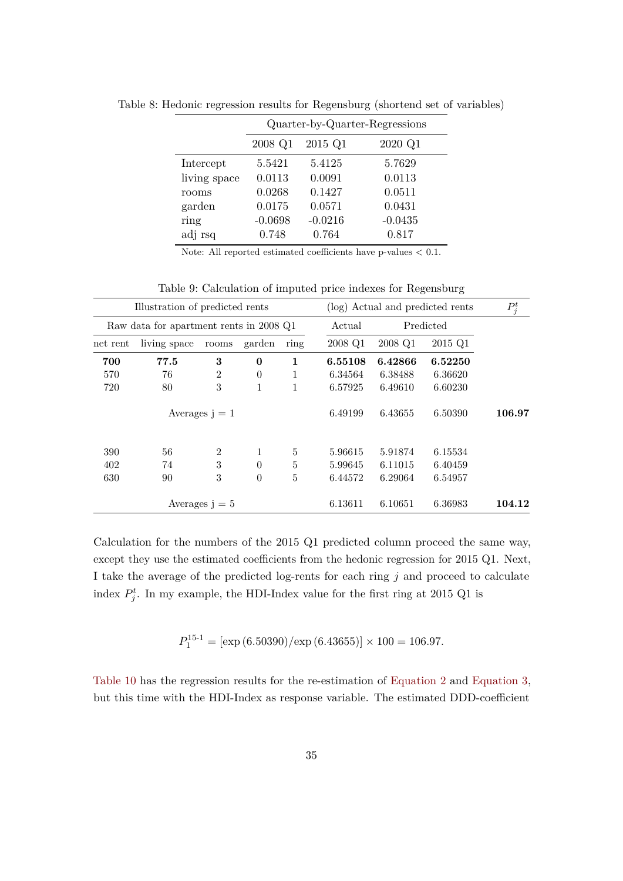Table 8: Hedonic regression results for Regensburg (shortend set of variables)

| | Quarter-by-Quarter-Regressions | | |
|---|---|---|---|
| | 2008 Q1 | 2015 Q1 | 2020 Q1 |
| Intercept | 5.5421 | 5.4125 | 5.7629 |
| living space | 0.0113 | 0.0091 | 0.0113 |
| rooms | 0.0268 | 0.1427 | 0.0511 |
| garden | 0.0175 | 0.0571 | 0.0431 |
| ring | -0.0698 | -0.0216 | -0.0435 |
| adj rsq | 0.748 | 0.764 | 0.817 |

Note: All reported estimated coefficients have p-values < 0.1.

Table 9: Calculation of imputed price indexes for Regensburg

| Illustration of predicted rents | | | | | (log) Actual and predicted rents | | | $P_j^t$ |
|---|---|---|---|---|---|---|---|---|
| Raw data for apartment rents in 2008 Q1 | | | | | Actual | Predicted | | |
| net rent | living space | rooms | garden | ring | 2008 Q1 | 2008 Q1 | 2015 Q1 | |
| **700** | **77.5** | **3** | **0** | **1** | **6.55108** | **6.42866** | **6.52250** | |
| 570 | 76 | 2 | 0 | 1 | 6.34564 | 6.38488 | 6.36620 | |
| 720 | 80 | 3 | 1 | 1 | 6.57925 | 6.49610 | 6.60230 | |
| Averages j = 1 | | | | | 6.49199 | 6.43655 | 6.50390 | **106.97** |
| 390 | 56 | 2 | 1 | 5 | 5.96615 | 5.91874 | 6.15534 | |
| 402 | 74 | 3 | 0 | 5 | 5.99645 | 6.11015 | 6.40459 | |
| 630 | 90 | 3 | 0 | 5 | 6.44572 | 6.29064 | 6.54957 | |
| Averages j = 5 | | | | | 6.13611 | 6.10651 | 6.36983 | **104.12** |

Calculation for the numbers of the 2015 Q1 predicted column proceed the same way, except they use the estimated coefficients from the hedonic regression for 2015 Q1. Next, I take the average of the predicted log-rents for each ring $j$ and proceed to calculate index $P_j^t$. In my example, the HDI-Index value for the first ring at 2015 Q1 is

$$P_1^{15\text{-}1} = [\exp(6.50390)/\exp(6.43655)] \times 100 = 106.97.$$

Table 10 has the regression results for the re-estimation of Equation 2 and Equation 3, but this time with the HDI-Index as response variable. The estimated DDD-coefficient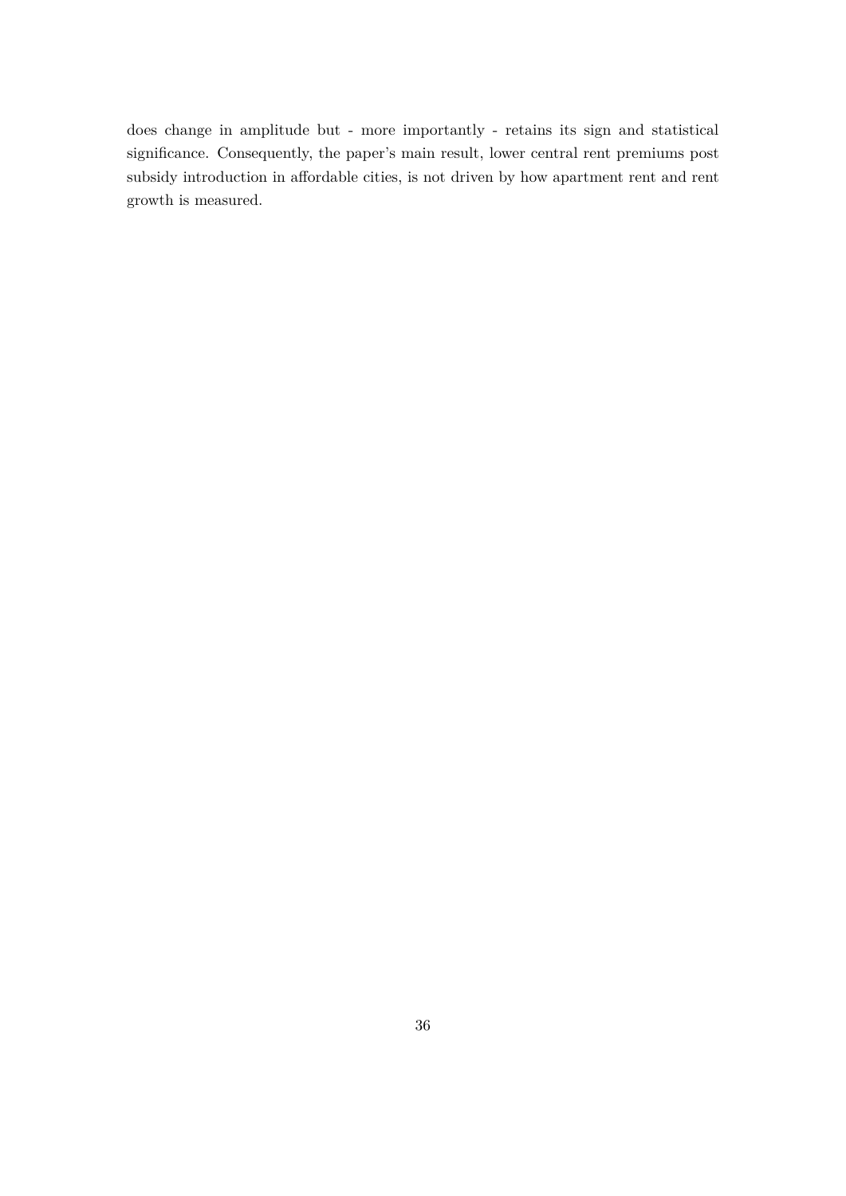does change in amplitude but - more importantly - retains its sign and statistical significance. Consequently, the paper's main result, lower central rent premiums post subsidy introduction in affordable cities, is not driven by how apartment rent and rent growth is measured.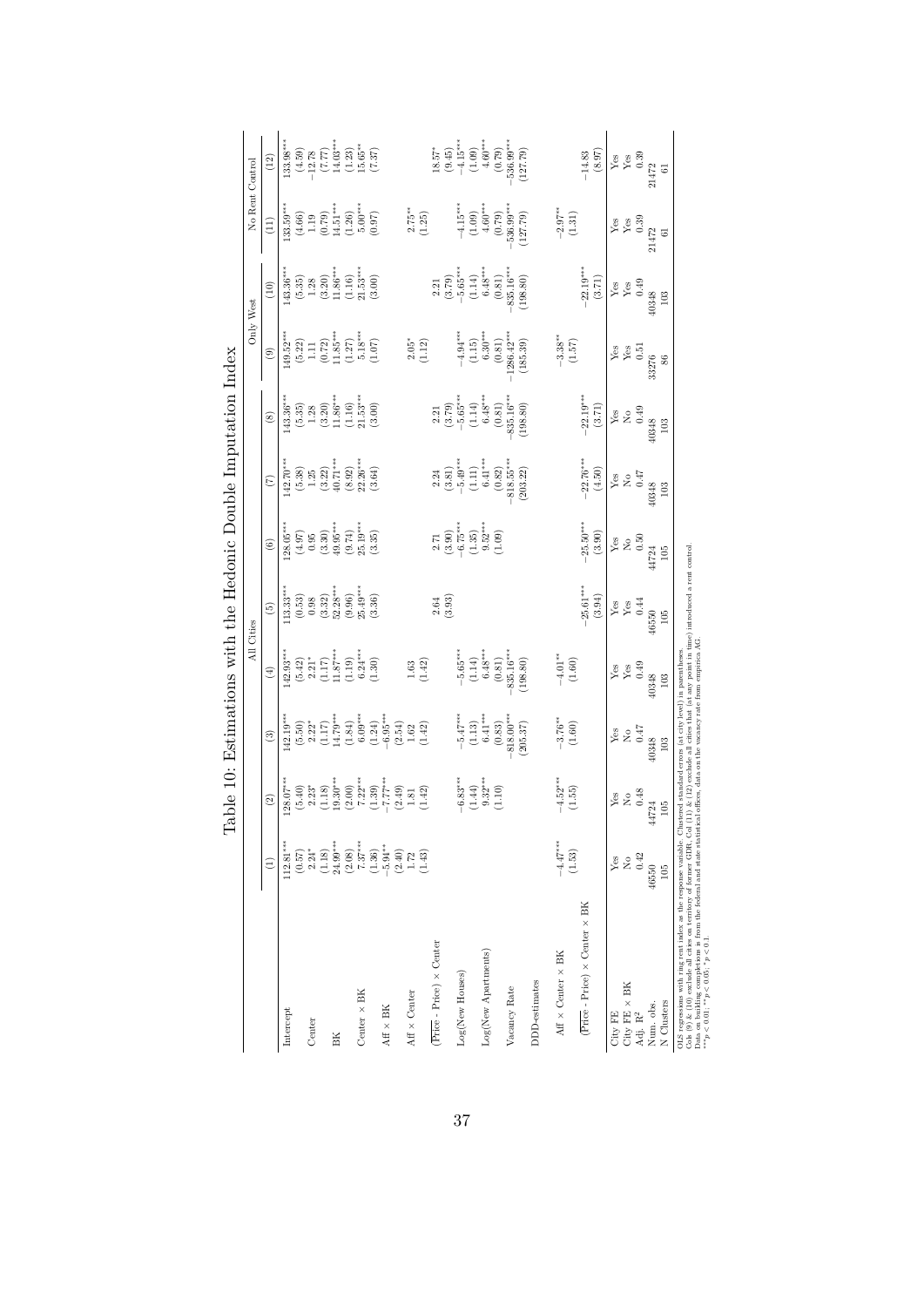# Table 10: Estimations with the Hedonic Double Imputation Index

| | All Cities | | | | | | | | Only West | | No Rent Control | |
|---|---|---|---|---|---|---|---|---|---|---|---|---|
| | (1) | (2) | (3) | (4) | (5) | (6) | (7) | (8) | (9) | (10) | (11) | (12) |
| Intercept | 112.81*** | 128.07*** | 142.19*** | 142.93*** | 113.33*** | 128.05*** | 142.70*** | 143.36*** | 149.52*** | 143.36*** | 133.59*** | 133.98*** |
| | (0.57) | (5.40) | (5.50) | (5.42) | (0.53) | (4.97) | (5.38) | (5.35) | (5.22) | (5.35) | (4.66) | (4.59) |
| Center | 2.24* | 2.23* | 2.22* | 2.21* | 0.98 | 0.95 | 1.25 | 1.28 | 1.11 | 1.28 | 1.19 | −12.78 |
| | (1.18) | (1.18) | (1.17) | (1.17) | (3.32) | (3.30) | (3.22) | (3.20) | (0.72) | (3.20) | (0.79) | (7.77) |
| BK | 24.99*** | 19.30*** | 14.79*** | 11.87*** | 52.28*** | 49.95*** | 40.71*** | 11.86*** | 11.85*** | 11.86*** | 14.51*** | 14.03*** |
| | (2.08) | (2.00) | (1.84) | (1.19) | (9.96) | (9.74) | (8.92) | (1.16) | (1.27) | (1.16) | (1.26) | (1.23) |
| Center × BK | 7.37*** | 7.22*** | 6.09*** | 6.24*** | 25.49*** | 25.19*** | 22.26*** | 21.53*** | 5.18*** | 21.53*** | 5.00*** | 15.65** |
| | (1.36) | (1.39) | (1.24) | (1.30) | (3.36) | (3.35) | (3.64) | (3.00) | (1.07) | (3.00) | (0.97) | (7.37) |
| Aff × BK | −5.94** | −7.77*** | −6.95*** | | | | | | | | | |
| | (2.40) | (2.49) | (2.54) | | | | | | | | | |
| Aff × Center | 1.72 | 1.81 | 1.62 | 1.63 | | | | | 2.05* | | 2.75** | |
| | (1.43) | (1.42) | (1.42) | (1.42) | | | | | (1.12) | | (1.25) | |
| ($\overline{\text{Price}}$ - Price) × Center | | | | | 2.64 | 2.71 | 2.24 | 2.21 | | 2.21 | | 18.57* |
| | | | | | (3.93) | (3.90) | (3.81) | (3.79) | | (3.79) | | (9.45) |
| Log(New Houses) | | −6.83*** | −5.47*** | −5.65*** | | −6.75*** | −5.49*** | −5.65*** | −4.94*** | −5.65*** | −4.15*** | −4.15*** |
| | | (1.44) | (1.13) | (1.14) | | (1.35) | (1.11) | (1.14) | (1.15) | (1.14) | (1.09) | (1.09) |
| Log(New Apartments) | | 9.32*** | 6.41*** | 6.48*** | | 9.52*** | 6.41*** | 6.48*** | 6.30*** | 6.48*** | 4.60*** | 4.60*** |
| | | (1.10) | (0.83) | (0.81) | | (1.09) | (0.82) | (0.81) | (0.81) | (0.81) | (0.79) | (0.79) |
| Vacancy Rate | | | −818.00*** | −835.16*** | | | −818.55*** | −835.16*** | −1286.42*** | −835.16*** | −536.99*** | −536.99*** |
| | | | (205.37) | (198.80) | | | (203.22) | (198.80) | (185.39) | (198.80) | (127.79) | (127.79) |
| DDD-estimates | | | | | | | | | | | | |
| Aff × Center × BK | −4.47*** | −4.52*** | −3.76** | −4.01** | | | | | −3.38** | | −2.97** | |
| | (1.53) | (1.55) | (1.60) | (1.60) | | | | | (1.57) | | (1.31) | |
| ($\overline{\text{Price}}$ - Price) × Center × BK | | | | | −25.61*** | −25.50*** | −22.76*** | −22.19*** | | −22.19*** | | −14.83 |
| | | | | | (3.94) | (3.90) | (4.50) | (3.71) | | (3.71) | | (8.97) |
| City FE | Yes | Yes | Yes | Yes | Yes | Yes | Yes | Yes | Yes | Yes | Yes | Yes |
| City FE × BK | No | No | No | Yes | Yes | No | No | No | Yes | Yes | Yes | Yes |
| Adj. $R^2$ | 0.42 | 0.48 | 0.47 | 0.49 | 0.44 | 0.50 | 0.47 | 0.49 | 0.51 | 0.49 | 0.39 | 0.39 |
| Num. obs. | 46550 | 44724 | 40348 | 40348 | 46550 | 44724 | 40348 | 40348 | 33276 | 40348 | 21472 | 21472 |
| N Clusters | 105 | 105 | 103 | 103 | 105 | 105 | 103 | 103 | 86 | 103 | 61 | 61 |

OLS regressions with ring rent index as the response variable. Clustered standard errors (at city level) in parentheses.
Cols (9) & (10) exclude all cities on territory of former GDR, Col (11) & (12) exclude all cities that (at any point in time) introduced a rent control.
Data on building completions is from the federal and state statistical offices, data on the vacancy rate from empirica AG.
$^{***}p < 0.01$; $^{**}p < 0.05$; $^{*}p < 0.1$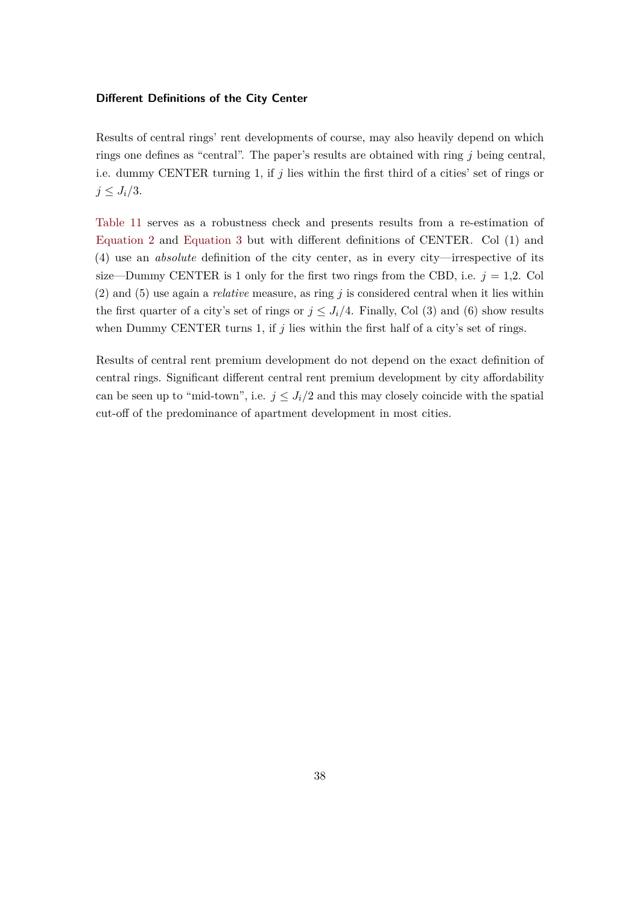**Different Definitions of the City Center**

Results of central rings' rent developments of course, may also heavily depend on which rings one defines as "central". The paper's results are obtained with ring $j$ being central, i.e. dummy CENTER turning 1, if $j$ lies within the first third of a cities' set of rings or $j \leq J_i/3$.

Table 11 serves as a robustness check and presents results from a re-estimation of Equation 2 and Equation 3 but with different definitions of CENTER. Col (1) and (4) use an *absolute* definition of the city center, as in every city—irrespective of its size—Dummy CENTER is 1 only for the first two rings from the CBD, i.e. $j$ = 1,2. Col (2) and (5) use again a *relative* measure, as ring $j$ is considered central when it lies within the first quarter of a city's set of rings or $j \leq J_i/4$. Finally, Col (3) and (6) show results when Dummy CENTER turns 1, if $j$ lies within the first half of a city's set of rings.

Results of central rent premium development do not depend on the exact definition of central rings. Significant different central rent premium development by city affordability can be seen up to "mid-town", i.e. $j \leq J_i/2$ and this may closely coincide with the spatial cut-off of the predominance of apartment development in most cities.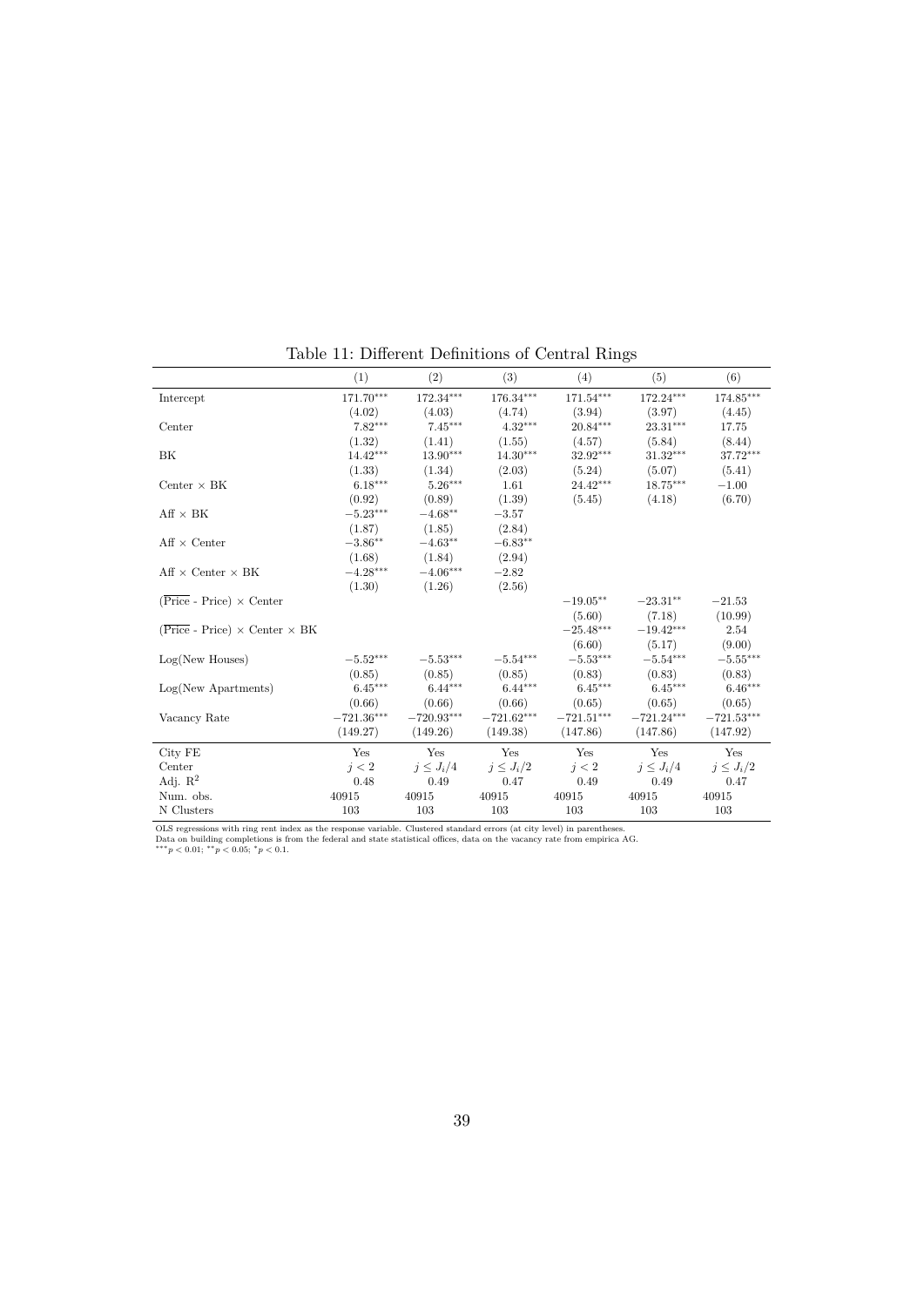Table 11: Different Definitions of Central Rings

| | (1) | (2) | (3) | (4) | (5) | (6) |
|---|---|---|---|---|---|---|
| Intercept | $171.70^{***}$ | $172.34^{***}$ | $176.34^{***}$ | $171.54^{***}$ | $172.24^{***}$ | $174.85^{***}$ |
| | (4.02) | (4.03) | (4.74) | (3.94) | (3.97) | (4.45) |
| Center | $7.82^{***}$ | $7.45^{***}$ | $4.32^{***}$ | $20.84^{***}$ | $23.31^{***}$ | 17.75 |
| | (1.32) | (1.41) | (1.55) | (4.57) | (5.84) | (8.44) |
| BK | $14.42^{***}$ | $13.90^{***}$ | $14.30^{***}$ | $32.92^{***}$ | $31.32^{***}$ | $37.72^{***}$ |
| | (1.33) | (1.34) | (2.03) | (5.24) | (5.07) | (5.41) |
| Center × BK | $6.18^{***}$ | $5.26^{***}$ | 1.61 | $24.42^{***}$ | $18.75^{***}$ | $-1.00$ |
| | (0.92) | (0.89) | (1.39) | (5.45) | (4.18) | (6.70) |
| Aff × BK | $-5.23^{***}$ | $-4.68^{**}$ | $-3.57$ | | | |
| | (1.87) | (1.85) | (2.84) | | | |
| Aff × Center | $-3.86^{**}$ | $-4.63^{**}$ | $-6.83^{**}$ | | | |
| | (1.68) | (1.84) | (2.94) | | | |
| Aff × Center × BK | $-4.28^{***}$ | $-4.06^{***}$ | $-2.82$ | | | |
| | (1.30) | (1.26) | (2.56) | | | |
| ($\overline{\text{Price}}$ - Price) × Center | | | | $-19.05^{**}$ | $-23.31^{**}$ | $-21.53$ |
| | | | | (5.60) | (7.18) | (10.99) |
| ($\overline{\text{Price}}$ - Price) × Center × BK | | | | $-25.48^{***}$ | $-19.42^{***}$ | 2.54 |
| | | | | (6.60) | (5.17) | (9.00) |
| Log(New Houses) | $-5.52^{***}$ | $-5.53^{***}$ | $-5.54^{***}$ | $-5.53^{***}$ | $-5.54^{***}$ | $-5.55^{***}$ |
| | (0.85) | (0.85) | (0.85) | (0.83) | (0.83) | (0.83) |
| Log(New Apartments) | $6.45^{***}$ | $6.44^{***}$ | $6.44^{***}$ | $6.45^{***}$ | $6.45^{***}$ | $6.46^{***}$ |
| | (0.66) | (0.66) | (0.66) | (0.65) | (0.65) | (0.65) |
| Vacancy Rate | $-721.36^{***}$ | $-720.93^{***}$ | $-721.62^{***}$ | $-721.51^{***}$ | $-721.24^{***}$ | $-721.53^{***}$ |
| | (149.27) | (149.26) | (149.38) | (147.86) | (147.86) | (147.92) |
| City FE | Yes | Yes | Yes | Yes | Yes | Yes |
| Center | $j < 2$ | $j \leq J_i/4$ | $j \leq J_i/2$ | $j < 2$ | $j \leq J_i/4$ | $j \leq J_i/2$ |
| Adj. $R^2$ | 0.48 | 0.49 | 0.47 | 0.49 | 0.49 | 0.47 |
| Num. obs. | 40915 | 40915 | 40915 | 40915 | 40915 | 40915 |
| N Clusters | 103 | 103 | 103 | 103 | 103 | 103 |

OLS regressions with ring rent index as the response variable. Clustered standard errors (at city level) in parentheses.
Data on building completions is from the federal and state statistical offices, data on the vacancy rate from empirica AG.
$^{***}p < 0.01$; $^{**}p < 0.05$; $^{*}p < 0.1$.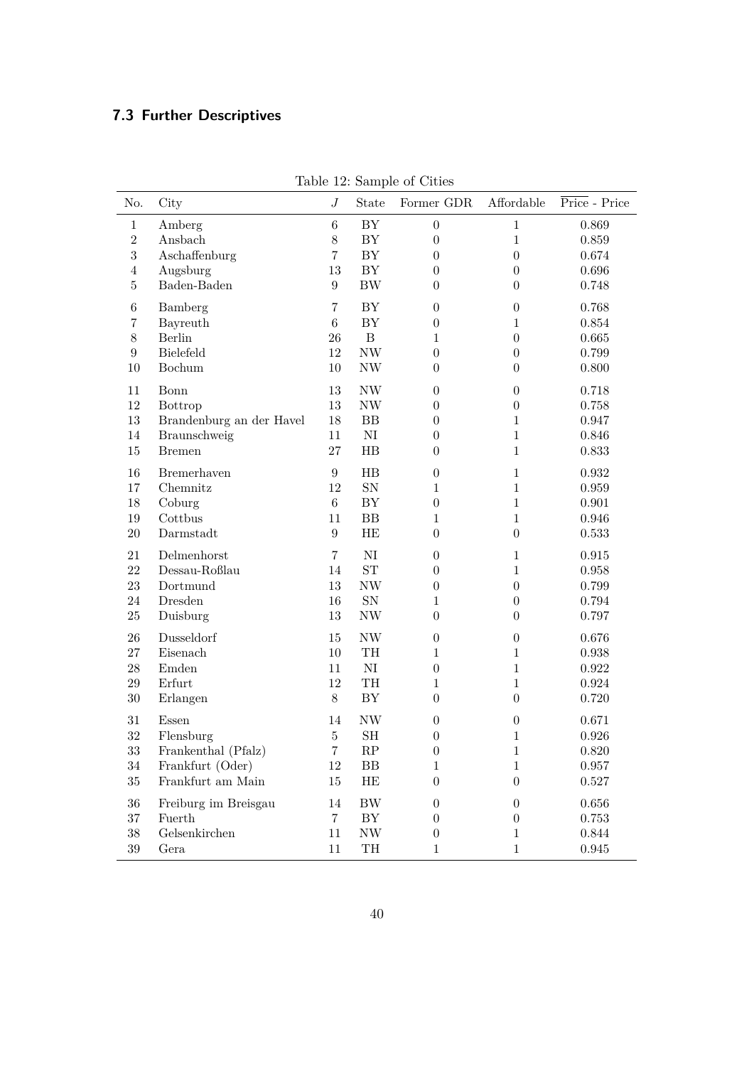## 7.3 Further Descriptives

Table 12: Sample of Cities

| No. | City | $J$ | State | Former GDR | Affordable | $\overline{\text{Price}}$ - Price |
|---|---|---|---|---|---|---|
| 1 | Amberg | 6 | BY | 0 | 1 | 0.869 |
| 2 | Ansbach | 8 | BY | 0 | 1 | 0.859 |
| 3 | Aschaffenburg | 7 | BY | 0 | 0 | 0.674 |
| 4 | Augsburg | 13 | BY | 0 | 0 | 0.696 |
| 5 | Baden-Baden | 9 | BW | 0 | 0 | 0.748 |
| 6 | Bamberg | 7 | BY | 0 | 0 | 0.768 |
| 7 | Bayreuth | 6 | BY | 0 | 1 | 0.854 |
| 8 | Berlin | 26 | B | 1 | 0 | 0.665 |
| 9 | Bielefeld | 12 | NW | 0 | 0 | 0.799 |
| 10 | Bochum | 10 | NW | 0 | 0 | 0.800 |
| 11 | Bonn | 13 | NW | 0 | 0 | 0.718 |
| 12 | Bottrop | 13 | NW | 0 | 0 | 0.758 |
| 13 | Brandenburg an der Havel | 18 | BB | 0 | 1 | 0.947 |
| 14 | Braunschweig | 11 | NI | 0 | 1 | 0.846 |
| 15 | Bremen | 27 | HB | 0 | 1 | 0.833 |
| 16 | Bremerhaven | 9 | HB | 0 | 1 | 0.932 |
| 17 | Chemnitz | 12 | SN | 1 | 1 | 0.959 |
| 18 | Coburg | 6 | BY | 0 | 1 | 0.901 |
| 19 | Cottbus | 11 | BB | 1 | 1 | 0.946 |
| 20 | Darmstadt | 9 | HE | 0 | 0 | 0.533 |
| 21 | Delmenhorst | 7 | NI | 0 | 1 | 0.915 |
| 22 | Dessau-Roßlau | 14 | ST | 0 | 1 | 0.958 |
| 23 | Dortmund | 13 | NW | 0 | 0 | 0.799 |
| 24 | Dresden | 16 | SN | 1 | 0 | 0.794 |
| 25 | Duisburg | 13 | NW | 0 | 0 | 0.797 |
| 26 | Dusseldorf | 15 | NW | 0 | 0 | 0.676 |
| 27 | Eisenach | 10 | TH | 1 | 1 | 0.938 |
| 28 | Emden | 11 | NI | 0 | 1 | 0.922 |
| 29 | Erfurt | 12 | TH | 1 | 1 | 0.924 |
| 30 | Erlangen | 8 | BY | 0 | 0 | 0.720 |
| 31 | Essen | 14 | NW | 0 | 0 | 0.671 |
| 32 | Flensburg | 5 | SH | 0 | 1 | 0.926 |
| 33 | Frankenthal (Pfalz) | 7 | RP | 0 | 1 | 0.820 |
| 34 | Frankfurt (Oder) | 12 | BB | 1 | 1 | 0.957 |
| 35 | Frankfurt am Main | 15 | HE | 0 | 0 | 0.527 |
| 36 | Freiburg im Breisgau | 14 | BW | 0 | 0 | 0.656 |
| 37 | Fuerth | 7 | BY | 0 | 0 | 0.753 |
| 38 | Gelsenkirchen | 11 | NW | 0 | 1 | 0.844 |
| 39 | Gera | 11 | TH | 1 | 1 | 0.945 |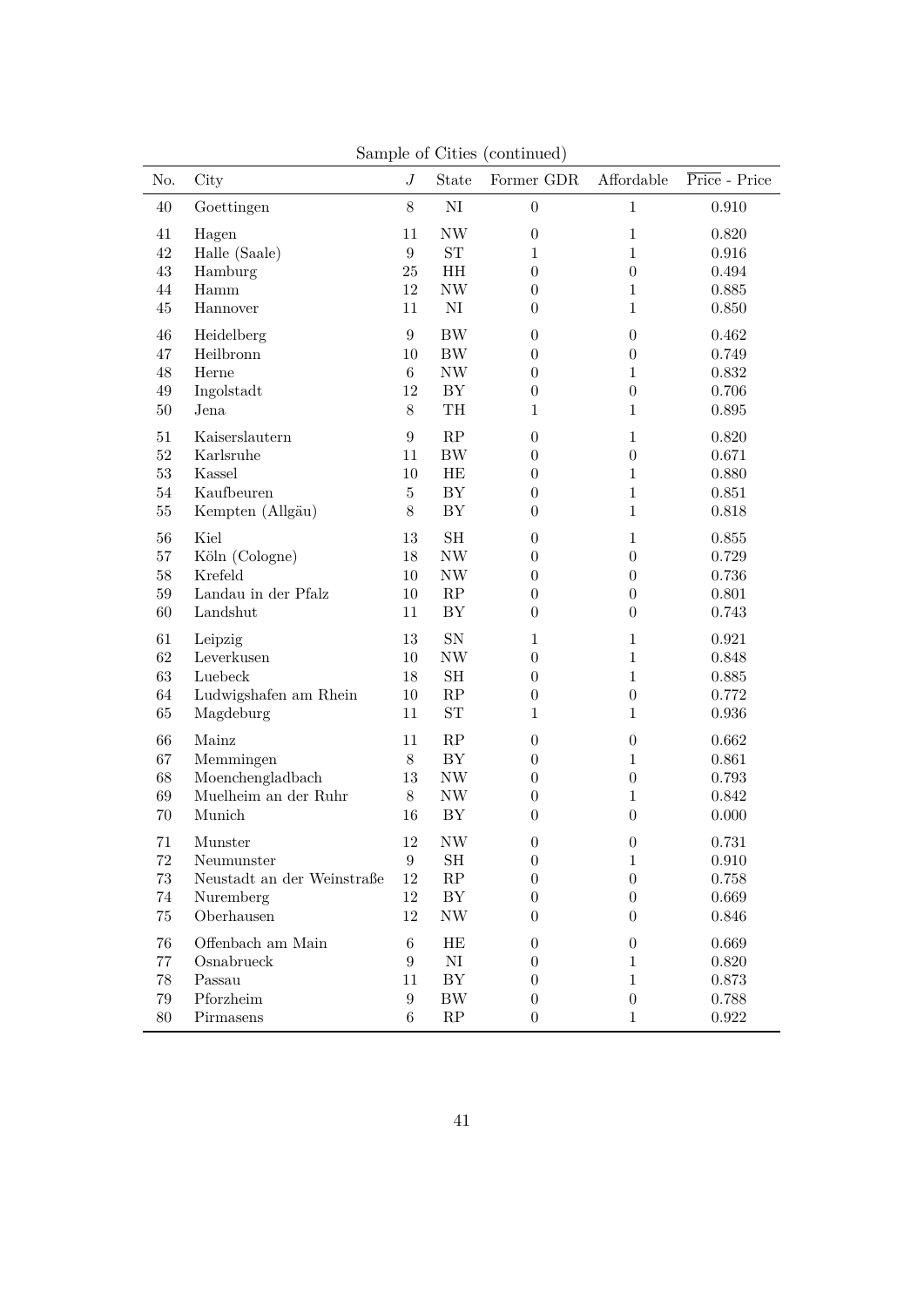Sample of Cities (continued)

| No. | City | $J$ | State | Former GDR | Affordable | $\overline{\text{Price}}$ - Price |
|---|---|---|---|---|---|---|
| 40 | Goettingen | 8 | NI | 0 | 1 | 0.910 |
| 41 | Hagen | 11 | NW | 0 | 1 | 0.820 |
| 42 | Halle (Saale) | 9 | ST | 1 | 1 | 0.916 |
| 43 | Hamburg | 25 | HH | 0 | 0 | 0.494 |
| 44 | Hamm | 12 | NW | 0 | 1 | 0.885 |
| 45 | Hannover | 11 | NI | 0 | 1 | 0.850 |
| 46 | Heidelberg | 9 | BW | 0 | 0 | 0.462 |
| 47 | Heilbronn | 10 | BW | 0 | 0 | 0.749 |
| 48 | Herne | 6 | NW | 0 | 1 | 0.832 |
| 49 | Ingolstadt | 12 | BY | 0 | 0 | 0.706 |
| 50 | Jena | 8 | TH | 1 | 1 | 0.895 |
| 51 | Kaiserslautern | 9 | RP | 0 | 1 | 0.820 |
| 52 | Karlsruhe | 11 | BW | 0 | 0 | 0.671 |
| 53 | Kassel | 10 | HE | 0 | 1 | 0.880 |
| 54 | Kaufbeuren | 5 | BY | 0 | 1 | 0.851 |
| 55 | Kempten (Allgäu) | 8 | BY | 0 | 1 | 0.818 |
| 56 | Kiel | 13 | SH | 0 | 1 | 0.855 |
| 57 | Köln (Cologne) | 18 | NW | 0 | 0 | 0.729 |
| 58 | Krefeld | 10 | NW | 0 | 0 | 0.736 |
| 59 | Landau in der Pfalz | 10 | RP | 0 | 0 | 0.801 |
| 60 | Landshut | 11 | BY | 0 | 0 | 0.743 |
| 61 | Leipzig | 13 | SN | 1 | 1 | 0.921 |
| 62 | Leverkusen | 10 | NW | 0 | 1 | 0.848 |
| 63 | Luebeck | 18 | SH | 0 | 1 | 0.885 |
| 64 | Ludwigshafen am Rhein | 10 | RP | 0 | 0 | 0.772 |
| 65 | Magdeburg | 11 | ST | 1 | 1 | 0.936 |
| 66 | Mainz | 11 | RP | 0 | 0 | 0.662 |
| 67 | Memmingen | 8 | BY | 0 | 1 | 0.861 |
| 68 | Moenchengladbach | 13 | NW | 0 | 0 | 0.793 |
| 69 | Muelheim an der Ruhr | 8 | NW | 0 | 1 | 0.842 |
| 70 | Munich | 16 | BY | 0 | 0 | 0.000 |
| 71 | Munster | 12 | NW | 0 | 0 | 0.731 |
| 72 | Neumunster | 9 | SH | 0 | 1 | 0.910 |
| 73 | Neustadt an der Weinstraße | 12 | RP | 0 | 0 | 0.758 |
| 74 | Nuremberg | 12 | BY | 0 | 0 | 0.669 |
| 75 | Oberhausen | 12 | NW | 0 | 0 | 0.846 |
| 76 | Offenbach am Main | 6 | HE | 0 | 0 | 0.669 |
| 77 | Osnabrueck | 9 | NI | 0 | 1 | 0.820 |
| 78 | Passau | 11 | BY | 0 | 1 | 0.873 |
| 79 | Pforzheim | 9 | BW | 0 | 0 | 0.788 |
| 80 | Pirmasens | 6 | RP | 0 | 1 | 0.922 |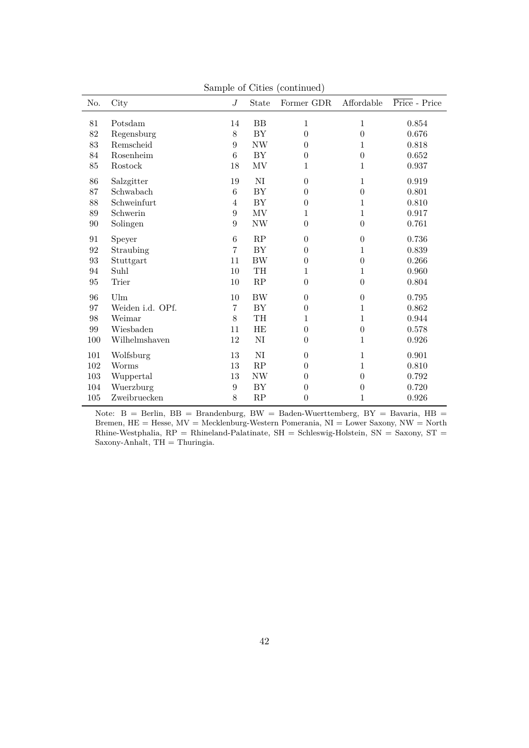Sample of Cities (continued)

| No. | City | $J$ | State | Former GDR | Affordable | $\overline{\text{Price}}$ - Price |
|---|---|---|---|---|---|---|
| 81 | Potsdam | 14 | BB | 1 | 1 | 0.854 |
| 82 | Regensburg | 8 | BY | 0 | 0 | 0.676 |
| 83 | Remscheid | 9 | NW | 0 | 1 | 0.818 |
| 84 | Rosenheim | 6 | BY | 0 | 0 | 0.652 |
| 85 | Rostock | 18 | MV | 1 | 1 | 0.937 |
| 86 | Salzgitter | 19 | NI | 0 | 1 | 0.919 |
| 87 | Schwabach | 6 | BY | 0 | 0 | 0.801 |
| 88 | Schweinfurt | 4 | BY | 0 | 1 | 0.810 |
| 89 | Schwerin | 9 | MV | 1 | 1 | 0.917 |
| 90 | Solingen | 9 | NW | 0 | 0 | 0.761 |
| 91 | Speyer | 6 | RP | 0 | 0 | 0.736 |
| 92 | Straubing | 7 | BY | 0 | 1 | 0.839 |
| 93 | Stuttgart | 11 | BW | 0 | 0 | 0.266 |
| 94 | Suhl | 10 | TH | 1 | 1 | 0.960 |
| 95 | Trier | 10 | RP | 0 | 0 | 0.804 |
| 96 | Ulm | 10 | BW | 0 | 0 | 0.795 |
| 97 | Weiden i.d. OPf. | 7 | BY | 0 | 1 | 0.862 |
| 98 | Weimar | 8 | TH | 1 | 1 | 0.944 |
| 99 | Wiesbaden | 11 | HE | 0 | 0 | 0.578 |
| 100 | Wilhelmshaven | 12 | NI | 0 | 1 | 0.926 |
| 101 | Wolfsburg | 13 | NI | 0 | 1 | 0.901 |
| 102 | Worms | 13 | RP | 0 | 1 | 0.810 |
| 103 | Wuppertal | 13 | NW | 0 | 0 | 0.792 |
| 104 | Wuerzburg | 9 | BY | 0 | 0 | 0.720 |
| 105 | Zweibruecken | 8 | RP | 0 | 1 | 0.926 |

Note: B = Berlin, BB = Brandenburg, BW = Baden-Wuerttemberg, BY = Bavaria, HB = Bremen, HE = Hesse, MV = Mecklenburg-Western Pomerania, NI = Lower Saxony, NW = North Rhine-Westphalia, RP = Rhineland-Palatinate, SH = Schleswig-Holstein, SN = Saxony, ST = Saxony-Anhalt, TH = Thuringia.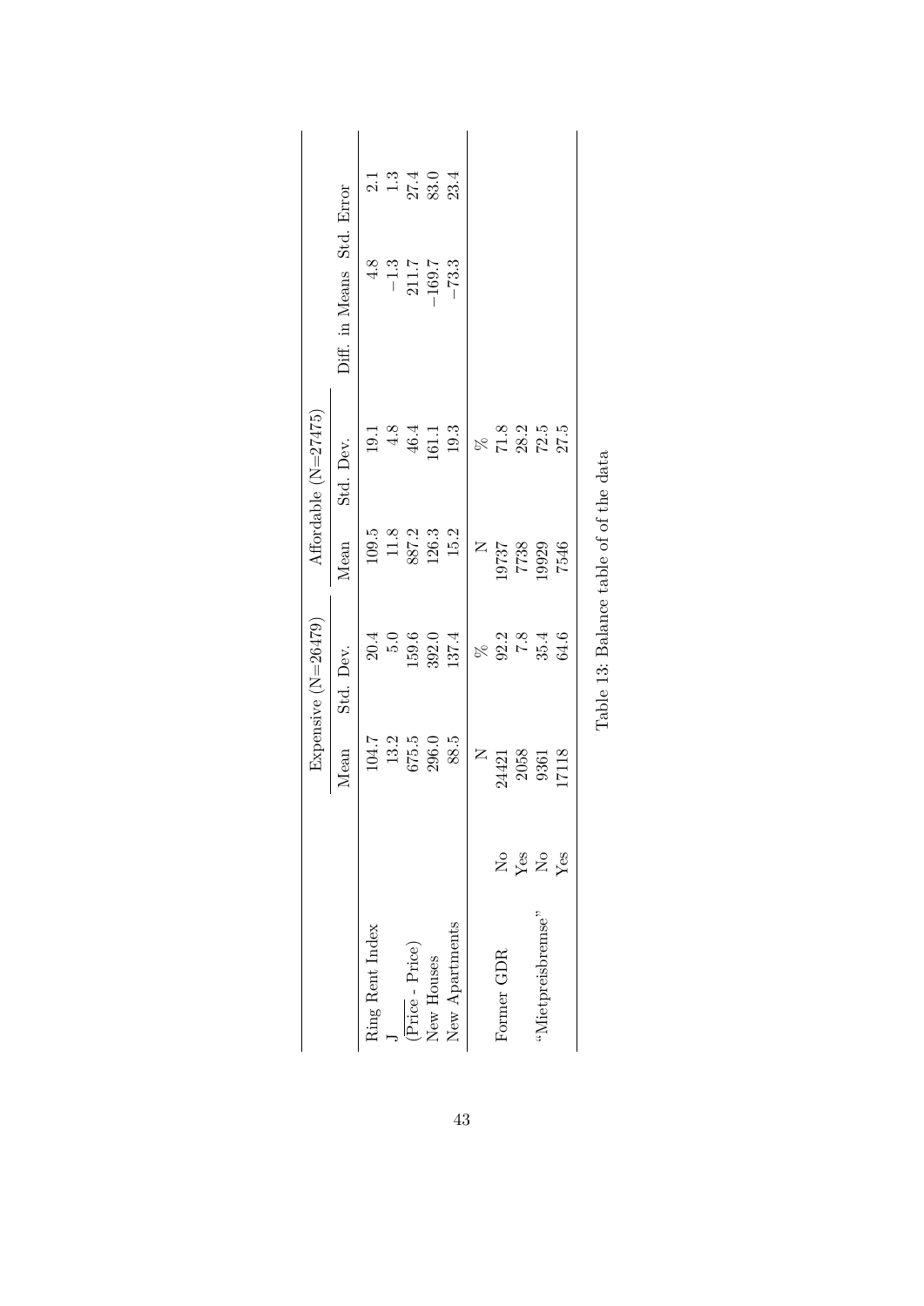| | | Expensive (N=26479) | | Affordable (N=27475) | | | |
|---|---|---|---|---|---|---|---|
| | | Mean | Std. Dev. | Mean | Std. Dev. | Diff. in Means | Std. Error |
| Ring Rent Index | | 104.7 | 20.4 | 109.5 | 19.1 | 4.8 | 2.1 |
| J | | 13.2 | 5.0 | 11.8 | 4.8 | −1.3 | 1.3 |
| $\overline{\text{Price}}$ - Price) | | 675.5 | 159.6 | 887.2 | 46.4 | 211.7 | 27.4 |
| New Houses | | 296.0 | 392.0 | 126.3 | 161.1 | −169.7 | 83.0 |
| New Apartments | | 88.5 | 137.4 | 15.2 | 19.3 | −73.3 | 23.4 |
| | | N | % | N | % | | |
| Former GDR | No | 24421 | 92.2 | 19737 | 71.8 | | |
| | Yes | 2058 | 7.8 | 7738 | 28.2 | | |
| "Mietpreisbremse" | No | 9361 | 35.4 | 19929 | 72.5 | | |
| | Yes | 17118 | 64.6 | 7546 | 27.5 | | |

Table 13: Balance table of of the data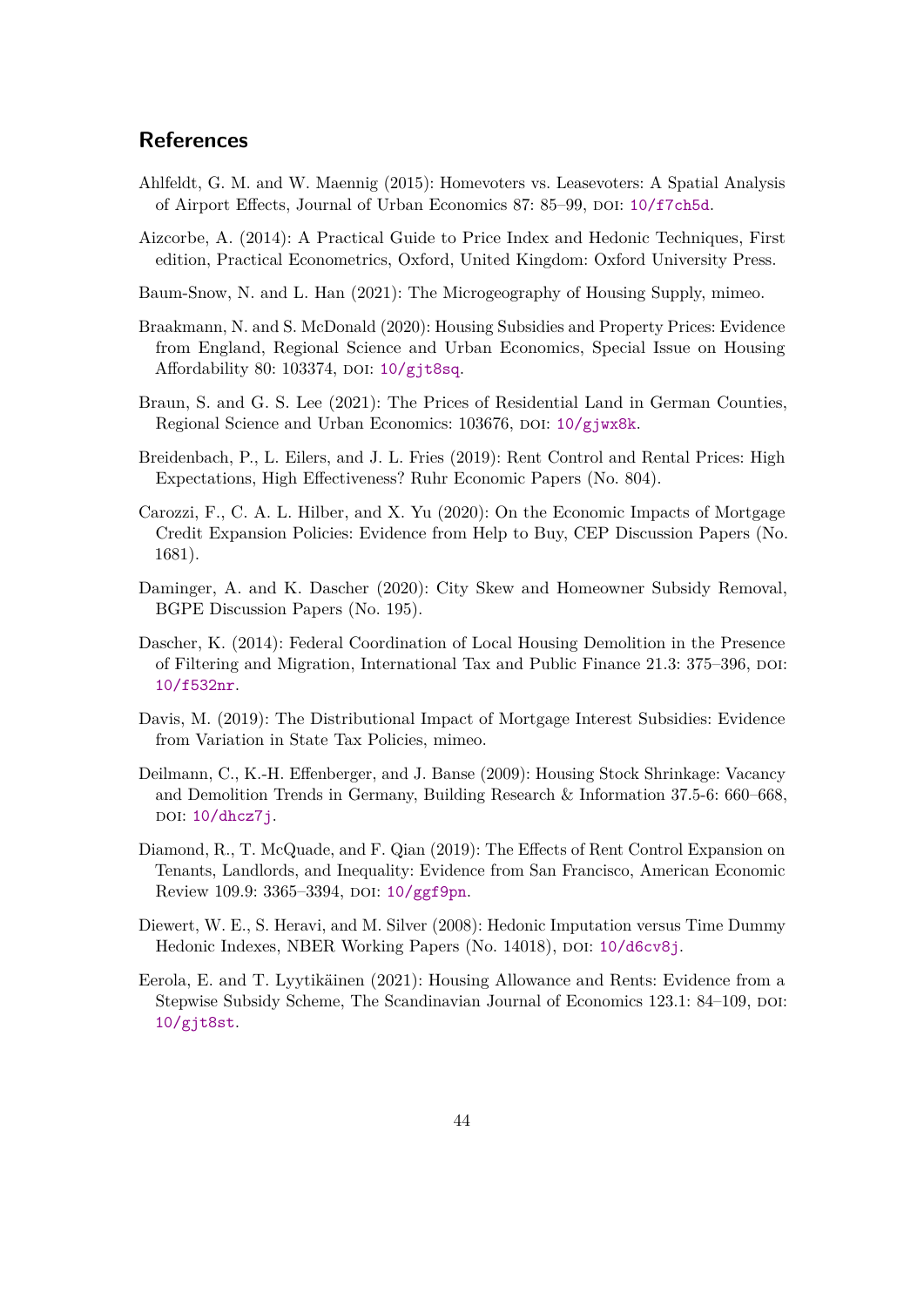## References

Ahlfeldt, G. M. and W. Maennig (2015): Homevoters vs. Leasevoters: A Spatial Analysis of Airport Effects, Journal of Urban Economics 87: 85–99, DOI: 10/f7ch5d.

Aizcorbe, A. (2014): A Practical Guide to Price Index and Hedonic Techniques, First edition, Practical Econometrics, Oxford, United Kingdom: Oxford University Press.

Baum-Snow, N. and L. Han (2021): The Microgeography of Housing Supply, mimeo.

Braakmann, N. and S. McDonald (2020): Housing Subsidies and Property Prices: Evidence from England, Regional Science and Urban Economics, Special Issue on Housing Affordability 80: 103374, DOI: 10/gjt8sq.

Braun, S. and G. S. Lee (2021): The Prices of Residential Land in German Counties, Regional Science and Urban Economics: 103676, DOI: 10/gjwx8k.

Breidenbach, P., L. Eilers, and J. L. Fries (2019): Rent Control and Rental Prices: High Expectations, High Effectiveness? Ruhr Economic Papers (No. 804).

Carozzi, F., C. A. L. Hilber, and X. Yu (2020): On the Economic Impacts of Mortgage Credit Expansion Policies: Evidence from Help to Buy, CEP Discussion Papers (No. 1681).

Daminger, A. and K. Dascher (2020): City Skew and Homeowner Subsidy Removal, BGPE Discussion Papers (No. 195).

Dascher, K. (2014): Federal Coordination of Local Housing Demolition in the Presence of Filtering and Migration, International Tax and Public Finance 21.3: 375–396, DOI: 10/f532nr.

Davis, M. (2019): The Distributional Impact of Mortgage Interest Subsidies: Evidence from Variation in State Tax Policies, mimeo.

Deilmann, C., K.-H. Effenberger, and J. Banse (2009): Housing Stock Shrinkage: Vacancy and Demolition Trends in Germany, Building Research & Information 37.5-6: 660–668, DOI: 10/dhcz7j.

Diamond, R., T. McQuade, and F. Qian (2019): The Effects of Rent Control Expansion on Tenants, Landlords, and Inequality: Evidence from San Francisco, American Economic Review 109.9: 3365–3394, DOI: 10/ggf9pn.

Diewert, W. E., S. Heravi, and M. Silver (2008): Hedonic Imputation versus Time Dummy Hedonic Indexes, NBER Working Papers (No. 14018), DOI: 10/d6cv8j.

Eerola, E. and T. Lyytikäinen (2021): Housing Allowance and Rents: Evidence from a Stepwise Subsidy Scheme, The Scandinavian Journal of Economics 123.1: 84–109, DOI: 10/gjt8st.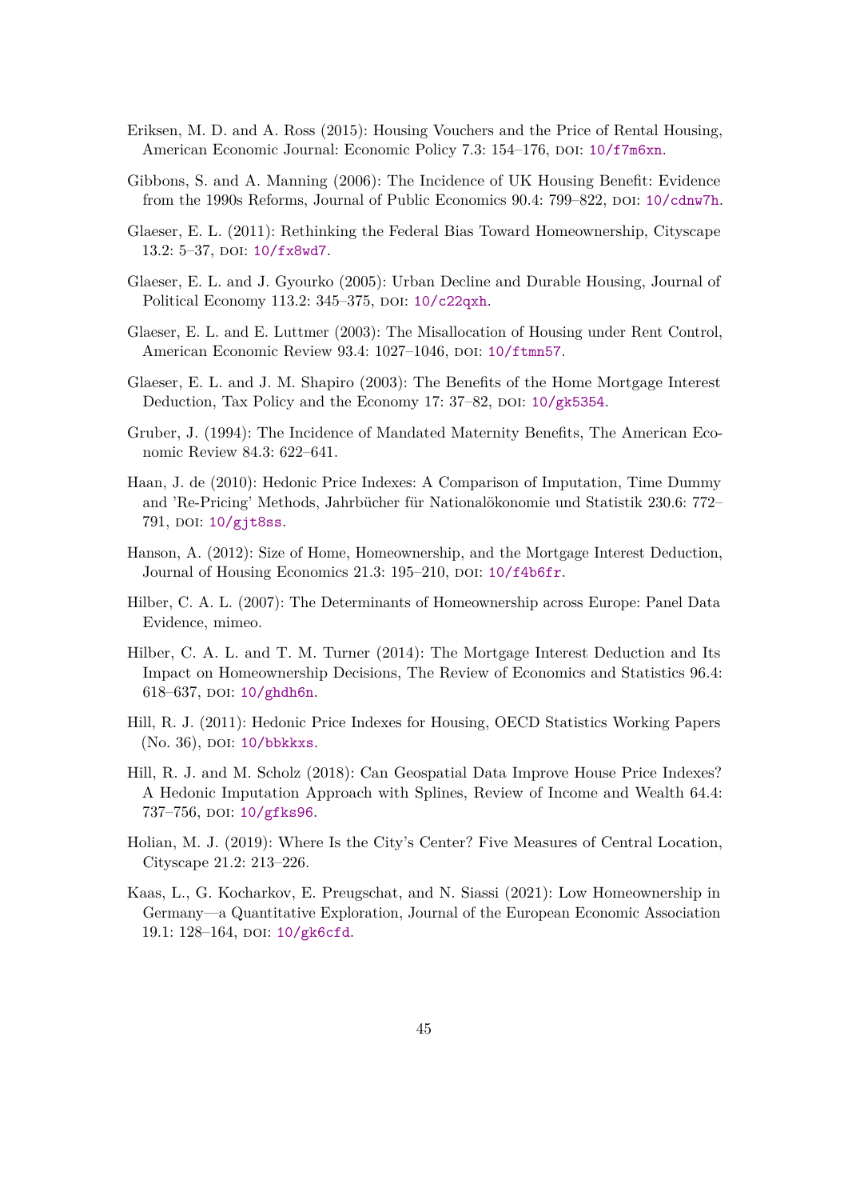Eriksen, M. D. and A. Ross (2015): Housing Vouchers and the Price of Rental Housing, American Economic Journal: Economic Policy 7.3: 154–176, DOI: 10/f7m6xn.

Gibbons, S. and A. Manning (2006): The Incidence of UK Housing Benefit: Evidence from the 1990s Reforms, Journal of Public Economics 90.4: 799–822, DOI: 10/cdnw7h.

Glaeser, E. L. (2011): Rethinking the Federal Bias Toward Homeownership, Cityscape 13.2: 5–37, DOI: 10/fx8wd7.

Glaeser, E. L. and J. Gyourko (2005): Urban Decline and Durable Housing, Journal of Political Economy 113.2: 345–375, DOI: 10/c22qxh.

Glaeser, E. L. and E. Luttmer (2003): The Misallocation of Housing under Rent Control, American Economic Review 93.4: 1027–1046, DOI: 10/ftmn57.

Glaeser, E. L. and J. M. Shapiro (2003): The Benefits of the Home Mortgage Interest Deduction, Tax Policy and the Economy 17: 37–82, DOI: 10/gk5354.

Gruber, J. (1994): The Incidence of Mandated Maternity Benefits, The American Economic Review 84.3: 622–641.

Haan, J. de (2010): Hedonic Price Indexes: A Comparison of Imputation, Time Dummy and 'Re-Pricing' Methods, Jahrbücher für Nationalökonomie und Statistik 230.6: 772–791, DOI: 10/gjt8ss.

Hanson, A. (2012): Size of Home, Homeownership, and the Mortgage Interest Deduction, Journal of Housing Economics 21.3: 195–210, DOI: 10/f4b6fr.

Hilber, C. A. L. (2007): The Determinants of Homeownership across Europe: Panel Data Evidence, mimeo.

Hilber, C. A. L. and T. M. Turner (2014): The Mortgage Interest Deduction and Its Impact on Homeownership Decisions, The Review of Economics and Statistics 96.4: 618–637, DOI: 10/ghdh6n.

Hill, R. J. (2011): Hedonic Price Indexes for Housing, OECD Statistics Working Papers (No. 36), DOI: 10/bbkkxs.

Hill, R. J. and M. Scholz (2018): Can Geospatial Data Improve House Price Indexes? A Hedonic Imputation Approach with Splines, Review of Income and Wealth 64.4: 737–756, DOI: 10/gfks96.

Holian, M. J. (2019): Where Is the City's Center? Five Measures of Central Location, Cityscape 21.2: 213–226.

Kaas, L., G. Kocharkov, E. Preugschat, and N. Siassi (2021): Low Homeownership in Germany—a Quantitative Exploration, Journal of the European Economic Association 19.1: 128–164, DOI: 10/gk6cfd.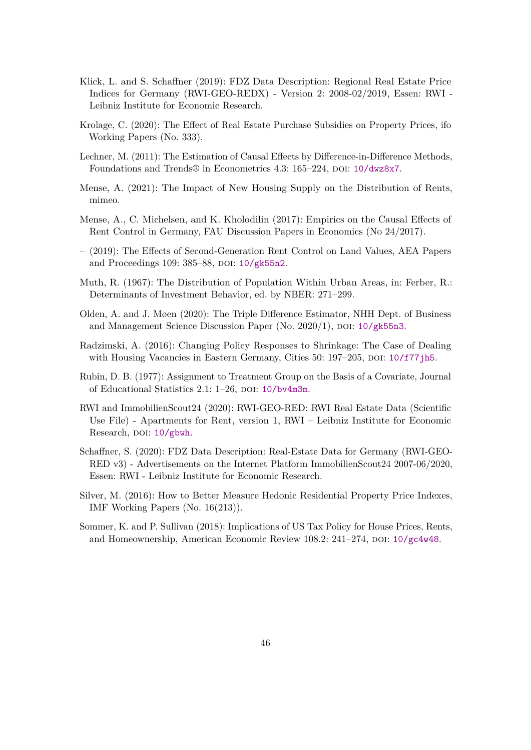Klick, L. and S. Schaffner (2019): FDZ Data Description: Regional Real Estate Price Indices for Germany (RWI-GEO-REDX) - Version 2: 2008-02/2019, Essen: RWI - Leibniz Institute for Economic Research.

Krolage, C. (2020): The Effect of Real Estate Purchase Subsidies on Property Prices, ifo Working Papers (No. 333).

Lechner, M. (2011): The Estimation of Causal Effects by Difference-in-Difference Methods, Foundations and Trends® in Econometrics 4.3: 165–224, DOI: 10/dwz8x7.

Mense, A. (2021): The Impact of New Housing Supply on the Distribution of Rents, mimeo.

Mense, A., C. Michelsen, and K. Kholodilin (2017): Empirics on the Causal Effects of Rent Control in Germany, FAU Discussion Papers in Economics (No 24/2017).

– (2019): The Effects of Second-Generation Rent Control on Land Values, AEA Papers and Proceedings 109: 385–88, DOI: 10/gk55n2.

Muth, R. (1967): The Distribution of Population Within Urban Areas, in: Ferber, R.: Determinants of Investment Behavior, ed. by NBER: 271–299.

Olden, A. and J. Møen (2020): The Triple Difference Estimator, NHH Dept. of Business and Management Science Discussion Paper (No. 2020/1), DOI: 10/gk55n3.

Radzimski, A. (2016): Changing Policy Responses to Shrinkage: The Case of Dealing with Housing Vacancies in Eastern Germany, Cities 50: 197–205, DOI: 10/f77jh5.

Rubin, D. B. (1977): Assignment to Treatment Group on the Basis of a Covariate, Journal of Educational Statistics 2.1: 1–26, DOI: 10/bv4m3m.

RWI and ImmobilienScout24 (2020): RWI-GEO-RED: RWI Real Estate Data (Scientific Use File) - Apartments for Rent, version 1, RWI – Leibniz Institute for Economic Research, DOI: 10/gbwh.

Schaffner, S. (2020): FDZ Data Description: Real-Estate Data for Germany (RWI-GEO-RED v3) - Advertisements on the Internet Platform ImmobilienScout24 2007-06/2020, Essen: RWI - Leibniz Institute for Economic Research.

Silver, M. (2016): How to Better Measure Hedonic Residential Property Price Indexes, IMF Working Papers (No. 16(213)).

Sommer, K. and P. Sullivan (2018): Implications of US Tax Policy for House Prices, Rents, and Homeownership, American Economic Review 108.2: 241–274, DOI: 10/gc4w48.